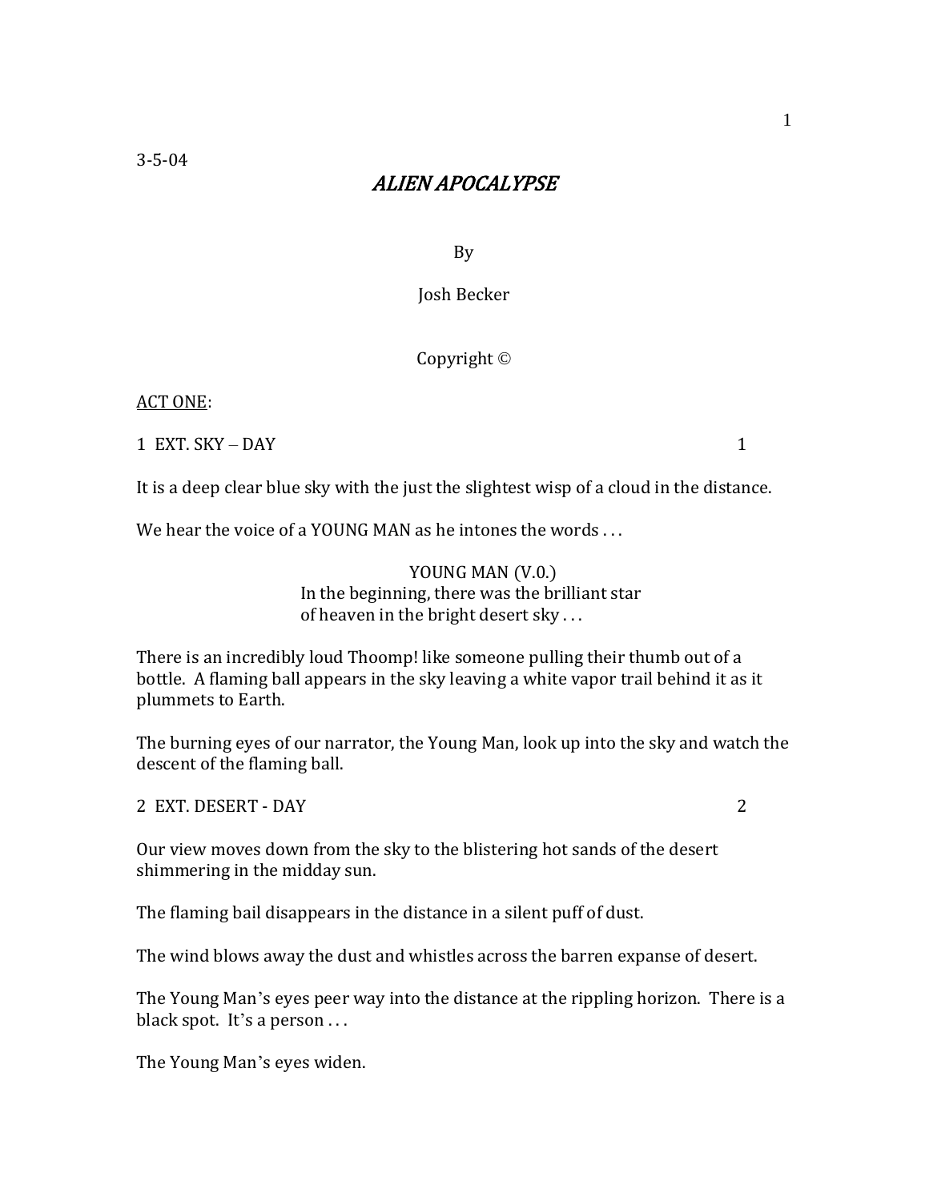3-5-04

# *ALIEN APOCALYPSE*

By

Josh Becker

Copyright ©

<u>ACT ONE</u>:

1 EXT. SKY – DAY 1

It is a deep clear blue sky with the just the slightest wisp of a cloud in the distance.

We hear the voice of a YOUNG MAN as he intones the words . . .

YOUNG MAN (V.0.)
In the beginning, there was the brilliant star of heaven in the bright desert sky . . .

There is an incredibly loud Thoomp! like someone pulling their thumb out of a bottle. A flaming ball appears in the sky leaving a white vapor trail behind it as it plummets to Earth.

The burning eyes of our narrator, the Young Man, look up into the sky and watch the descent of the flaming ball.

2 EXT. DESERT - DAY 2

Our view moves down from the sky to the blistering hot sands of the desert shimmering in the midday sun.

The flaming bail disappears in the distance in a silent puff of dust.

The wind blows away the dust and whistles across the barren expanse of desert.

The Young Man's eyes peer way into the distance at the rippling horizon. There is a black spot. It's a person . . .

The Young Man's eyes widen.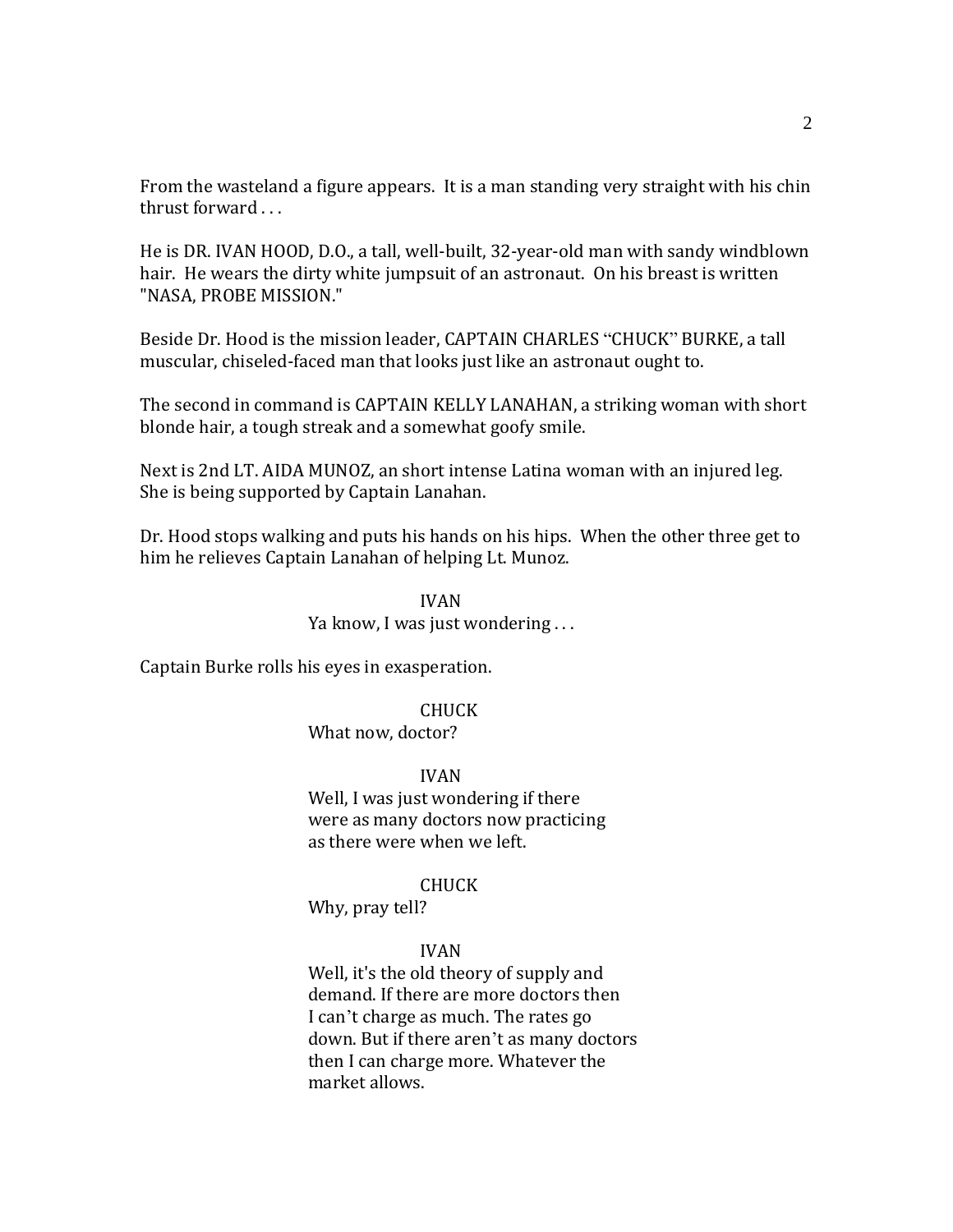From the wasteland a figure appears. It is a man standing very straight with his chin thrust forward . . .

He is DR. IVAN HOOD, D.O., a tall, well-built, 32-year-old man with sandy windblown hair. He wears the dirty white jumpsuit of an astronaut. On his breast is written "NASA, PROBE MISSION."

Beside Dr. Hood is the mission leader, CAPTAIN CHARLES "CHUCK" BURKE, a tall muscular, chiseled-faced man that looks just like an astronaut ought to.

The second in command is CAPTAIN KELLY LANAHAN, a striking woman with short blonde hair, a tough streak and a somewhat goofy smile.

Next is 2nd LT. AIDA MUNOZ, an short intense Latina woman with an injured leg. She is being supported by Captain Lanahan.

Dr. Hood stops walking and puts his hands on his hips. When the other three get to him he relieves Captain Lanahan of helping Lt. Munoz.

IVAN
Ya know, I was just wondering . . .

Captain Burke rolls his eyes in exasperation.

CHUCK
What now, doctor?

IVAN
Well, I was just wondering if there were as many doctors now practicing as there were when we left.

CHUCK
Why, pray tell?

IVAN
Well, it's the old theory of supply and demand. If there are more doctors then I can't charge as much. The rates go down. But if there aren't as many doctors then I can charge more. Whatever the market allows.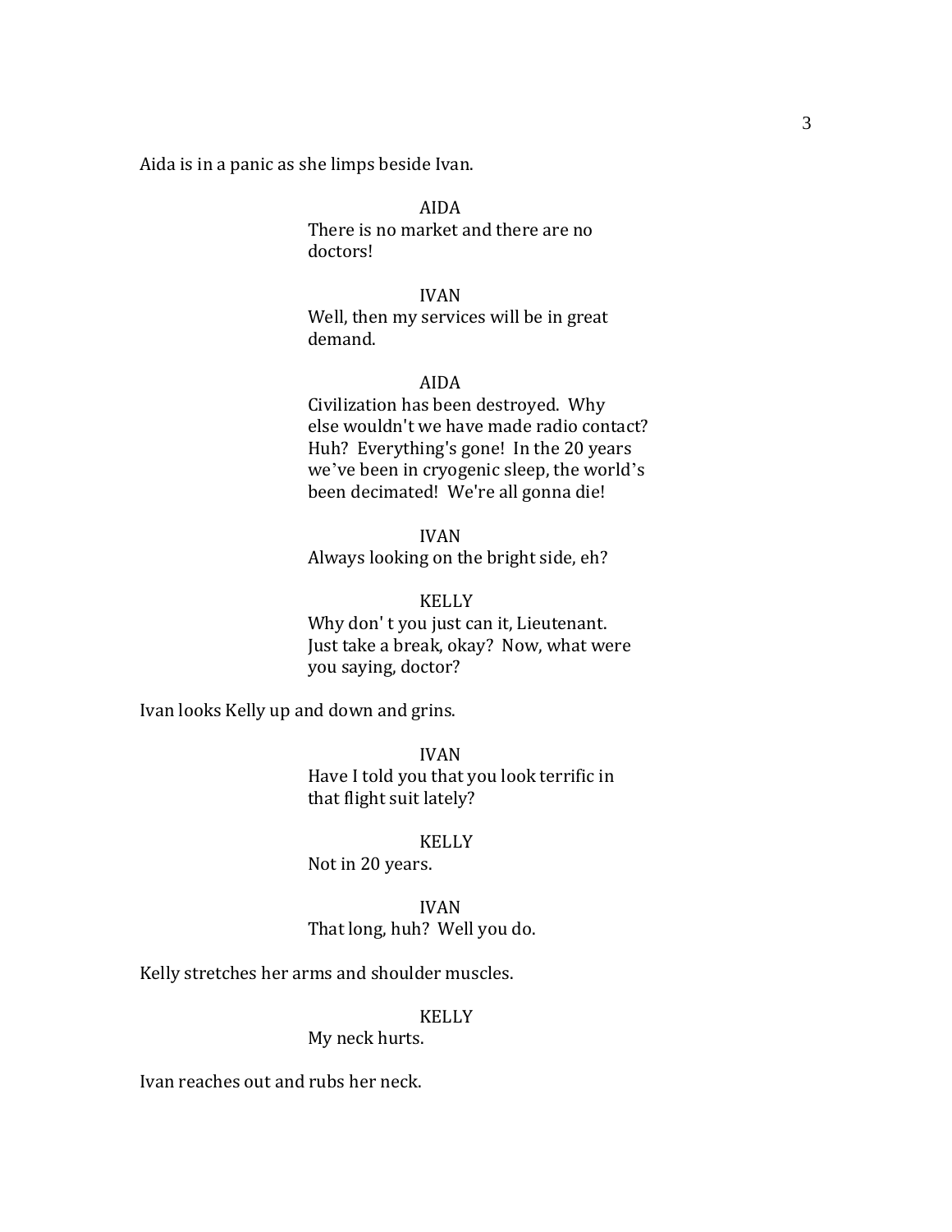Aida is in a panic as she limps beside Ivan.

AIDA
There is no market and there are no doctors!

IVAN
Well, then my services will be in great demand.

AIDA
Civilization has been destroyed. Why else wouldn't we have made radio contact? Huh? Everything's gone! In the 20 years we've been in cryogenic sleep, the world's been decimated! We're all gonna die!

IVAN
Always looking on the bright side, eh?

KELLY
Why don' t you just can it, Lieutenant. Just take a break, okay? Now, what were you saying, doctor?

Ivan looks Kelly up and down and grins.

IVAN
Have I told you that you look terrific in that flight suit lately?

KELLY
Not in 20 years.

IVAN
That long, huh? Well you do.

Kelly stretches her arms and shoulder muscles.

KELLY
My neck hurts.

Ivan reaches out and rubs her neck.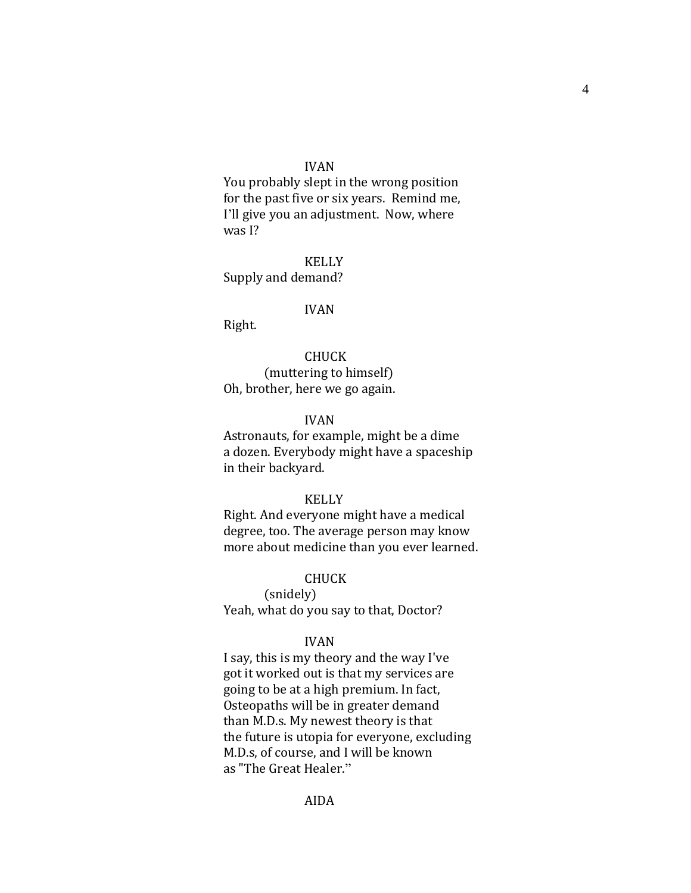IVAN

You probably slept in the wrong position for the past five or six years.  Remind me, I'll give you an adjustment.  Now, where was I?

KELLY

Supply and demand?

IVAN

Right.

CHUCK

(muttering to himself)

Oh, brother, here we go again.

IVAN

Astronauts, for example, might be a dime a dozen. Everybody might have a spaceship in their backyard.

KELLY

Right. And everyone might have a medical degree, too. The average person may know more about medicine than you ever learned.

CHUCK

(snidely)

Yeah, what do you say to that, Doctor?

IVAN

I say, this is my theory and the way I've got it worked out is that my services are going to be at a high premium. In fact, Osteopaths will be in greater demand than M.D.s. My newest theory is that the future is utopia for everyone, excluding M.D.s, of course, and I will be known as "The Great Healer.''

AIDA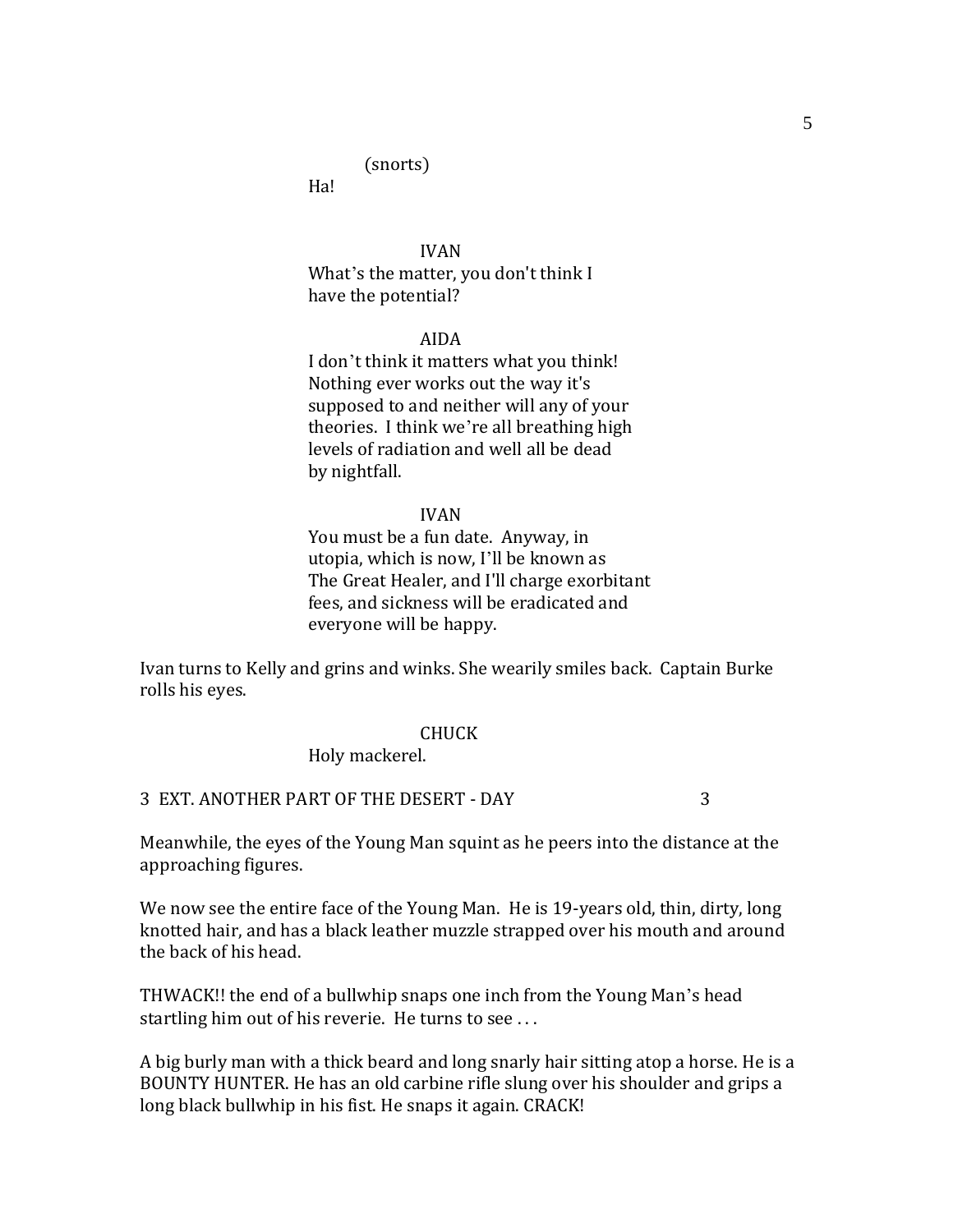(snorts)
Ha!

IVAN
What's the matter, you don't think I have the potential?

AIDA
I don't think it matters what you think! Nothing ever works out the way it's supposed to and neither will any of your theories. I think we're all breathing high levels of radiation and well all be dead by nightfall.

IVAN
You must be a fun date. Anyway, in utopia, which is now, I'll be known as The Great Healer, and I'll charge exorbitant fees, and sickness will be eradicated and everyone will be happy.

Ivan turns to Kelly and grins and winks. She wearily smiles back. Captain Burke rolls his eyes.

CHUCK
Holy mackerel.

3 EXT. ANOTHER PART OF THE DESERT - DAY 3

Meanwhile, the eyes of the Young Man squint as he peers into the distance at the approaching figures.

We now see the entire face of the Young Man. He is 19-years old, thin, dirty, long knotted hair, and has a black leather muzzle strapped over his mouth and around the back of his head.

THWACK!! the end of a bullwhip snaps one inch from the Young Man's head startling him out of his reverie. He turns to see . . .

A big burly man with a thick beard and long snarly hair sitting atop a horse. He is a BOUNTY HUNTER. He has an old carbine rifle slung over his shoulder and grips a long black bullwhip in his fist. He snaps it again. CRACK!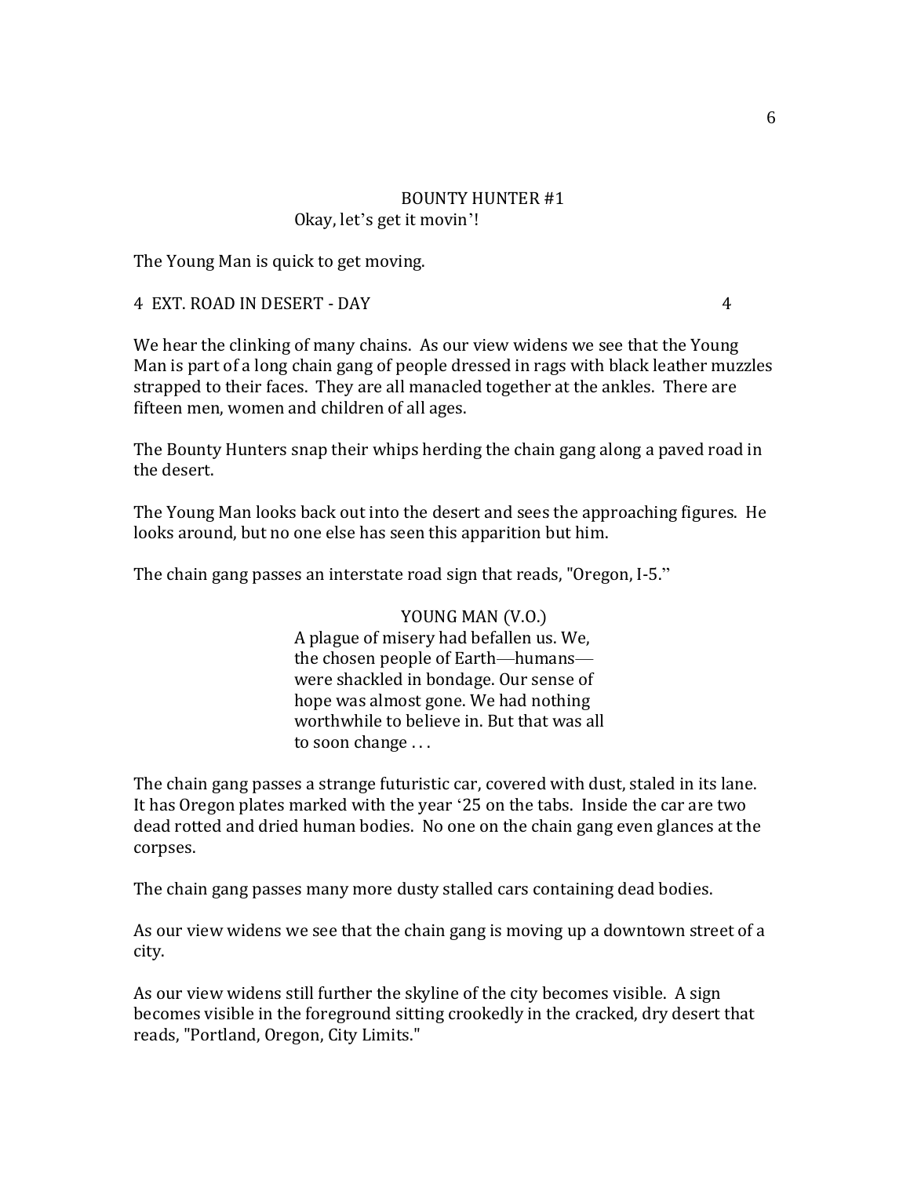BOUNTY HUNTER #1
Okay, let's get it movin'!

The Young Man is quick to get moving.

4 EXT. ROAD IN DESERT - DAY 4

We hear the clinking of many chains. As our view widens we see that the Young Man is part of a long chain gang of people dressed in rags with black leather muzzles strapped to their faces. They are all manacled together at the ankles. There are fifteen men, women and children of all ages.

The Bounty Hunters snap their whips herding the chain gang along a paved road in the desert.

The Young Man looks back out into the desert and sees the approaching figures. He looks around, but no one else has seen this apparition but him.

The chain gang passes an interstate road sign that reads, "Oregon, I-5."

YOUNG MAN (V.O.)
A plague of misery had befallen us. We, the chosen people of Earth—humans—were shackled in bondage. Our sense of hope was almost gone. We had nothing worthwhile to believe in. But that was all to soon change . . .

The chain gang passes a strange futuristic car, covered with dust, staled in its lane. It has Oregon plates marked with the year '25 on the tabs. Inside the car are two dead rotted and dried human bodies. No one on the chain gang even glances at the corpses.

The chain gang passes many more dusty stalled cars containing dead bodies.

As our view widens we see that the chain gang is moving up a downtown street of a city.

As our view widens still further the skyline of the city becomes visible. A sign becomes visible in the foreground sitting crookedly in the cracked, dry desert that reads, "Portland, Oregon, City Limits."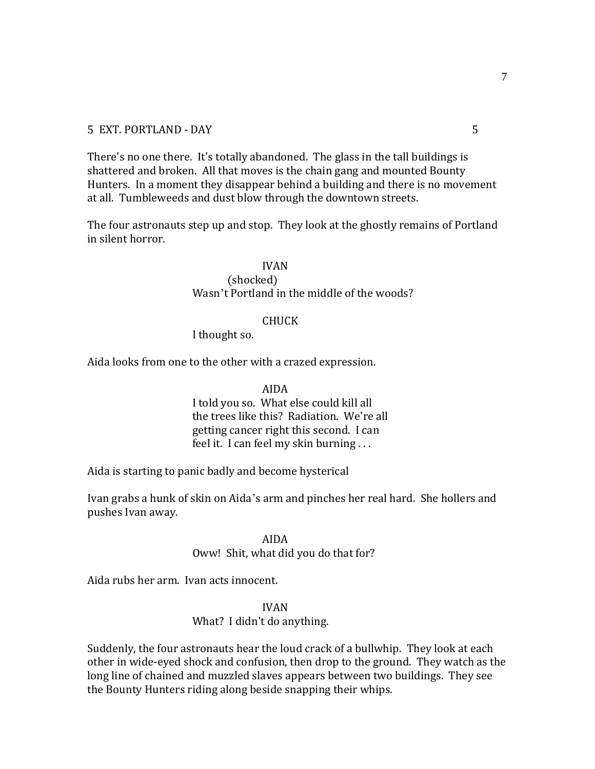5 EXT. PORTLAND - DAY 5

There's no one there. It's totally abandoned. The glass in the tall buildings is shattered and broken. All that moves is the chain gang and mounted Bounty Hunters. In a moment they disappear behind a building and there is no movement at all. Tumbleweeds and dust blow through the downtown streets.

The four astronauts step up and stop. They look at the ghostly remains of Portland in silent horror.

IVAN
(shocked)
Wasn't Portland in the middle of the woods?

CHUCK
I thought so.

Aida looks from one to the other with a crazed expression.

AIDA
I told you so. What else could kill all the trees like this? Radiation. We're all getting cancer right this second. I can feel it. I can feel my skin burning . . .

Aida is starting to panic badly and become hysterical

Ivan grabs a hunk of skin on Aida's arm and pinches her real hard. She hollers and pushes Ivan away.

AIDA
Oww! Shit, what did you do that for?

Aida rubs her arm. Ivan acts innocent.

IVAN
What? I didn't do anything.

Suddenly, the four astronauts hear the loud crack of a bullwhip. They look at each other in wide-eyed shock and confusion, then drop to the ground. They watch as the long line of chained and muzzled slaves appears between two buildings. They see the Bounty Hunters riding along beside snapping their whips.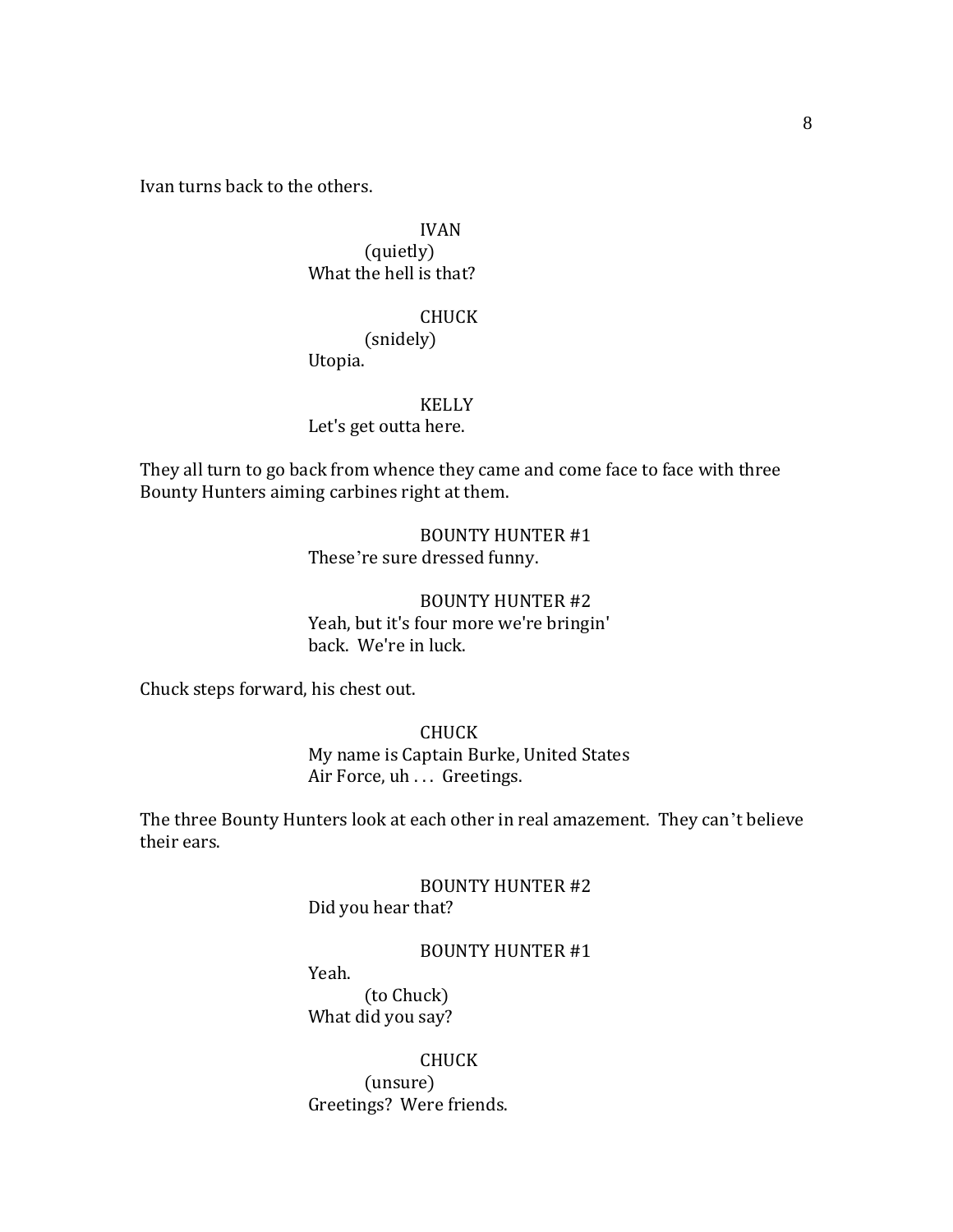Ivan turns back to the others.

IVAN
(quietly)
What the hell is that?

CHUCK
(snidely)
Utopia.

KELLY
Let's get outta here.

They all turn to go back from whence they came and come face to face with three Bounty Hunters aiming carbines right at them.

BOUNTY HUNTER #1
These're sure dressed funny.

BOUNTY HUNTER #2
Yeah, but it's four more we're bringin' back. We're in luck.

Chuck steps forward, his chest out.

CHUCK
My name is Captain Burke, United States Air Force, uh . . . Greetings.

The three Bounty Hunters look at each other in real amazement. They can't believe their ears.

BOUNTY HUNTER #2
Did you hear that?

BOUNTY HUNTER #1
Yeah.
(to Chuck)
What did you say?

CHUCK
(unsure)
Greetings? Were friends.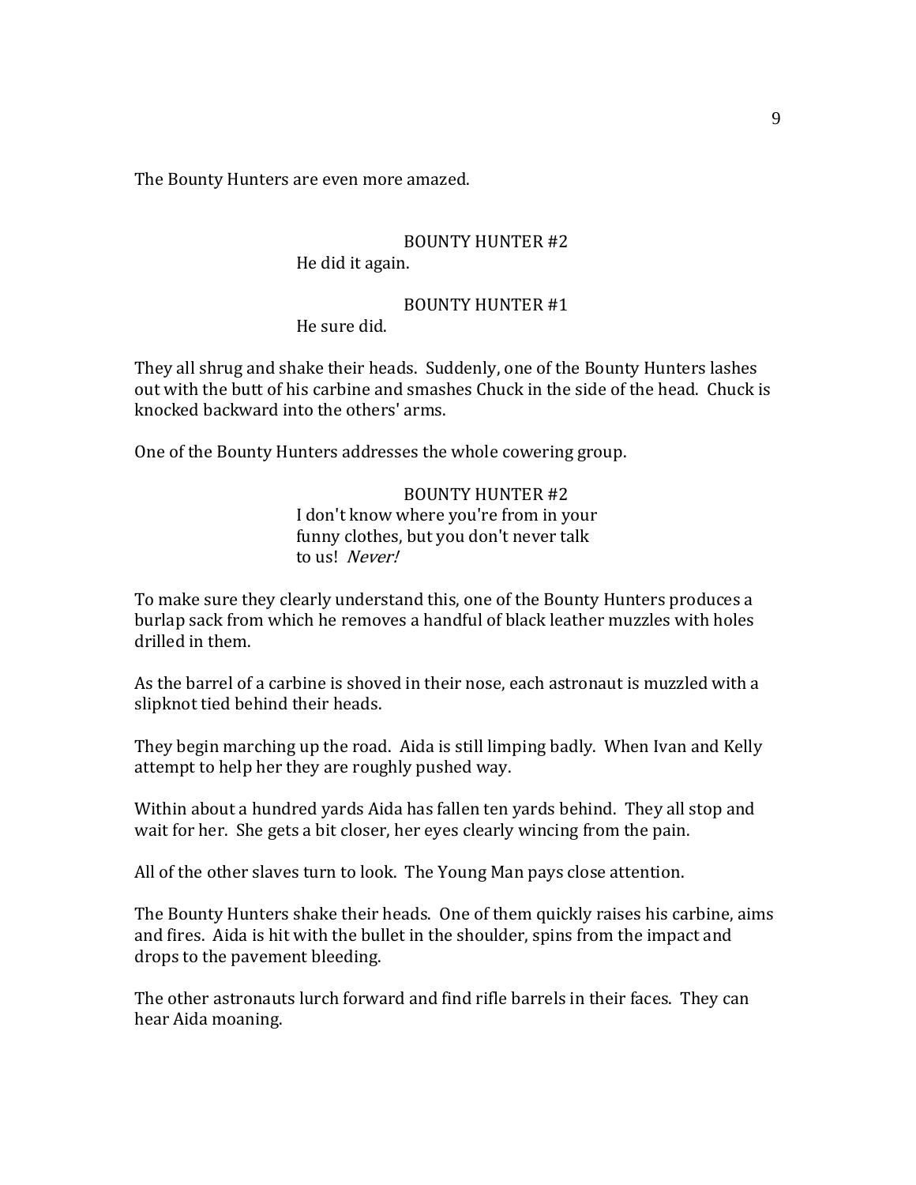The Bounty Hunters are even more amazed.

BOUNTY HUNTER #2
He did it again.

BOUNTY HUNTER #1
He sure did.

They all shrug and shake their heads. Suddenly, one of the Bounty Hunters lashes out with the butt of his carbine and smashes Chuck in the side of the head. Chuck is knocked backward into the others' arms.

One of the Bounty Hunters addresses the whole cowering group.

BOUNTY HUNTER #2
I don't know where you're from in your funny clothes, but you don't never talk to us! *Never!*

To make sure they clearly understand this, one of the Bounty Hunters produces a burlap sack from which he removes a handful of black leather muzzles with holes drilled in them.

As the barrel of a carbine is shoved in their nose, each astronaut is muzzled with a slipknot tied behind their heads.

They begin marching up the road. Aida is still limping badly. When Ivan and Kelly attempt to help her they are roughly pushed way.

Within about a hundred yards Aida has fallen ten yards behind. They all stop and wait for her. She gets a bit closer, her eyes clearly wincing from the pain.

All of the other slaves turn to look. The Young Man pays close attention.

The Bounty Hunters shake their heads. One of them quickly raises his carbine, aims and fires. Aida is hit with the bullet in the shoulder, spins from the impact and drops to the pavement bleeding.

The other astronauts lurch forward and find rifle barrels in their faces. They can hear Aida moaning.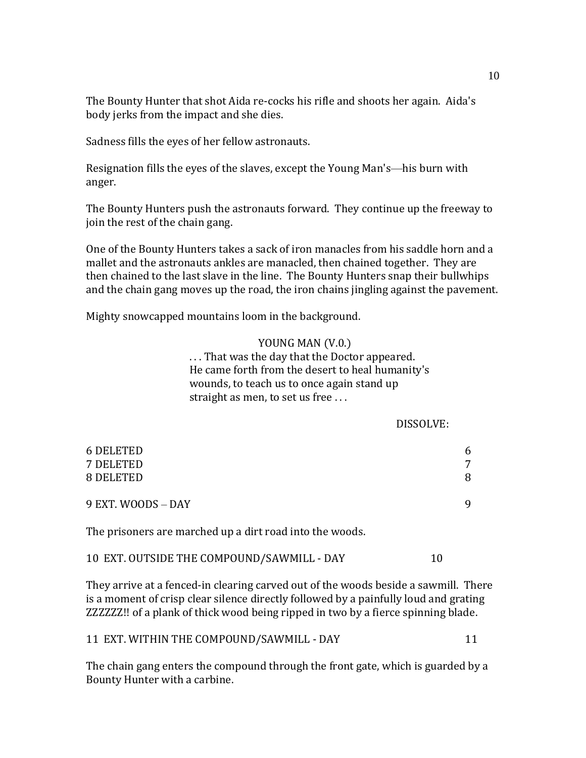The Bounty Hunter that shot Aida re-cocks his rifle and shoots her again. Aida's body jerks from the impact and she dies.

Sadness fills the eyes of her fellow astronauts.

Resignation fills the eyes of the slaves, except the Young Man's—his burn with anger.

The Bounty Hunters push the astronauts forward. They continue up the freeway to join the rest of the chain gang.

One of the Bounty Hunters takes a sack of iron manacles from his saddle horn and a mallet and the astronauts ankles are manacled, then chained together. They are then chained to the last slave in the line. The Bounty Hunters snap their bullwhips and the chain gang moves up the road, the iron chains jingling against the pavement.

Mighty snowcapped mountains loom in the background.

YOUNG MAN (V.0.)
. . . That was the day that the Doctor appeared. He came forth from the desert to heal humanity's wounds, to teach us to once again stand up straight as men, to set us free . . .

DISSOLVE:

6 DELETED 6
7 DELETED 7
8 DELETED 8

9 EXT. WOODS – DAY 9

The prisoners are marched up a dirt road into the woods.

10 EXT. OUTSIDE THE COMPOUND/SAWMILL - DAY 10

They arrive at a fenced-in clearing carved out of the woods beside a sawmill. There is a moment of crisp clear silence directly followed by a painfully loud and grating ZZZZZZ!! of a plank of thick wood being ripped in two by a fierce spinning blade.

11 EXT. WITHIN THE COMPOUND/SAWMILL - DAY 11

The chain gang enters the compound through the front gate, which is guarded by a Bounty Hunter with a carbine.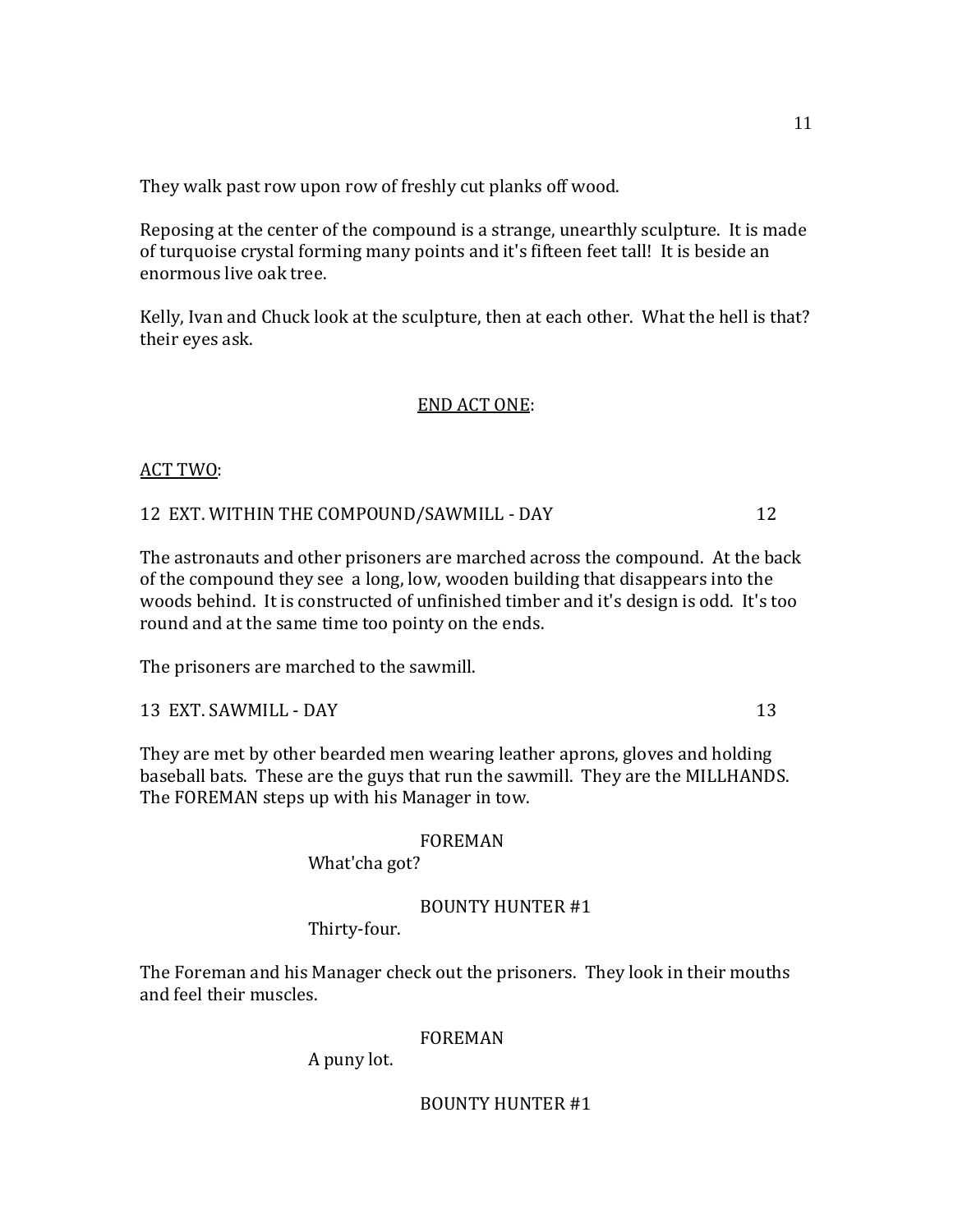They walk past row upon row of freshly cut planks off wood.

Reposing at the center of the compound is a strange, unearthly sculpture. It is made of turquoise crystal forming many points and it's fifteen feet tall! It is beside an enormous live oak tree.

Kelly, Ivan and Chuck look at the sculpture, then at each other. What the hell is that? their eyes ask.

<u>END ACT ONE</u>:

<u>ACT TWO</u>:

12 EXT. WITHIN THE COMPOUND/SAWMILL - DAY 12

The astronauts and other prisoners are marched across the compound. At the back of the compound they see a long, low, wooden building that disappears into the woods behind. It is constructed of unfinished timber and it's design is odd. It's too round and at the same time too pointy on the ends.

The prisoners are marched to the sawmill.

13 EXT. SAWMILL - DAY 13

They are met by other bearded men wearing leather aprons, gloves and holding baseball bats. These are the guys that run the sawmill. They are the MILLHANDS. The FOREMAN steps up with his Manager in tow.

FOREMAN
What'cha got?

BOUNTY HUNTER #1
Thirty-four.

The Foreman and his Manager check out the prisoners. They look in their mouths and feel their muscles.

FOREMAN
A puny lot.

BOUNTY HUNTER #1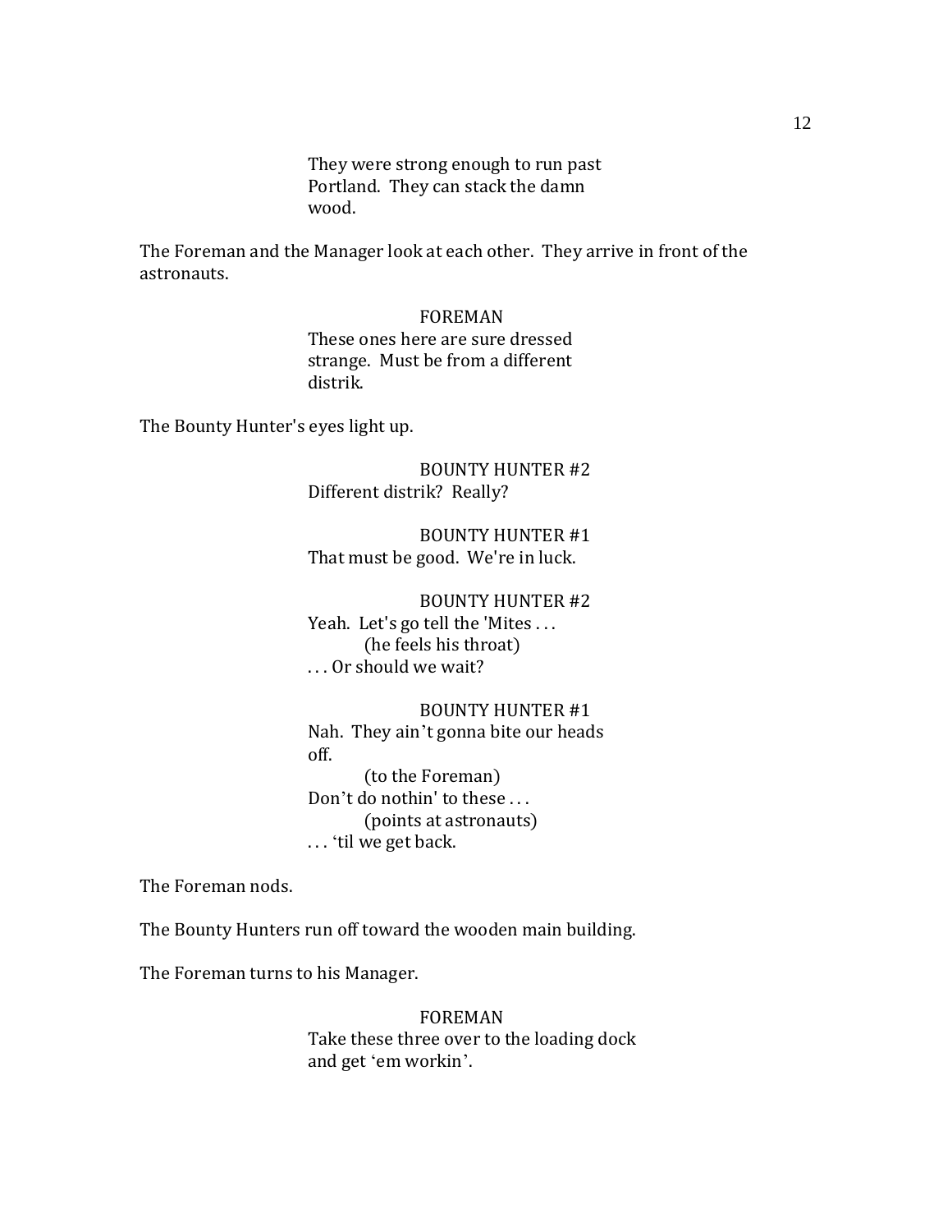They were strong enough to run past Portland. They can stack the damn wood.

The Foreman and the Manager look at each other. They arrive in front of the astronauts.

FOREMAN
These ones here are sure dressed strange. Must be from a different distrik.

The Bounty Hunter's eyes light up.

BOUNTY HUNTER #2
Different distrik? Really?

BOUNTY HUNTER #1
That must be good. We're in luck.

BOUNTY HUNTER #2
Yeah. Let's go tell the 'Mites . . .
(he feels his throat)
. . . Or should we wait?

BOUNTY HUNTER #1
Nah. They ain't gonna bite our heads off.
(to the Foreman)
Don't do nothin' to these . . .
(points at astronauts)
. . . 'til we get back.

The Foreman nods.

The Bounty Hunters run off toward the wooden main building.

The Foreman turns to his Manager.

FOREMAN
Take these three over to the loading dock and get 'em workin'.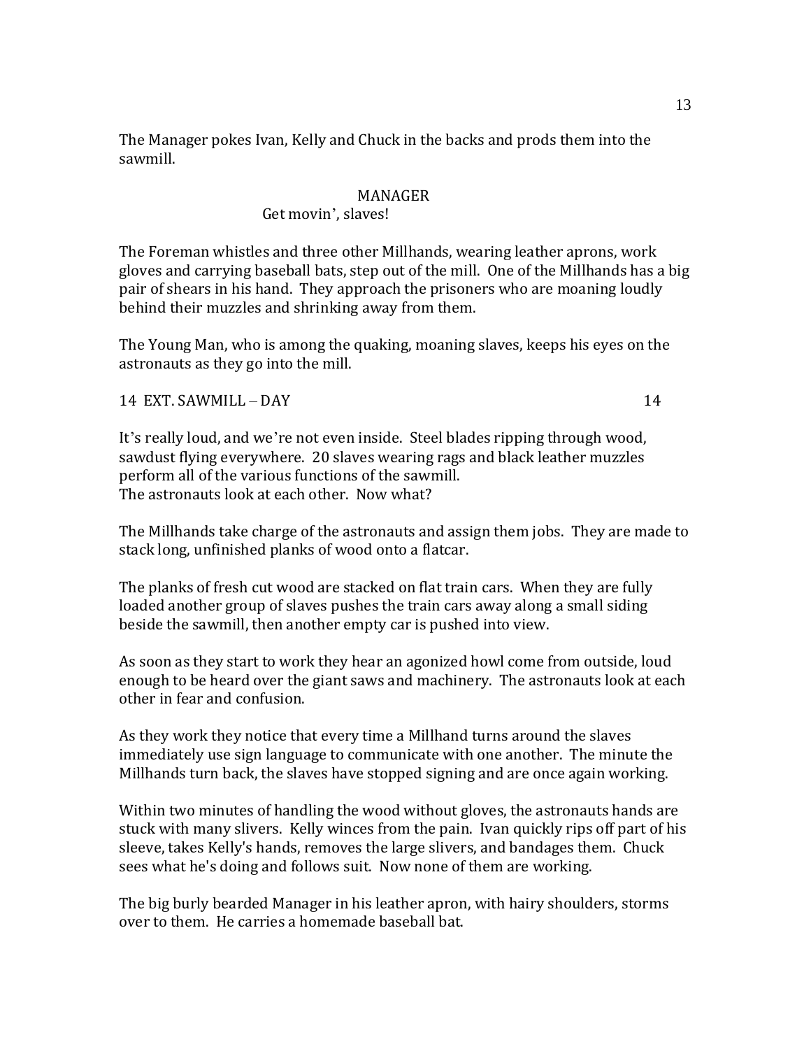The Manager pokes Ivan, Kelly and Chuck in the backs and prods them into the sawmill.

MANAGER
Get movin', slaves!

The Foreman whistles and three other Millhands, wearing leather aprons, work gloves and carrying baseball bats, step out of the mill. One of the Millhands has a big pair of shears in his hand. They approach the prisoners who are moaning loudly behind their muzzles and shrinking away from them.

The Young Man, who is among the quaking, moaning slaves, keeps his eyes on the astronauts as they go into the mill.

14 EXT. SAWMILL – DAY 14

It's really loud, and we're not even inside. Steel blades ripping through wood, sawdust flying everywhere. 20 slaves wearing rags and black leather muzzles perform all of the various functions of the sawmill.
The astronauts look at each other. Now what?

The Millhands take charge of the astronauts and assign them jobs. They are made to stack long, unfinished planks of wood onto a flatcar.

The planks of fresh cut wood are stacked on flat train cars. When they are fully loaded another group of slaves pushes the train cars away along a small siding beside the sawmill, then another empty car is pushed into view.

As soon as they start to work they hear an agonized howl come from outside, loud enough to be heard over the giant saws and machinery. The astronauts look at each other in fear and confusion.

As they work they notice that every time a Millhand turns around the slaves immediately use sign language to communicate with one another. The minute the Millhands turn back, the slaves have stopped signing and are once again working.

Within two minutes of handling the wood without gloves, the astronauts hands are stuck with many slivers. Kelly winces from the pain. Ivan quickly rips off part of his sleeve, takes Kelly's hands, removes the large slivers, and bandages them. Chuck sees what he's doing and follows suit. Now none of them are working.

The big burly bearded Manager in his leather apron, with hairy shoulders, storms over to them. He carries a homemade baseball bat.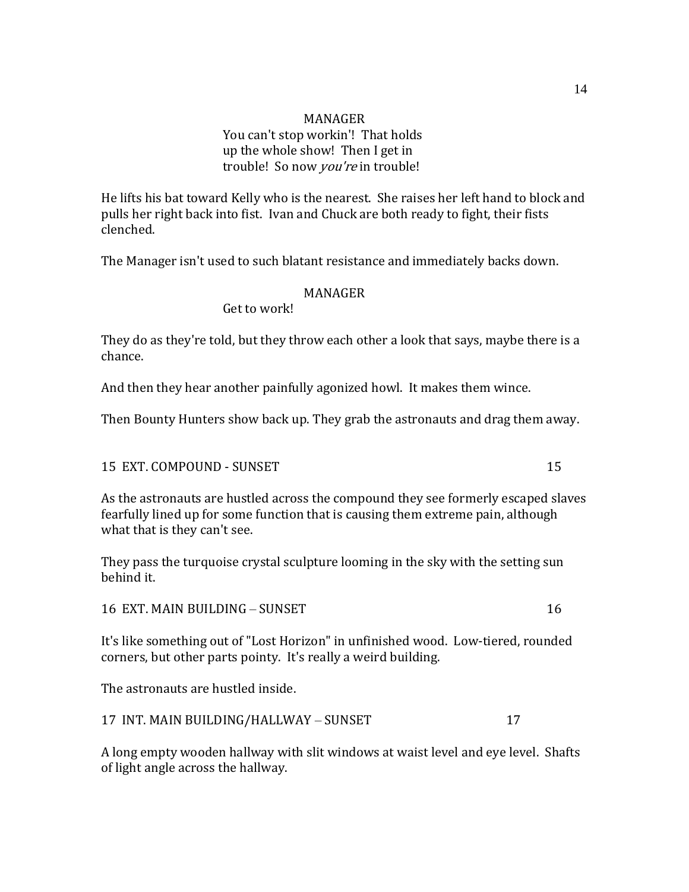MANAGER

You can't stop workin'! That holds up the whole show! Then I get in trouble! So now *you're* in trouble!

He lifts his bat toward Kelly who is the nearest. She raises her left hand to block and pulls her right back into fist. Ivan and Chuck are both ready to fight, their fists clenched.

The Manager isn't used to such blatant resistance and immediately backs down.

MANAGER

Get to work!

They do as they're told, but they throw each other a look that says, maybe there is a chance.

And then they hear another painfully agonized howl. It makes them wince.

Then Bounty Hunters show back up. They grab the astronauts and drag them away.

15 EXT. COMPOUND - SUNSET 15

As the astronauts are hustled across the compound they see formerly escaped slaves fearfully lined up for some function that is causing them extreme pain, although what that is they can't see.

They pass the turquoise crystal sculpture looming in the sky with the setting sun behind it.

16 EXT. MAIN BUILDING – SUNSET 16

It's like something out of "Lost Horizon" in unfinished wood. Low-tiered, rounded corners, but other parts pointy. It's really a weird building.

The astronauts are hustled inside.

17 INT. MAIN BUILDING/HALLWAY – SUNSET 17

A long empty wooden hallway with slit windows at waist level and eye level. Shafts of light angle across the hallway.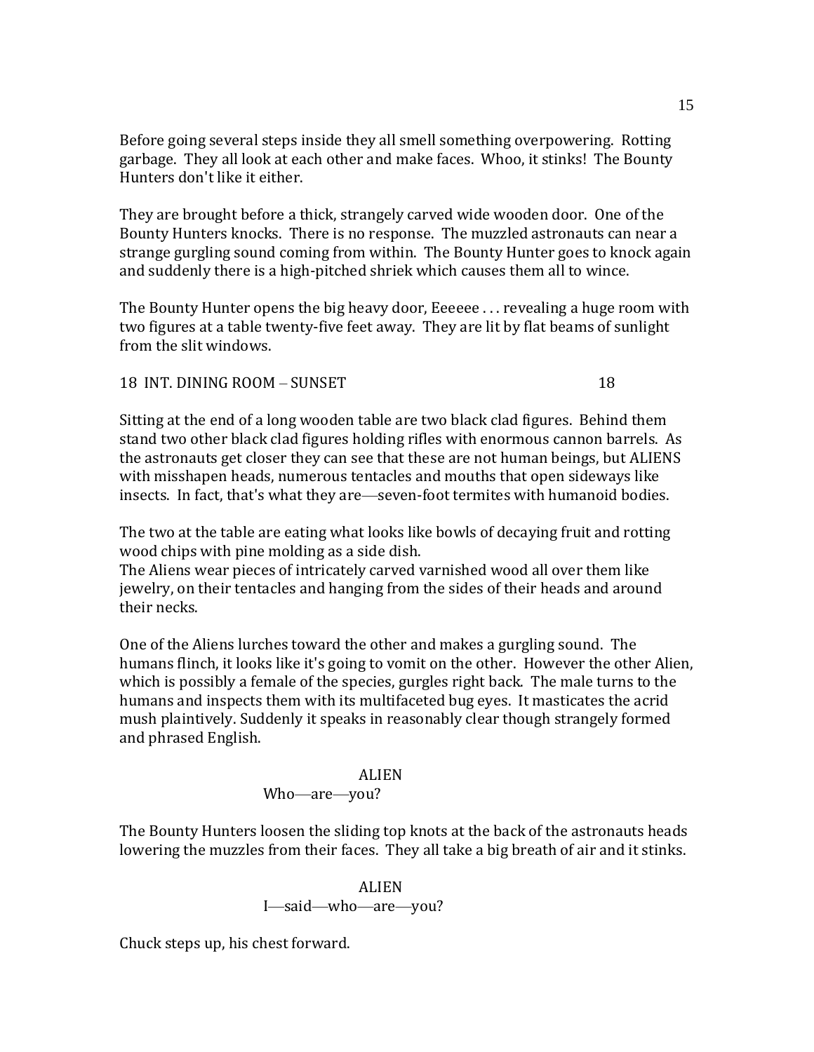Before going several steps inside they all smell something overpowering. Rotting garbage. They all look at each other and make faces. Whoo, it stinks! The Bounty Hunters don't like it either.

They are brought before a thick, strangely carved wide wooden door. One of the Bounty Hunters knocks. There is no response. The muzzled astronauts can near a strange gurgling sound coming from within. The Bounty Hunter goes to knock again and suddenly there is a high-pitched shriek which causes them all to wince.

The Bounty Hunter opens the big heavy door, Eeeeee . . . revealing a huge room with two figures at a table twenty-five feet away. They are lit by flat beams of sunlight from the slit windows.

18 INT. DINING ROOM – SUNSET 18

Sitting at the end of a long wooden table are two black clad figures. Behind them stand two other black clad figures holding rifles with enormous cannon barrels. As the astronauts get closer they can see that these are not human beings, but ALIENS with misshapen heads, numerous tentacles and mouths that open sideways like insects. In fact, that's what they are—seven-foot termites with humanoid bodies.

The two at the table are eating what looks like bowls of decaying fruit and rotting wood chips with pine molding as a side dish.
The Aliens wear pieces of intricately carved varnished wood all over them like jewelry, on their tentacles and hanging from the sides of their heads and around their necks.

One of the Aliens lurches toward the other and makes a gurgling sound. The humans flinch, it looks like it's going to vomit on the other. However the other Alien, which is possibly a female of the species, gurgles right back. The male turns to the humans and inspects them with its multifaceted bug eyes. It masticates the acrid mush plaintively. Suddenly it speaks in reasonably clear though strangely formed and phrased English.

ALIEN
Who—are—you?

The Bounty Hunters loosen the sliding top knots at the back of the astronauts heads lowering the muzzles from their faces. They all take a big breath of air and it stinks.

ALIEN
I—said—who—are—you?

Chuck steps up, his chest forward.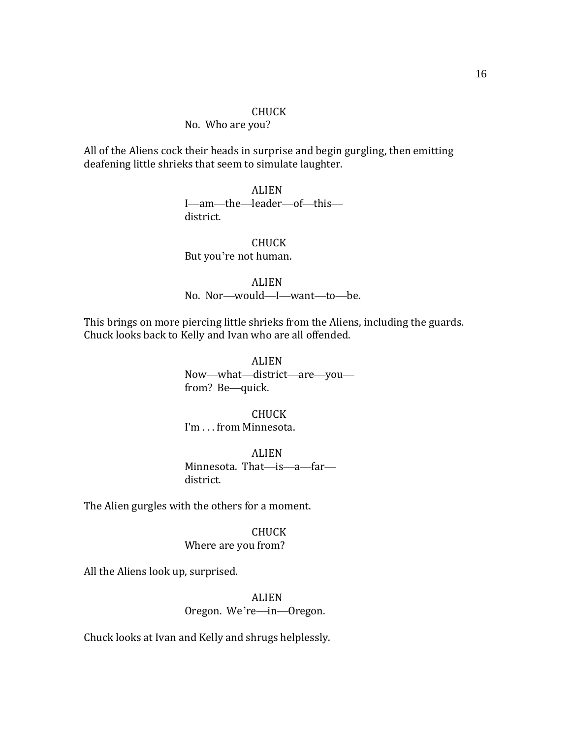CHUCK

No. Who are you?

All of the Aliens cock their heads in surprise and begin gurgling, then emitting deafening little shrieks that seem to simulate laughter.

ALIEN

I—am—the—leader—of—this—district.

CHUCK

But you're not human.

ALIEN

No. Nor—would—I—want—to—be.

This brings on more piercing little shrieks from the Aliens, including the guards. Chuck looks back to Kelly and Ivan who are all offended.

ALIEN

Now—what—district—are—you—from? Be—quick.

CHUCK

I'm . . . from Minnesota.

ALIEN

Minnesota. That—is—a—far—district.

The Alien gurgles with the others for a moment.

CHUCK

Where are you from?

All the Aliens look up, surprised.

ALIEN

Oregon. We're—in—Oregon.

Chuck looks at Ivan and Kelly and shrugs helplessly.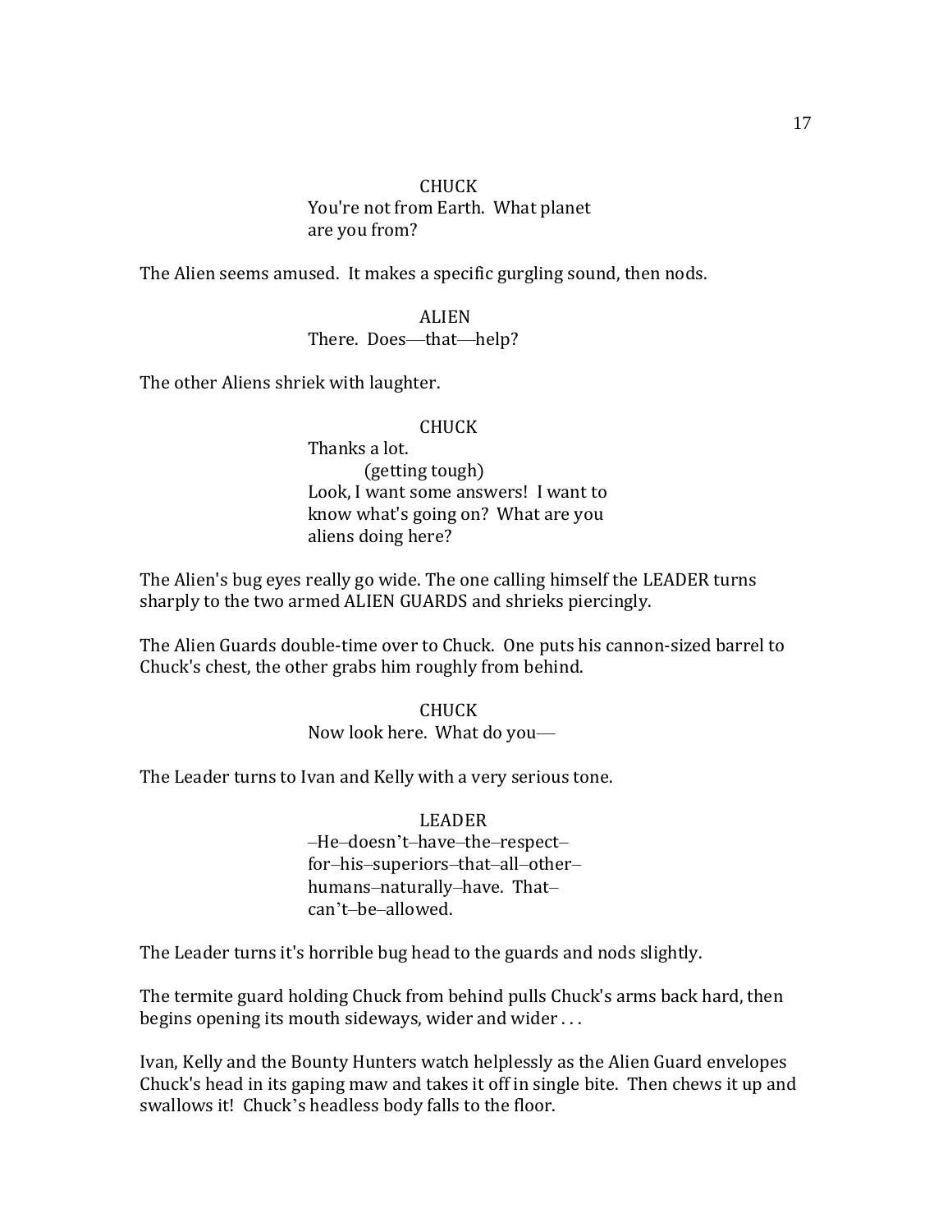CHUCK
You're not from Earth. What planet are you from?

The Alien seems amused. It makes a specific gurgling sound, then nods.

ALIEN
There. Does—that—help?

The other Aliens shriek with laughter.

CHUCK
Thanks a lot.
(getting tough)
Look, I want some answers! I want to know what's going on? What are you aliens doing here?

The Alien's bug eyes really go wide. The one calling himself the LEADER turns sharply to the two armed ALIEN GUARDS and shrieks piercingly.

The Alien Guards double-time over to Chuck. One puts his cannon-sized barrel to Chuck's chest, the other grabs him roughly from behind.

CHUCK
Now look here. What do you—

The Leader turns to Ivan and Kelly with a very serious tone.

LEADER
–He–doesn't–have–the–respect–for–his–superiors–that–all–other–humans–naturally–have. That–can't–be–allowed.

The Leader turns it's horrible bug head to the guards and nods slightly.

The termite guard holding Chuck from behind pulls Chuck's arms back hard, then begins opening its mouth sideways, wider and wider . . .

Ivan, Kelly and the Bounty Hunters watch helplessly as the Alien Guard envelopes Chuck's head in its gaping maw and takes it off in single bite. Then chews it up and swallows it! Chuck's headless body falls to the floor.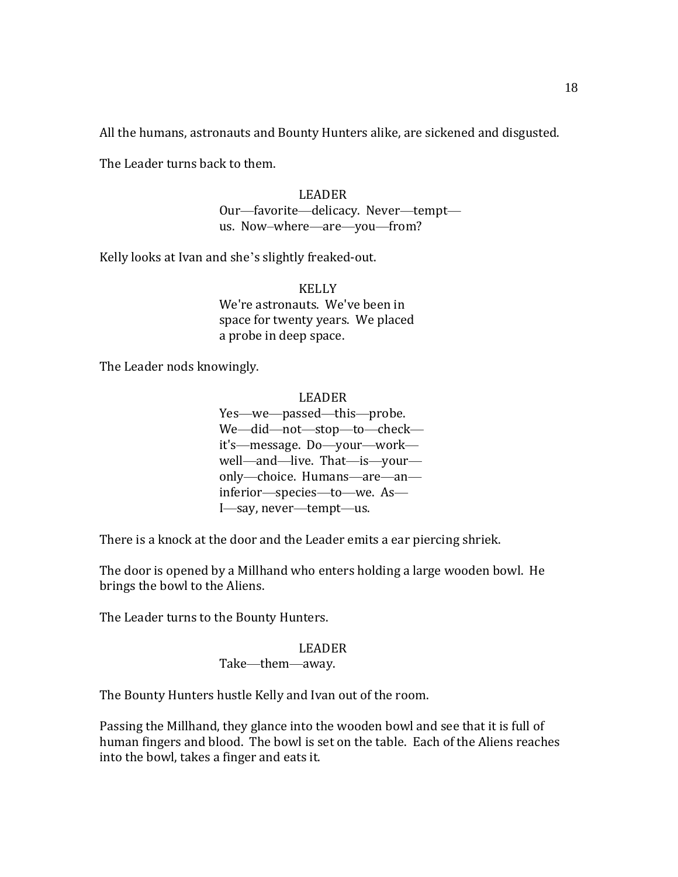All the humans, astronauts and Bounty Hunters alike, are sickened and disgusted.

The Leader turns back to them.

LEADER
Our—favorite—delicacy. Never—tempt—
us. Now–where—are—you—from?

Kelly looks at Ivan and she's slightly freaked-out.

KELLY
We're astronauts. We've been in
space for twenty years. We placed
a probe in deep space.

The Leader nods knowingly.

LEADER
Yes—we—passed—this—probe.
We—did—not—stop—to—check—
it's—message. Do—your—work—
well—and—live. That—is—your—
only—choice. Humans—are—an—
inferior—species—to—we. As—
I—say, never—tempt—us.

There is a knock at the door and the Leader emits a ear piercing shriek.

The door is opened by a Millhand who enters holding a large wooden bowl. He brings the bowl to the Aliens.

The Leader turns to the Bounty Hunters.

LEADER
Take—them—away.

The Bounty Hunters hustle Kelly and Ivan out of the room.

Passing the Millhand, they glance into the wooden bowl and see that it is full of human fingers and blood. The bowl is set on the table. Each of the Aliens reaches into the bowl, takes a finger and eats it.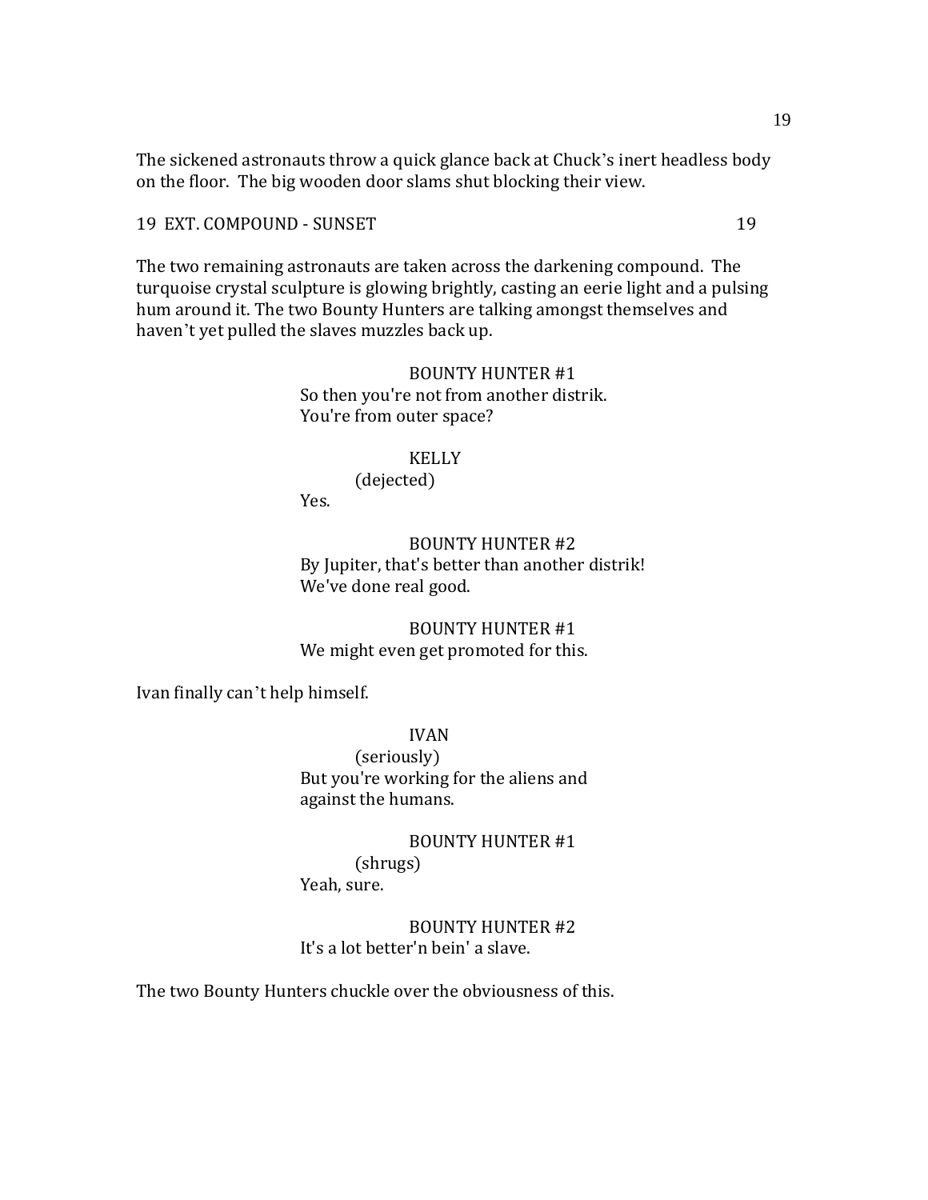The sickened astronauts throw a quick glance back at Chuck's inert headless body on the floor. The big wooden door slams shut blocking their view.

19 EXT. COMPOUND - SUNSET 19

The two remaining astronauts are taken across the darkening compound. The turquoise crystal sculpture is glowing brightly, casting an eerie light and a pulsing hum around it. The two Bounty Hunters are talking amongst themselves and haven't yet pulled the slaves muzzles back up.

BOUNTY HUNTER #1
So then you're not from another distrik. You're from outer space?

KELLY
(dejected)
Yes.

BOUNTY HUNTER #2
By Jupiter, that's better than another distrik! We've done real good.

BOUNTY HUNTER #1
We might even get promoted for this.

Ivan finally can't help himself.

IVAN
(seriously)
But you're working for the aliens and against the humans.

BOUNTY HUNTER #1
(shrugs)
Yeah, sure.

BOUNTY HUNTER #2
It's a lot better'n bein' a slave.

The two Bounty Hunters chuckle over the obviousness of this.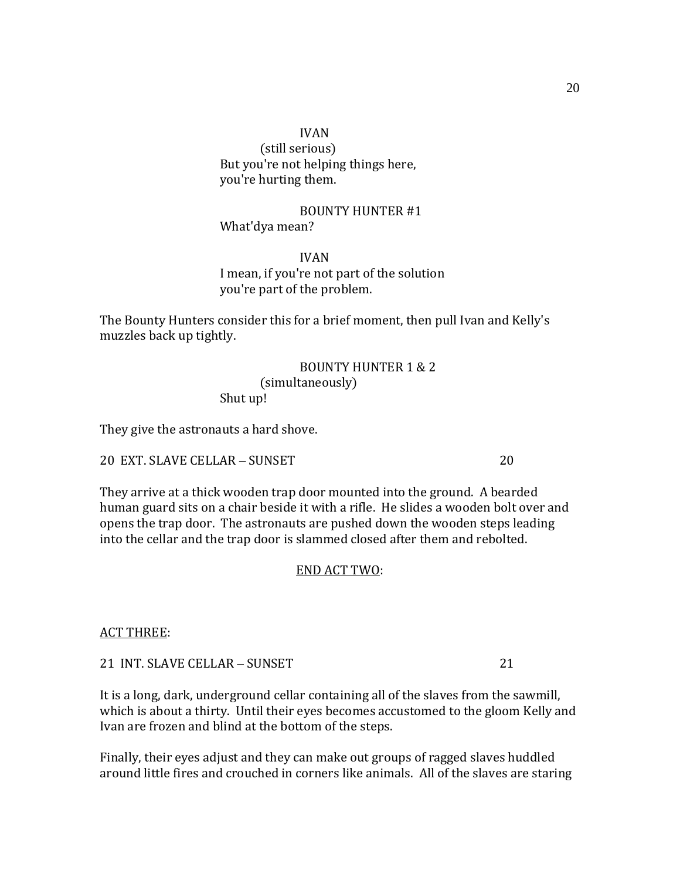IVAN
(still serious)
But you're not helping things here, you're hurting them.

BOUNTY HUNTER #1
What'dya mean?

IVAN
I mean, if you're not part of the solution you're part of the problem.

The Bounty Hunters consider this for a brief moment, then pull Ivan and Kelly's muzzles back up tightly.

BOUNTY HUNTER 1 & 2
(simultaneously)
Shut up!

They give the astronauts a hard shove.

20 EXT. SLAVE CELLAR – SUNSET 20

They arrive at a thick wooden trap door mounted into the ground. A bearded human guard sits on a chair beside it with a rifle. He slides a wooden bolt over and opens the trap door. The astronauts are pushed down the wooden steps leading into the cellar and the trap door is slammed closed after them and rebolted.

<u>END ACT TWO</u>:

<u>ACT THREE</u>:

21 INT. SLAVE CELLAR – SUNSET 21

It is a long, dark, underground cellar containing all of the slaves from the sawmill, which is about a thirty. Until their eyes becomes accustomed to the gloom Kelly and Ivan are frozen and blind at the bottom of the steps.

Finally, their eyes adjust and they can make out groups of ragged slaves huddled around little fires and crouched in corners like animals. All of the slaves are staring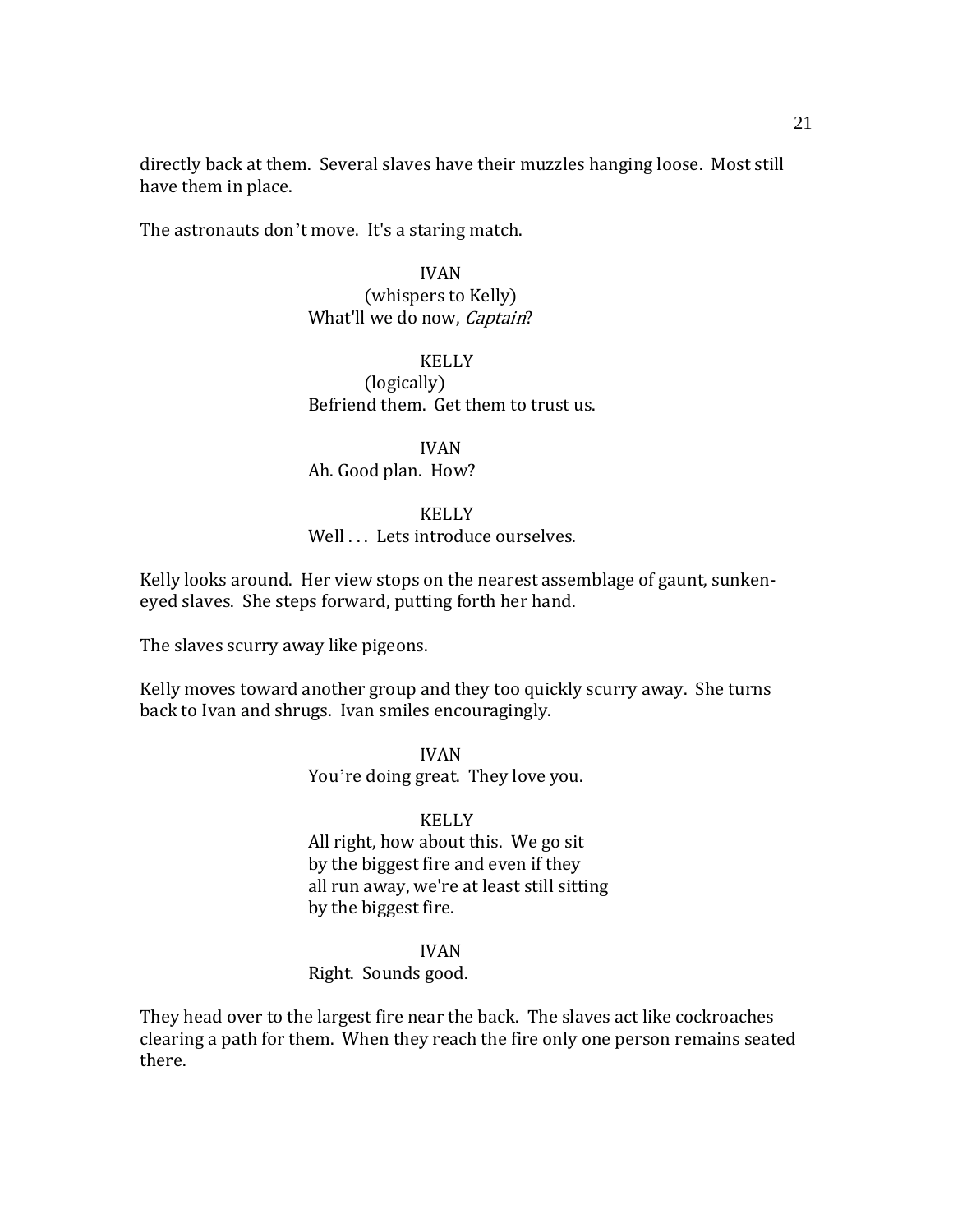directly back at them. Several slaves have their muzzles hanging loose. Most still have them in place.

The astronauts don't move. It's a staring match.

IVAN
(whispers to Kelly)
What'll we do now, *Captain*?

KELLY
(logically)
Befriend them. Get them to trust us.

IVAN
Ah. Good plan. How?

KELLY
Well . . . Lets introduce ourselves.

Kelly looks around. Her view stops on the nearest assemblage of gaunt, sunken-eyed slaves. She steps forward, putting forth her hand.

The slaves scurry away like pigeons.

Kelly moves toward another group and they too quickly scurry away. She turns back to Ivan and shrugs. Ivan smiles encouragingly.

IVAN
You're doing great. They love you.

KELLY
All right, how about this. We go sit
by the biggest fire and even if they
all run away, we're at least still sitting
by the biggest fire.

IVAN
Right. Sounds good.

They head over to the largest fire near the back. The slaves act like cockroaches clearing a path for them. When they reach the fire only one person remains seated there.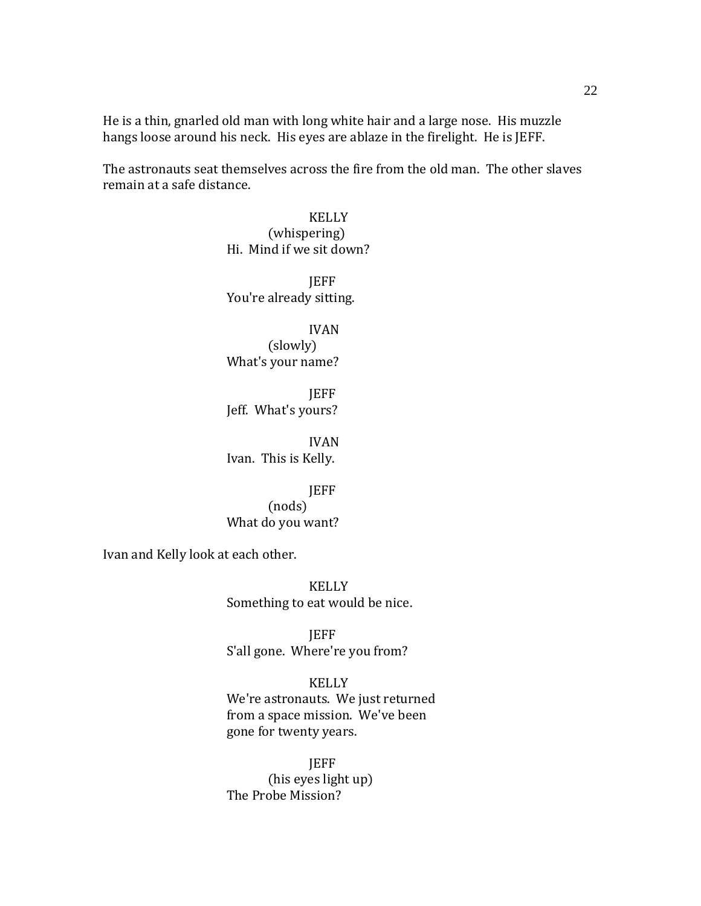He is a thin, gnarled old man with long white hair and a large nose. His muzzle hangs loose around his neck. His eyes are ablaze in the firelight. He is JEFF.

The astronauts seat themselves across the fire from the old man. The other slaves remain at a safe distance.

KELLY
(whispering)
Hi. Mind if we sit down?

JEFF
You're already sitting.

IVAN
(slowly)
What's your name?

JEFF
Jeff. What's yours?

IVAN
Ivan. This is Kelly.

JEFF
(nods)
What do you want?

Ivan and Kelly look at each other.

KELLY
Something to eat would be nice.

JEFF
S'all gone. Where're you from?

KELLY
We're astronauts. We just returned from a space mission. We've been gone for twenty years.

JEFF
(his eyes light up)
The Probe Mission?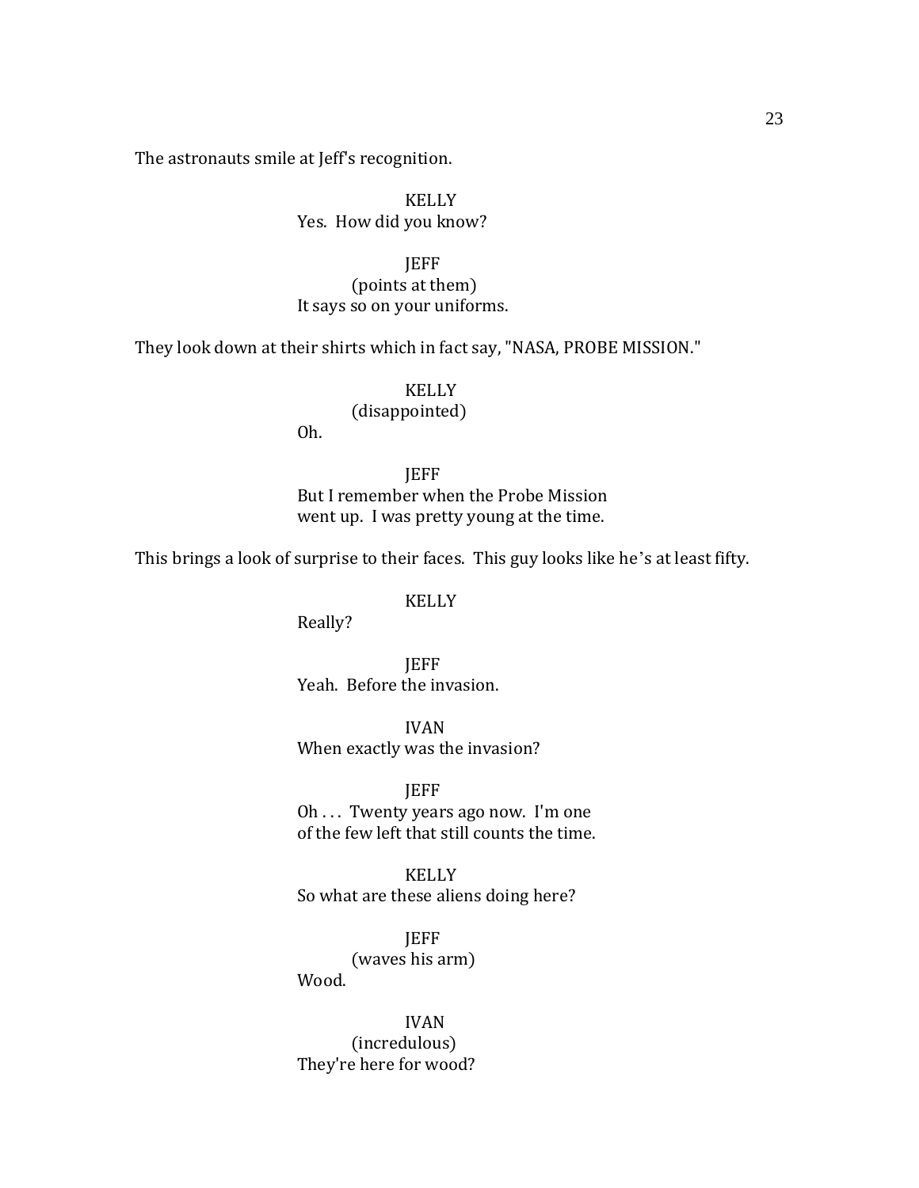The astronauts smile at Jeff's recognition.

KELLY
Yes. How did you know?

JEFF
(points at them)
It says so on your uniforms.

They look down at their shirts which in fact say, "NASA, PROBE MISSION."

KELLY
(disappointed)
Oh.

JEFF
But I remember when the Probe Mission
went up. I was pretty young at the time.

This brings a look of surprise to their faces. This guy looks like he's at least fifty.

KELLY
Really?

JEFF
Yeah. Before the invasion.

IVAN
When exactly was the invasion?

JEFF
Oh . . . Twenty years ago now. I'm one
of the few left that still counts the time.

KELLY
So what are these aliens doing here?

JEFF
(waves his arm)
Wood.

IVAN
(incredulous)
They're here for wood?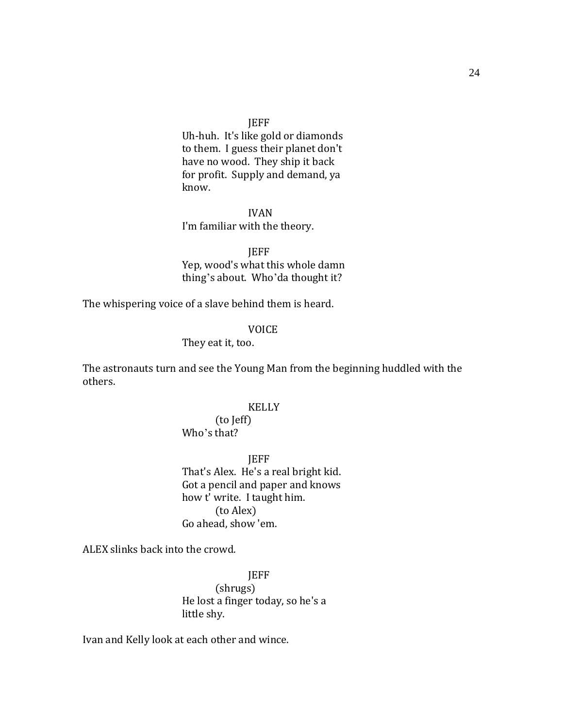JEFF

Uh-huh. It's like gold or diamonds to them. I guess their planet don't have no wood. They ship it back for profit. Supply and demand, ya know.

IVAN

I'm familiar with the theory.

JEFF

Yep, wood's what this whole damn thing's about. Who'da thought it?

The whispering voice of a slave behind them is heard.

VOICE

They eat it, too.

The astronauts turn and see the Young Man from the beginning huddled with the others.

KELLY

(to Jeff)

Who's that?

JEFF

That's Alex. He's a real bright kid. Got a pencil and paper and knows how t' write. I taught him.

(to Alex)

Go ahead, show 'em.

ALEX slinks back into the crowd.

JEFF

(shrugs)

He lost a finger today, so he's a little shy.

Ivan and Kelly look at each other and wince.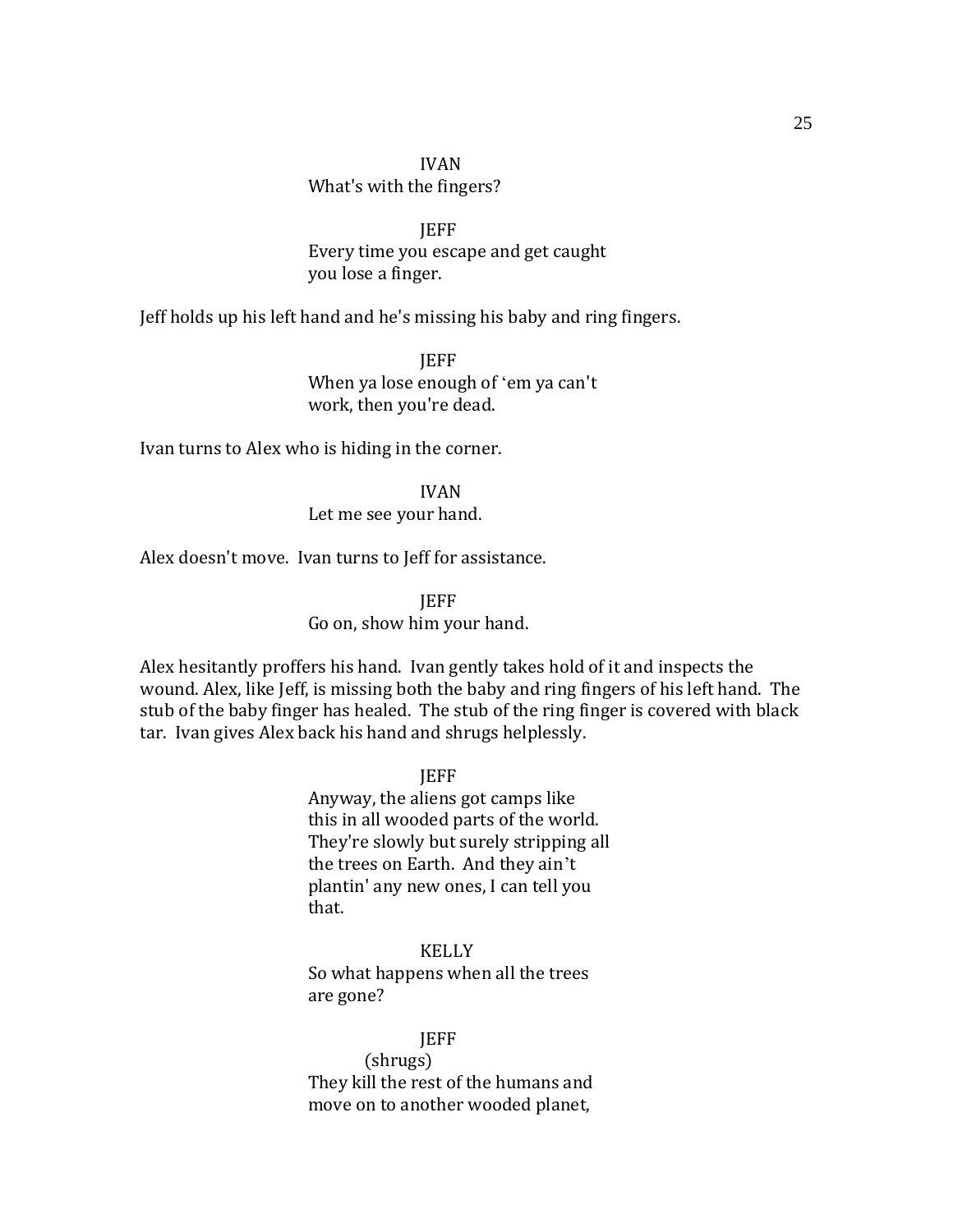IVAN
What's with the fingers?

JEFF
Every time you escape and get caught
you lose a finger.

Jeff holds up his left hand and he's missing his baby and ring fingers.

JEFF
When ya lose enough of ‘em ya can't
work, then you're dead.

Ivan turns to Alex who is hiding in the corner.

IVAN
Let me see your hand.

Alex doesn't move. Ivan turns to Jeff for assistance.

JEFF
Go on, show him your hand.

Alex hesitantly proffers his hand. Ivan gently takes hold of it and inspects the wound. Alex, like Jeff, is missing both the baby and ring fingers of his left hand. The stub of the baby finger has healed. The stub of the ring finger is covered with black tar. Ivan gives Alex back his hand and shrugs helplessly.

JEFF
Anyway, the aliens got camps like
this in all wooded parts of the world.
They're slowly but surely stripping all
the trees on Earth. And they ain't
plantin' any new ones, I can tell you
that.

KELLY
So what happens when all the trees
are gone?

JEFF
(shrugs)
They kill the rest of the humans and
move on to another wooded planet,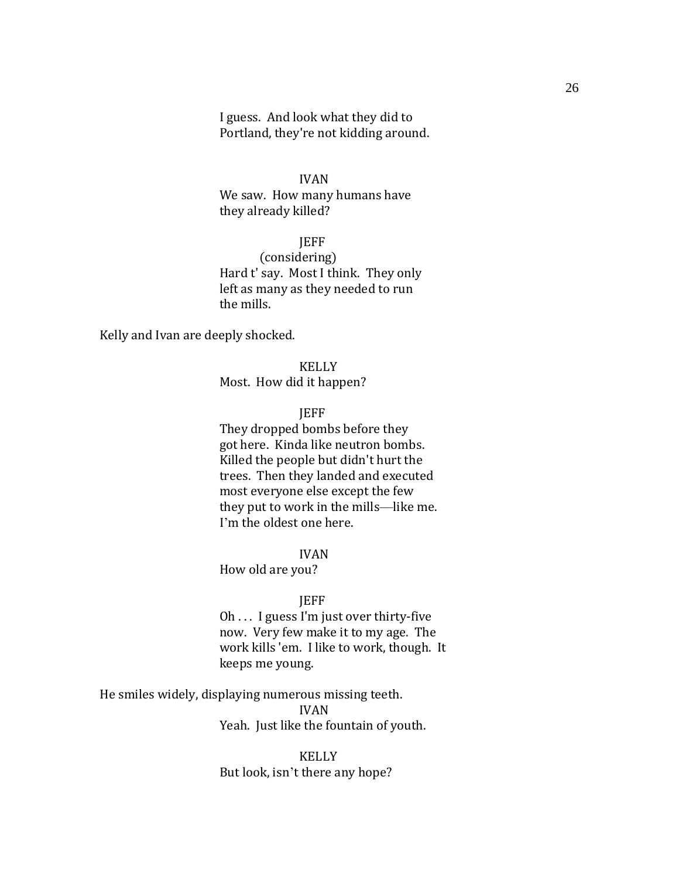I guess. And look what they did to Portland, they're not kidding around.

IVAN

We saw. How many humans have they already killed?

JEFF

(considering)

Hard t' say. Most I think. They only left as many as they needed to run the mills.

Kelly and Ivan are deeply shocked.

KELLY

Most. How did it happen?

JEFF

They dropped bombs before they got here. Kinda like neutron bombs. Killed the people but didn't hurt the trees. Then they landed and executed most everyone else except the few they put to work in the mills—like me. I'm the oldest one here.

IVAN

How old are you?

JEFF

Oh . . . I guess I'm just over thirty-five now. Very few make it to my age. The work kills 'em. I like to work, though. It keeps me young.

He smiles widely, displaying numerous missing teeth.

IVAN

Yeah. Just like the fountain of youth.

KELLY

But look, isn't there any hope?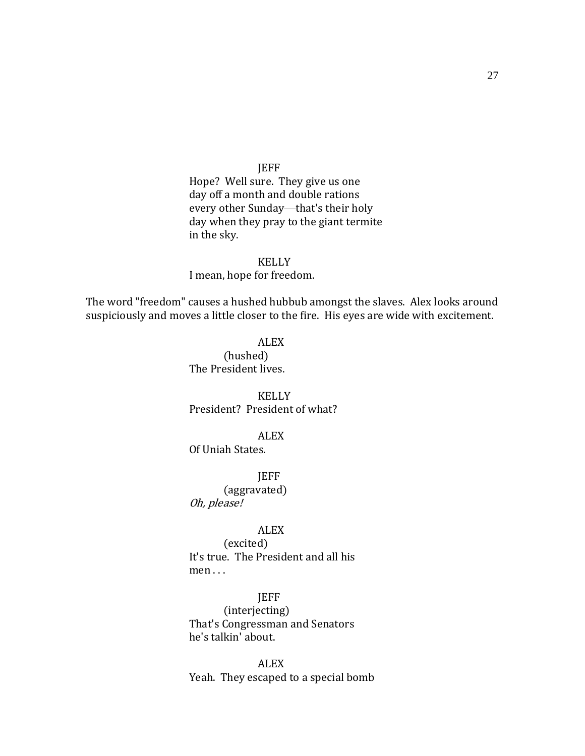JEFF

Hope? Well sure. They give us one day off a month and double rations every other Sunday—that's their holy day when they pray to the giant termite in the sky.

KELLY

I mean, hope for freedom.

The word "freedom" causes a hushed hubbub amongst the slaves. Alex looks around suspiciously and moves a little closer to the fire. His eyes are wide with excitement.

ALEX

(hushed)

The President lives.

KELLY

President? President of what?

ALEX

Of Uniah States.

JEFF

(aggravated)

*Oh, please!*

ALEX

(excited)

It's true. The President and all his men . . .

JEFF

(interjecting)

That's Congressman and Senators he's talkin' about.

ALEX

Yeah. They escaped to a special bomb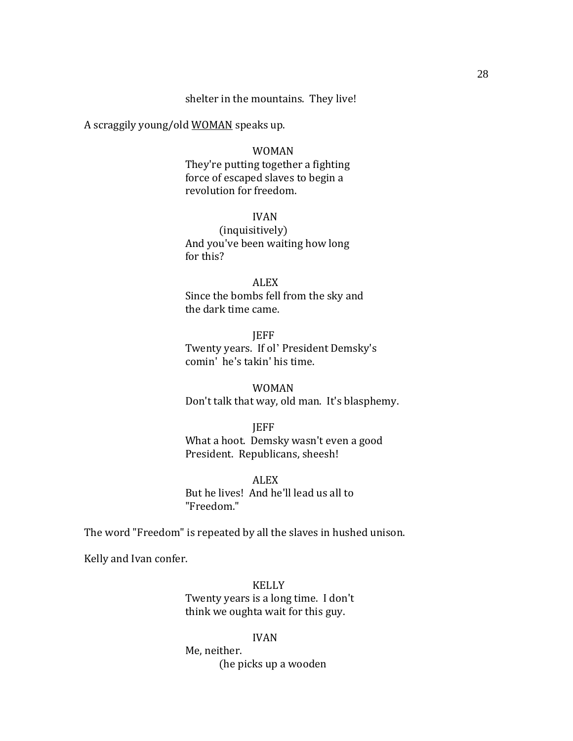shelter in the mountains.  They live!

A scraggily young/old <u>WOMAN</u> speaks up.

WOMAN
They're putting together a fighting force of escaped slaves to begin a revolution for freedom.

IVAN
(inquisitively)
And you've been waiting how long for this?

ALEX
Since the bombs fell from the sky and the dark time came.

JEFF
Twenty years.  If ol' President Demsky's comin'  he's takin' his time.

WOMAN
Don't talk that way, old man.  It's blasphemy.

JEFF
What a hoot.  Demsky wasn't even a good President.  Republicans, sheesh!

ALEX
But he lives!  And he'll lead us all to "Freedom."

The word "Freedom" is repeated by all the slaves in hushed unison.

Kelly and Ivan confer.

KELLY
Twenty years is a long time.  I don't think we oughta wait for this guy.

IVAN
Me, neither.
(he picks up a wooden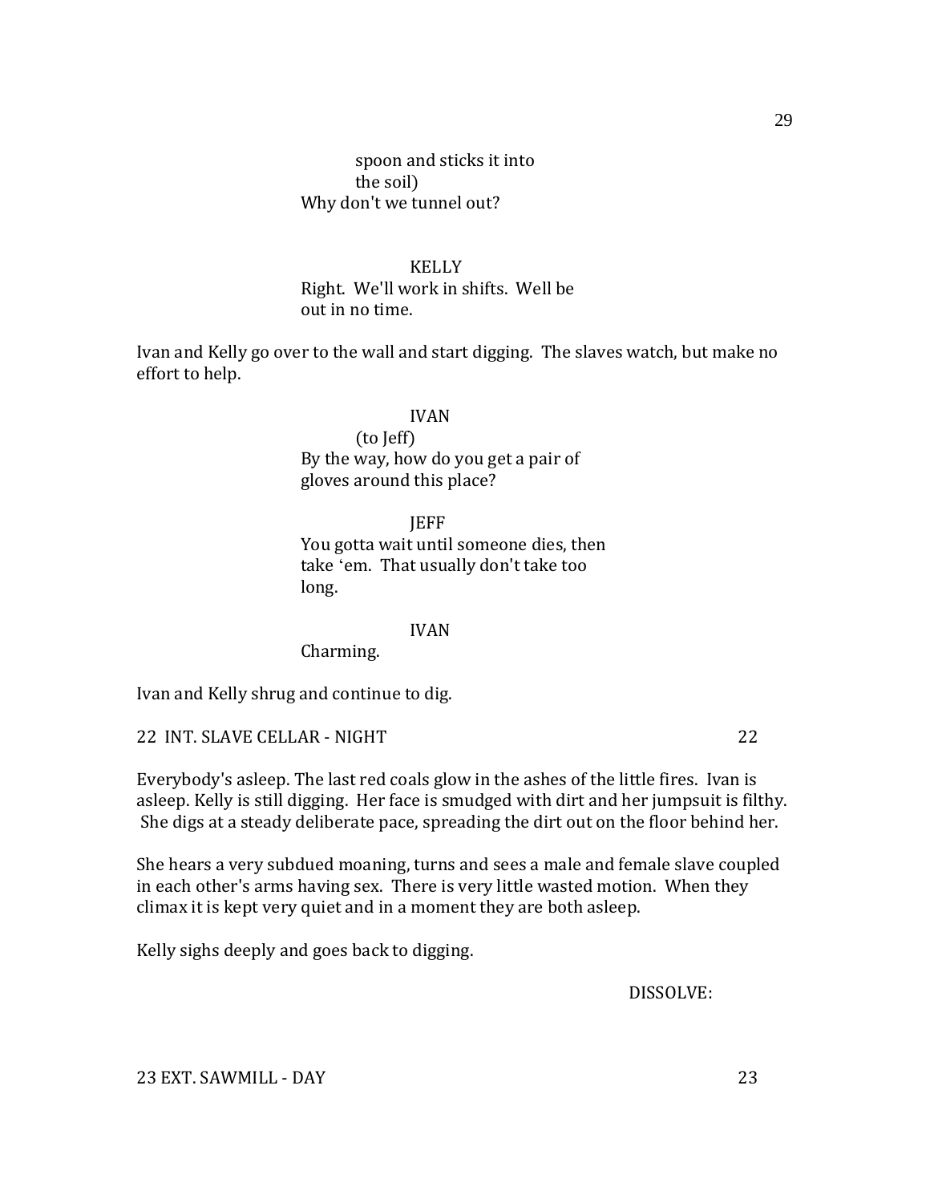spoon and sticks it into
the soil)
Why don't we tunnel out?

KELLY
Right. We'll work in shifts. Well be
out in no time.

Ivan and Kelly go over to the wall and start digging. The slaves watch, but make no effort to help.

IVAN
(to Jeff)
By the way, how do you get a pair of
gloves around this place?

JEFF
You gotta wait until someone dies, then
take 'em. That usually don't take too
long.

IVAN
Charming.

Ivan and Kelly shrug and continue to dig.

22 INT. SLAVE CELLAR - NIGHT 22

Everybody's asleep. The last red coals glow in the ashes of the little fires. Ivan is asleep. Kelly is still digging. Her face is smudged with dirt and her jumpsuit is filthy. She digs at a steady deliberate pace, spreading the dirt out on the floor behind her.

She hears a very subdued moaning, turns and sees a male and female slave coupled in each other's arms having sex. There is very little wasted motion. When they climax it is kept very quiet and in a moment they are both asleep.

Kelly sighs deeply and goes back to digging.

DISSOLVE:

23 EXT. SAWMILL - DAY 23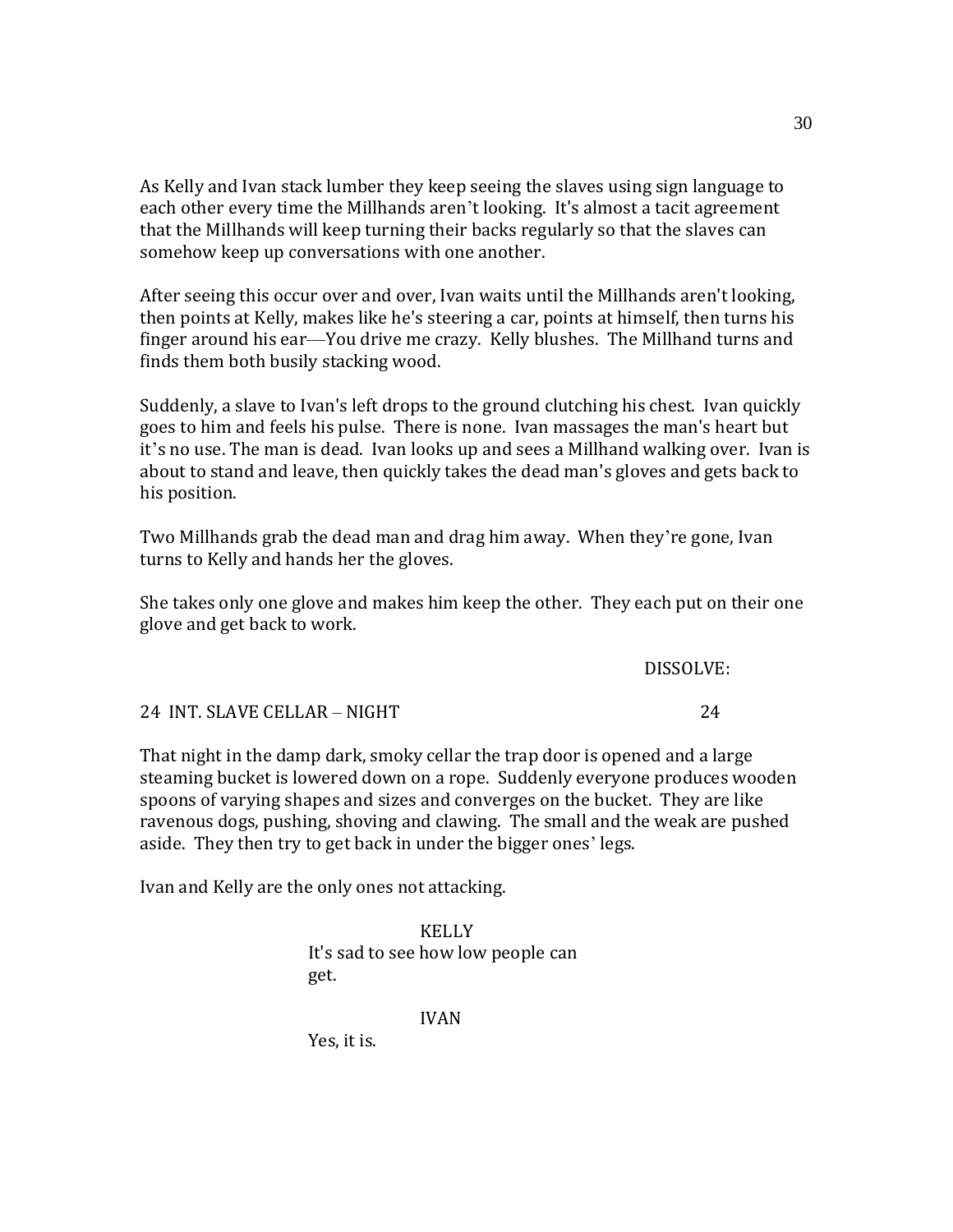As Kelly and Ivan stack lumber they keep seeing the slaves using sign language to each other every time the Millhands aren't looking. It's almost a tacit agreement that the Millhands will keep turning their backs regularly so that the slaves can somehow keep up conversations with one another.

After seeing this occur over and over, Ivan waits until the Millhands aren't looking, then points at Kelly, makes like he's steering a car, points at himself, then turns his finger around his ear—You drive me crazy. Kelly blushes. The Millhand turns and finds them both busily stacking wood.

Suddenly, a slave to Ivan's left drops to the ground clutching his chest. Ivan quickly goes to him and feels his pulse. There is none. Ivan massages the man's heart but it's no use. The man is dead. Ivan looks up and sees a Millhand walking over. Ivan is about to stand and leave, then quickly takes the dead man's gloves and gets back to his position.

Two Millhands grab the dead man and drag him away. When they're gone, Ivan turns to Kelly and hands her the gloves.

She takes only one glove and makes him keep the other. They each put on their one glove and get back to work.

DISSOLVE:

24 INT. SLAVE CELLAR – NIGHT 24

That night in the damp dark, smoky cellar the trap door is opened and a large steaming bucket is lowered down on a rope. Suddenly everyone produces wooden spoons of varying shapes and sizes and converges on the bucket. They are like ravenous dogs, pushing, shoving and clawing. The small and the weak are pushed aside. They then try to get back in under the bigger ones' legs.

Ivan and Kelly are the only ones not attacking.

KELLY
It's sad to see how low people can get.

IVAN
Yes, it is.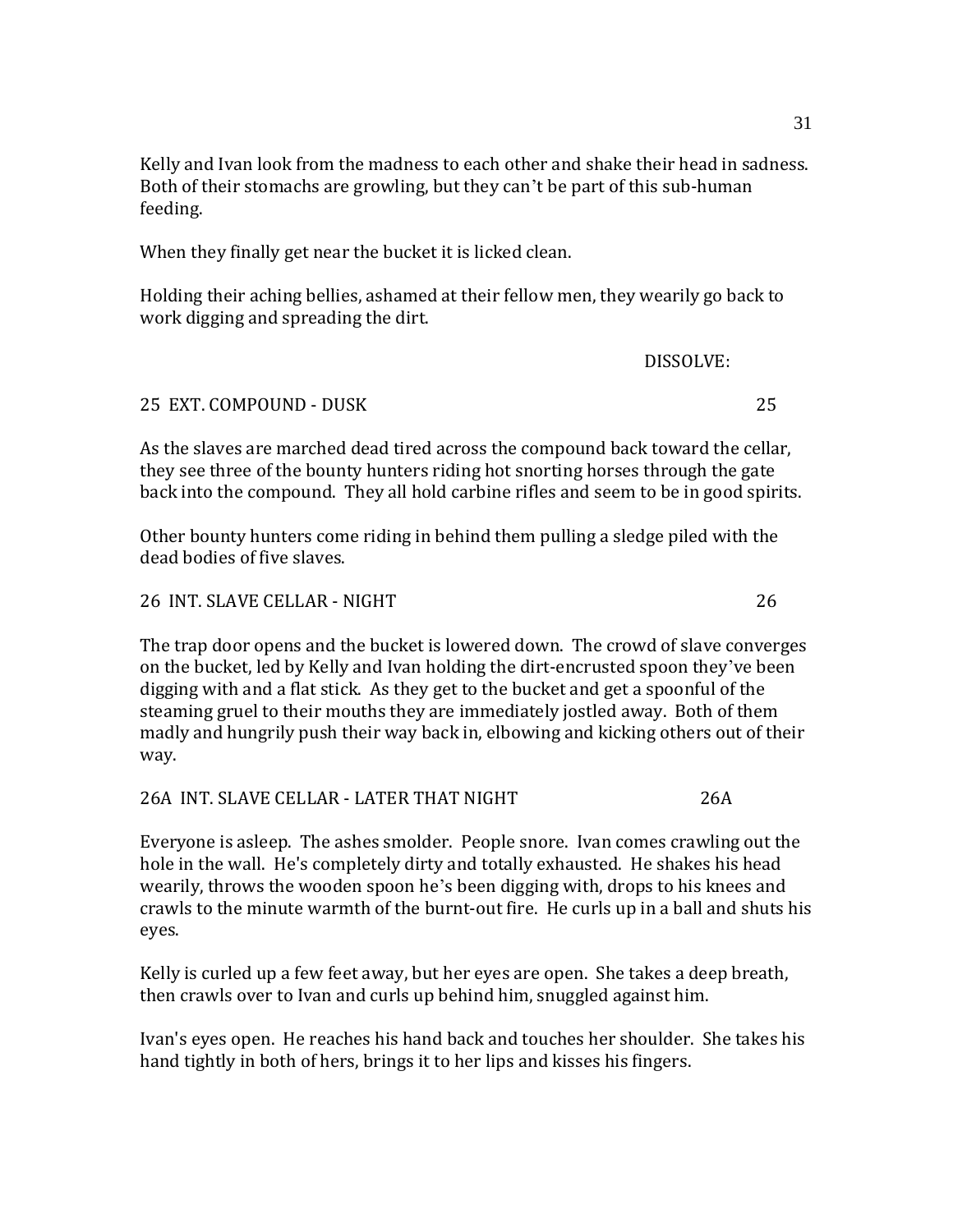Kelly and Ivan look from the madness to each other and shake their head in sadness. Both of their stomachs are growling, but they can't be part of this sub-human feeding.

When they finally get near the bucket it is licked clean.

Holding their aching bellies, ashamed at their fellow men, they wearily go back to work digging and spreading the dirt.

DISSOLVE:

25 EXT. COMPOUND - DUSK 25

As the slaves are marched dead tired across the compound back toward the cellar, they see three of the bounty hunters riding hot snorting horses through the gate back into the compound. They all hold carbine rifles and seem to be in good spirits.

Other bounty hunters come riding in behind them pulling a sledge piled with the dead bodies of five slaves.

26 INT. SLAVE CELLAR - NIGHT 26

The trap door opens and the bucket is lowered down. The crowd of slave converges on the bucket, led by Kelly and Ivan holding the dirt-encrusted spoon they've been digging with and a flat stick. As they get to the bucket and get a spoonful of the steaming gruel to their mouths they are immediately jostled away. Both of them madly and hungrily push their way back in, elbowing and kicking others out of their way.

26A INT. SLAVE CELLAR - LATER THAT NIGHT 26A

Everyone is asleep. The ashes smolder. People snore. Ivan comes crawling out the hole in the wall. He's completely dirty and totally exhausted. He shakes his head wearily, throws the wooden spoon he's been digging with, drops to his knees and crawls to the minute warmth of the burnt-out fire. He curls up in a ball and shuts his eyes.

Kelly is curled up a few feet away, but her eyes are open. She takes a deep breath, then crawls over to Ivan and curls up behind him, snuggled against him.

Ivan's eyes open. He reaches his hand back and touches her shoulder. She takes his hand tightly in both of hers, brings it to her lips and kisses his fingers.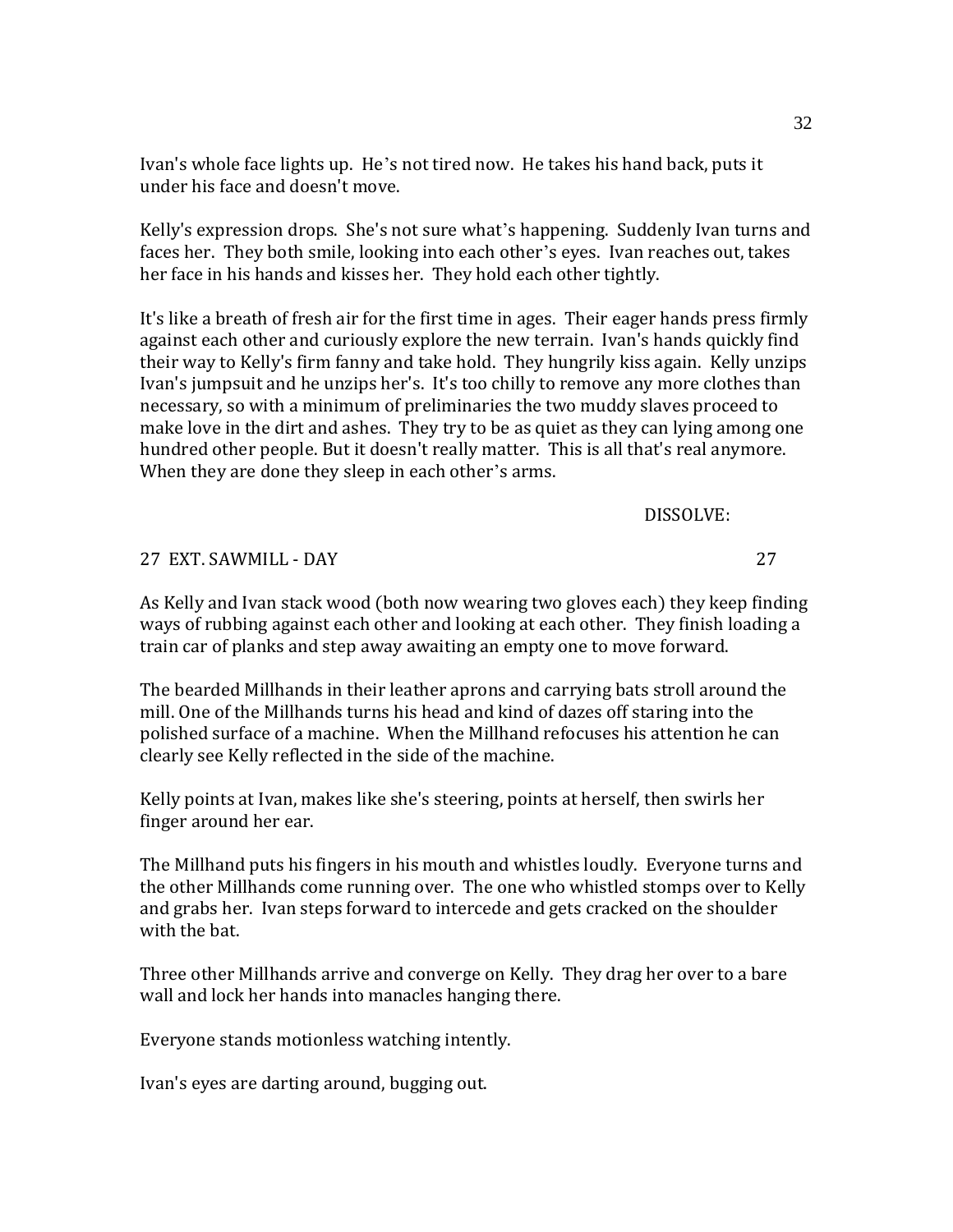Ivan's whole face lights up. He's not tired now. He takes his hand back, puts it under his face and doesn't move.

Kelly's expression drops. She's not sure what's happening. Suddenly Ivan turns and faces her. They both smile, looking into each other's eyes. Ivan reaches out, takes her face in his hands and kisses her. They hold each other tightly.

It's like a breath of fresh air for the first time in ages. Their eager hands press firmly against each other and curiously explore the new terrain. Ivan's hands quickly find their way to Kelly's firm fanny and take hold. They hungrily kiss again. Kelly unzips Ivan's jumpsuit and he unzips her's. It's too chilly to remove any more clothes than necessary, so with a minimum of preliminaries the two muddy slaves proceed to make love in the dirt and ashes. They try to be as quiet as they can lying among one hundred other people. But it doesn't really matter. This is all that's real anymore. When they are done they sleep in each other's arms.

DISSOLVE:

27 EXT. SAWMILL - DAY 27

As Kelly and Ivan stack wood (both now wearing two gloves each) they keep finding ways of rubbing against each other and looking at each other. They finish loading a train car of planks and step away awaiting an empty one to move forward.

The bearded Millhands in their leather aprons and carrying bats stroll around the mill. One of the Millhands turns his head and kind of dazes off staring into the polished surface of a machine. When the Millhand refocuses his attention he can clearly see Kelly reflected in the side of the machine.

Kelly points at Ivan, makes like she's steering, points at herself, then swirls her finger around her ear.

The Millhand puts his fingers in his mouth and whistles loudly. Everyone turns and the other Millhands come running over. The one who whistled stomps over to Kelly and grabs her. Ivan steps forward to intercede and gets cracked on the shoulder with the bat.

Three other Millhands arrive and converge on Kelly. They drag her over to a bare wall and lock her hands into manacles hanging there.

Everyone stands motionless watching intently.

Ivan's eyes are darting around, bugging out.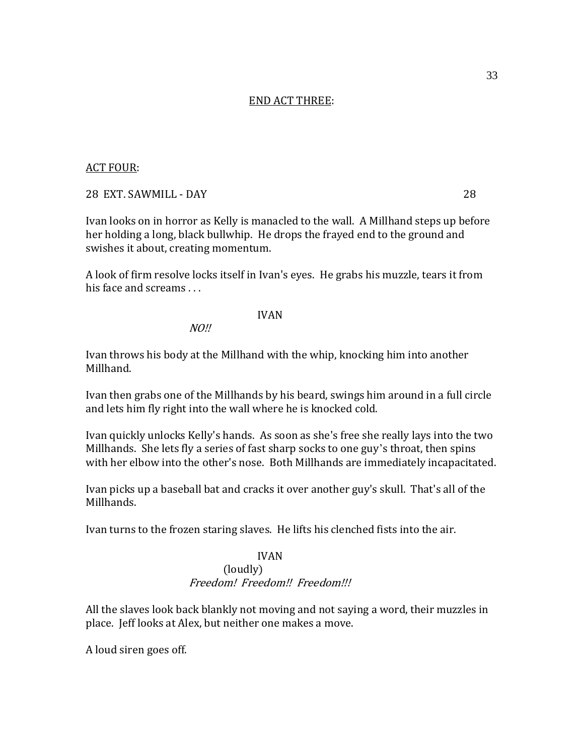END ACT THREE:

ACT FOUR:

28 EXT. SAWMILL - DAY 28

Ivan looks on in horror as Kelly is manacled to the wall. A Millhand steps up before her holding a long, black bullwhip. He drops the frayed end to the ground and swishes it about, creating momentum.

A look of firm resolve locks itself in Ivan's eyes. He grabs his muzzle, tears it from his face and screams . . .

IVAN

*NO!!*

Ivan throws his body at the Millhand with the whip, knocking him into another Millhand.

Ivan then grabs one of the Millhands by his beard, swings him around in a full circle and lets him fly right into the wall where he is knocked cold.

Ivan quickly unlocks Kelly's hands. As soon as she's free she really lays into the two Millhands. She lets fly a series of fast sharp socks to one guy's throat, then spins with her elbow into the other's nose. Both Millhands are immediately incapacitated.

Ivan picks up a baseball bat and cracks it over another guy's skull. That's all of the Millhands.

Ivan turns to the frozen staring slaves. He lifts his clenched fists into the air.

IVAN

(loudly)

*Freedom! Freedom!! Freedom!!!*

All the slaves look back blankly not moving and not saying a word, their muzzles in place. Jeff looks at Alex, but neither one makes a move.

A loud siren goes off.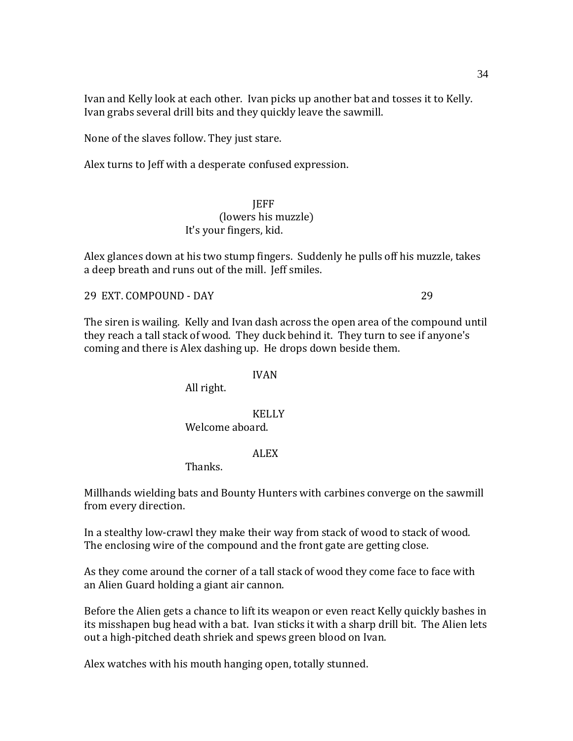Ivan and Kelly look at each other. Ivan picks up another bat and tosses it to Kelly. Ivan grabs several drill bits and they quickly leave the sawmill.

None of the slaves follow. They just stare.

Alex turns to Jeff with a desperate confused expression.

JEFF
(lowers his muzzle)
It's your fingers, kid.

Alex glances down at his two stump fingers. Suddenly he pulls off his muzzle, takes a deep breath and runs out of the mill. Jeff smiles.

29 EXT. COMPOUND - DAY 29

The siren is wailing. Kelly and Ivan dash across the open area of the compound until they reach a tall stack of wood. They duck behind it. They turn to see if anyone's coming and there is Alex dashing up. He drops down beside them.

IVAN
All right.

KELLY
Welcome aboard.

ALEX
Thanks.

Millhands wielding bats and Bounty Hunters with carbines converge on the sawmill from every direction.

In a stealthy low-crawl they make their way from stack of wood to stack of wood. The enclosing wire of the compound and the front gate are getting close.

As they come around the corner of a tall stack of wood they come face to face with an Alien Guard holding a giant air cannon.

Before the Alien gets a chance to lift its weapon or even react Kelly quickly bashes in its misshapen bug head with a bat. Ivan sticks it with a sharp drill bit. The Alien lets out a high-pitched death shriek and spews green blood on Ivan.

Alex watches with his mouth hanging open, totally stunned.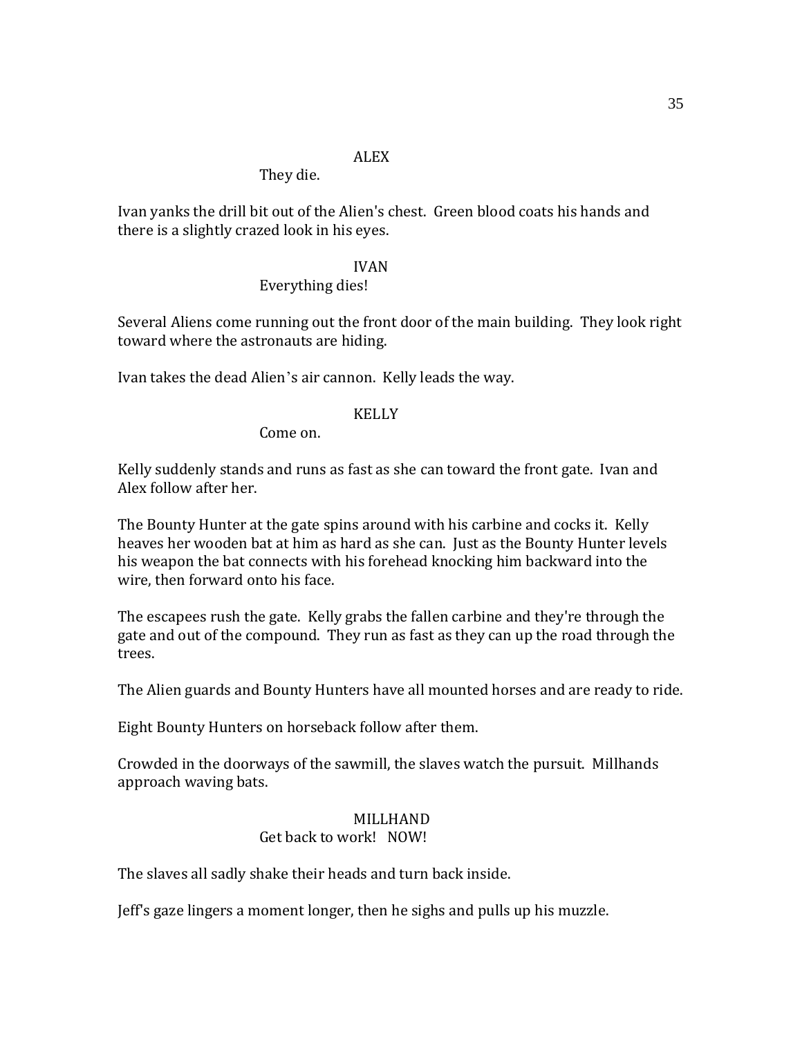ALEX

They die.

Ivan yanks the drill bit out of the Alien's chest. Green blood coats his hands and there is a slightly crazed look in his eyes.

IVAN

Everything dies!

Several Aliens come running out the front door of the main building. They look right toward where the astronauts are hiding.

Ivan takes the dead Alien's air cannon. Kelly leads the way.

KELLY

Come on.

Kelly suddenly stands and runs as fast as she can toward the front gate. Ivan and Alex follow after her.

The Bounty Hunter at the gate spins around with his carbine and cocks it. Kelly heaves her wooden bat at him as hard as she can. Just as the Bounty Hunter levels his weapon the bat connects with his forehead knocking him backward into the wire, then forward onto his face.

The escapees rush the gate. Kelly grabs the fallen carbine and they're through the gate and out of the compound. They run as fast as they can up the road through the trees.

The Alien guards and Bounty Hunters have all mounted horses and are ready to ride.

Eight Bounty Hunters on horseback follow after them.

Crowded in the doorways of the sawmill, the slaves watch the pursuit. Millhands approach waving bats.

MILLHAND

Get back to work! NOW!

The slaves all sadly shake their heads and turn back inside.

Jeff's gaze lingers a moment longer, then he sighs and pulls up his muzzle.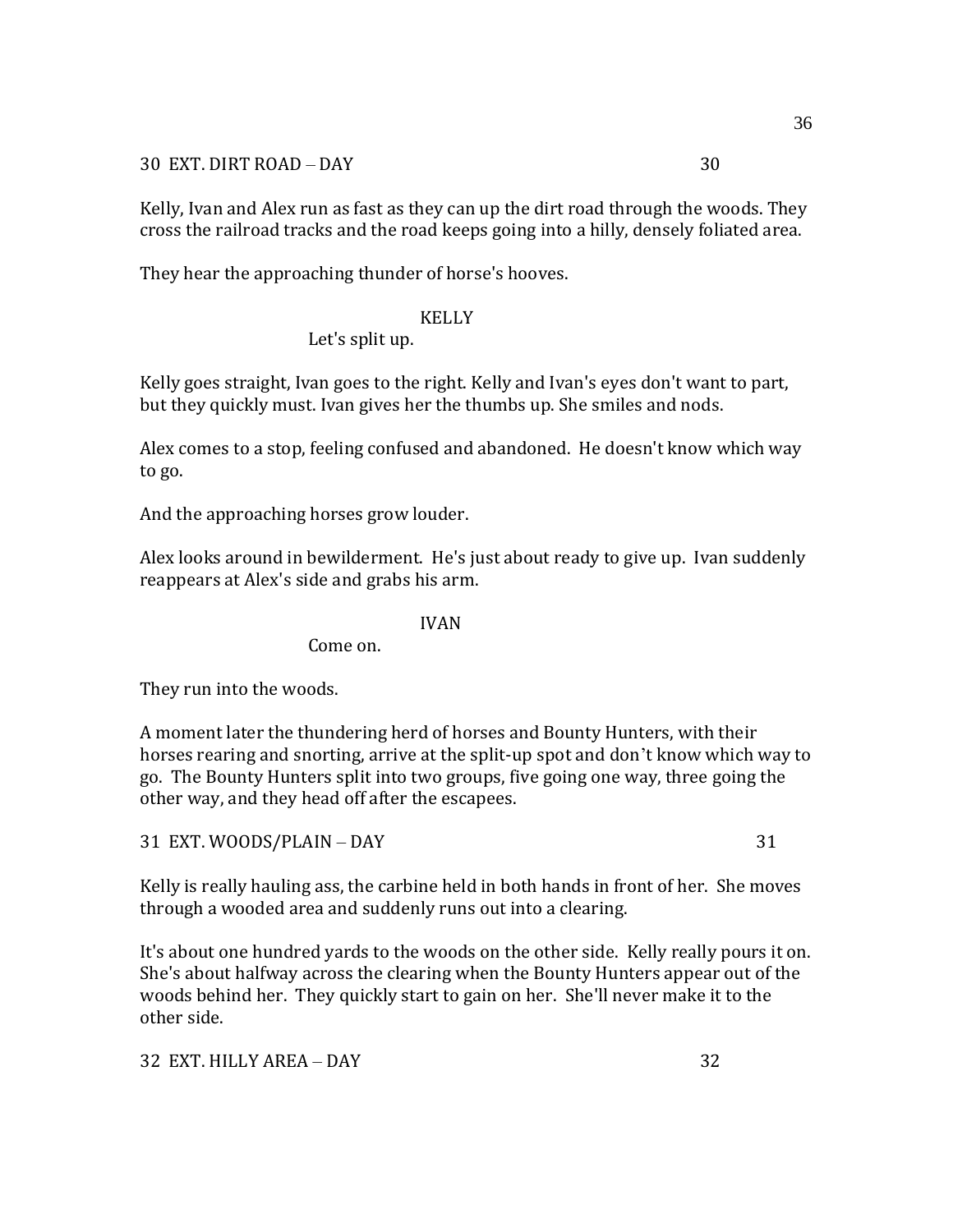30 EXT. DIRT ROAD – DAY 30

Kelly, Ivan and Alex run as fast as they can up the dirt road through the woods. They cross the railroad tracks and the road keeps going into a hilly, densely foliated area.

They hear the approaching thunder of horse's hooves.

KELLY
Let's split up.

Kelly goes straight, Ivan goes to the right. Kelly and Ivan's eyes don't want to part, but they quickly must. Ivan gives her the thumbs up. She smiles and nods.

Alex comes to a stop, feeling confused and abandoned. He doesn't know which way to go.

And the approaching horses grow louder.

Alex looks around in bewilderment. He's just about ready to give up. Ivan suddenly reappears at Alex's side and grabs his arm.

IVAN
Come on.

They run into the woods.

A moment later the thundering herd of horses and Bounty Hunters, with their horses rearing and snorting, arrive at the split-up spot and don't know which way to go. The Bounty Hunters split into two groups, five going one way, three going the other way, and they head off after the escapees.

31 EXT. WOODS/PLAIN – DAY 31

Kelly is really hauling ass, the carbine held in both hands in front of her. She moves through a wooded area and suddenly runs out into a clearing.

It's about one hundred yards to the woods on the other side. Kelly really pours it on. She's about halfway across the clearing when the Bounty Hunters appear out of the woods behind her. They quickly start to gain on her. She'll never make it to the other side.

32 EXT. HILLY AREA – DAY 32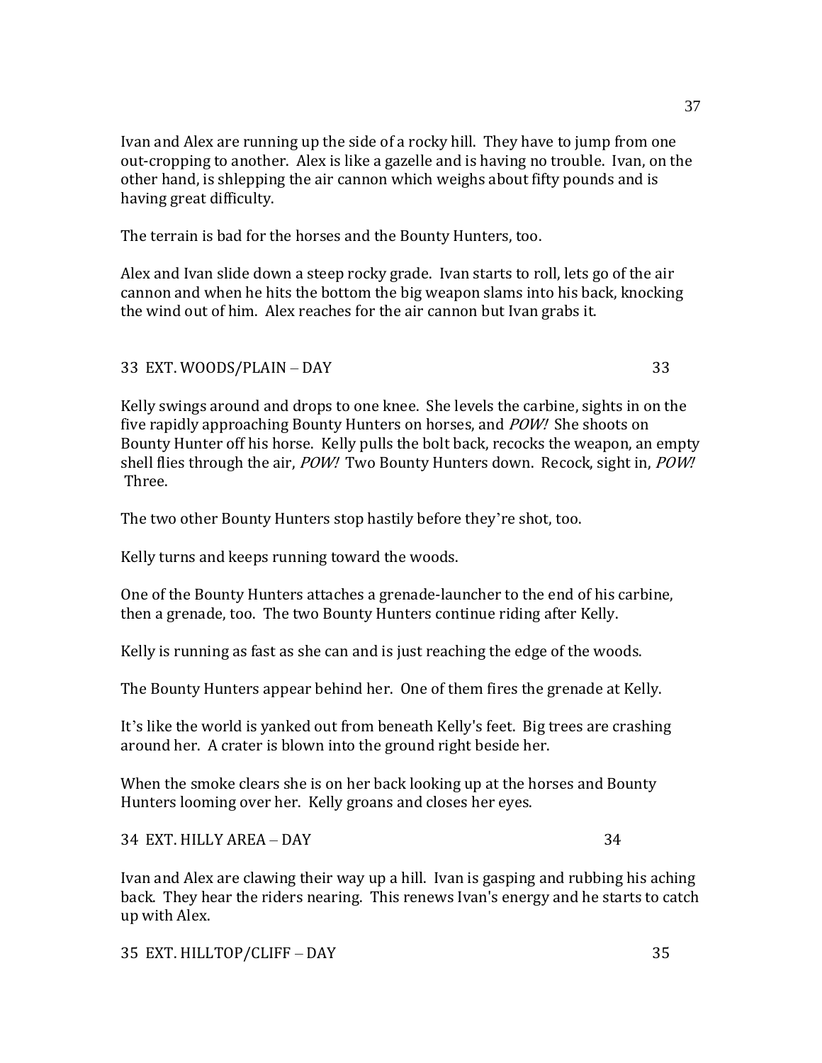Ivan and Alex are running up the side of a rocky hill. They have to jump from one out-cropping to another. Alex is like a gazelle and is having no trouble. Ivan, on the other hand, is shlepping the air cannon which weighs about fifty pounds and is having great difficulty.

The terrain is bad for the horses and the Bounty Hunters, too.

Alex and Ivan slide down a steep rocky grade. Ivan starts to roll, lets go of the air cannon and when he hits the bottom the big weapon slams into his back, knocking the wind out of him. Alex reaches for the air cannon but Ivan grabs it.

33 EXT. WOODS/PLAIN – DAY 33

Kelly swings around and drops to one knee. She levels the carbine, sights in on the five rapidly approaching Bounty Hunters on horses, and *POW!* She shoots on Bounty Hunter off his horse. Kelly pulls the bolt back, recocks the weapon, an empty shell flies through the air, *POW!* Two Bounty Hunters down. Recock, sight in, *POW!* Three.

The two other Bounty Hunters stop hastily before they're shot, too.

Kelly turns and keeps running toward the woods.

One of the Bounty Hunters attaches a grenade-launcher to the end of his carbine, then a grenade, too. The two Bounty Hunters continue riding after Kelly.

Kelly is running as fast as she can and is just reaching the edge of the woods.

The Bounty Hunters appear behind her. One of them fires the grenade at Kelly.

It's like the world is yanked out from beneath Kelly's feet. Big trees are crashing around her. A crater is blown into the ground right beside her.

When the smoke clears she is on her back looking up at the horses and Bounty Hunters looming over her. Kelly groans and closes her eyes.

34 EXT. HILLY AREA – DAY 34

Ivan and Alex are clawing their way up a hill. Ivan is gasping and rubbing his aching back. They hear the riders nearing. This renews Ivan's energy and he starts to catch up with Alex.

35 EXT. HILLTOP/CLIFF – DAY 35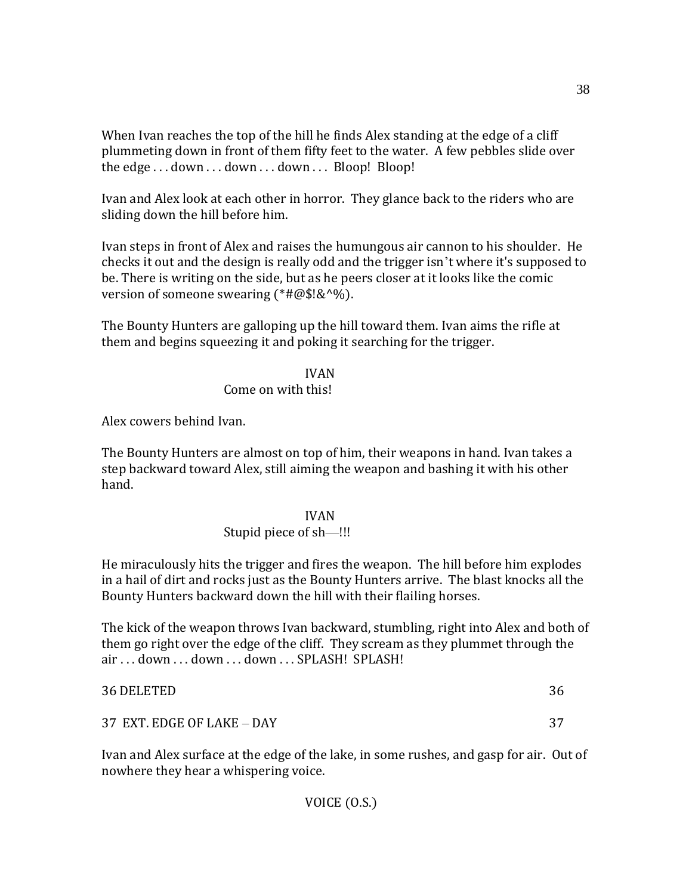When Ivan reaches the top of the hill he finds Alex standing at the edge of a cliff plummeting down in front of them fifty feet to the water. A few pebbles slide over the edge . . . down . . . down . . . down . . . Bloop! Bloop!

Ivan and Alex look at each other in horror. They glance back to the riders who are sliding down the hill before him.

Ivan steps in front of Alex and raises the humungous air cannon to his shoulder. He checks it out and the design is really odd and the trigger isn't where it's supposed to be. There is writing on the side, but as he peers closer at it looks like the comic version of someone swearing (*#@$!&^%).

The Bounty Hunters are galloping up the hill toward them. Ivan aims the rifle at them and begins squeezing it and poking it searching for the trigger.

IVAN
Come on with this!

Alex cowers behind Ivan.

The Bounty Hunters are almost on top of him, their weapons in hand. Ivan takes a step backward toward Alex, still aiming the weapon and bashing it with his other hand.

IVAN
Stupid piece of sh—!!!

He miraculously hits the trigger and fires the weapon. The hill before him explodes in a hail of dirt and rocks just as the Bounty Hunters arrive. The blast knocks all the Bounty Hunters backward down the hill with their flailing horses.

The kick of the weapon throws Ivan backward, stumbling, right into Alex and both of them go right over the edge of the cliff. They scream as they plummet through the air . . . down . . . down . . . down . . . SPLASH! SPLASH!

36 DELETED 36

37 EXT. EDGE OF LAKE – DAY 37

Ivan and Alex surface at the edge of the lake, in some rushes, and gasp for air. Out of nowhere they hear a whispering voice.

VOICE (O.S.)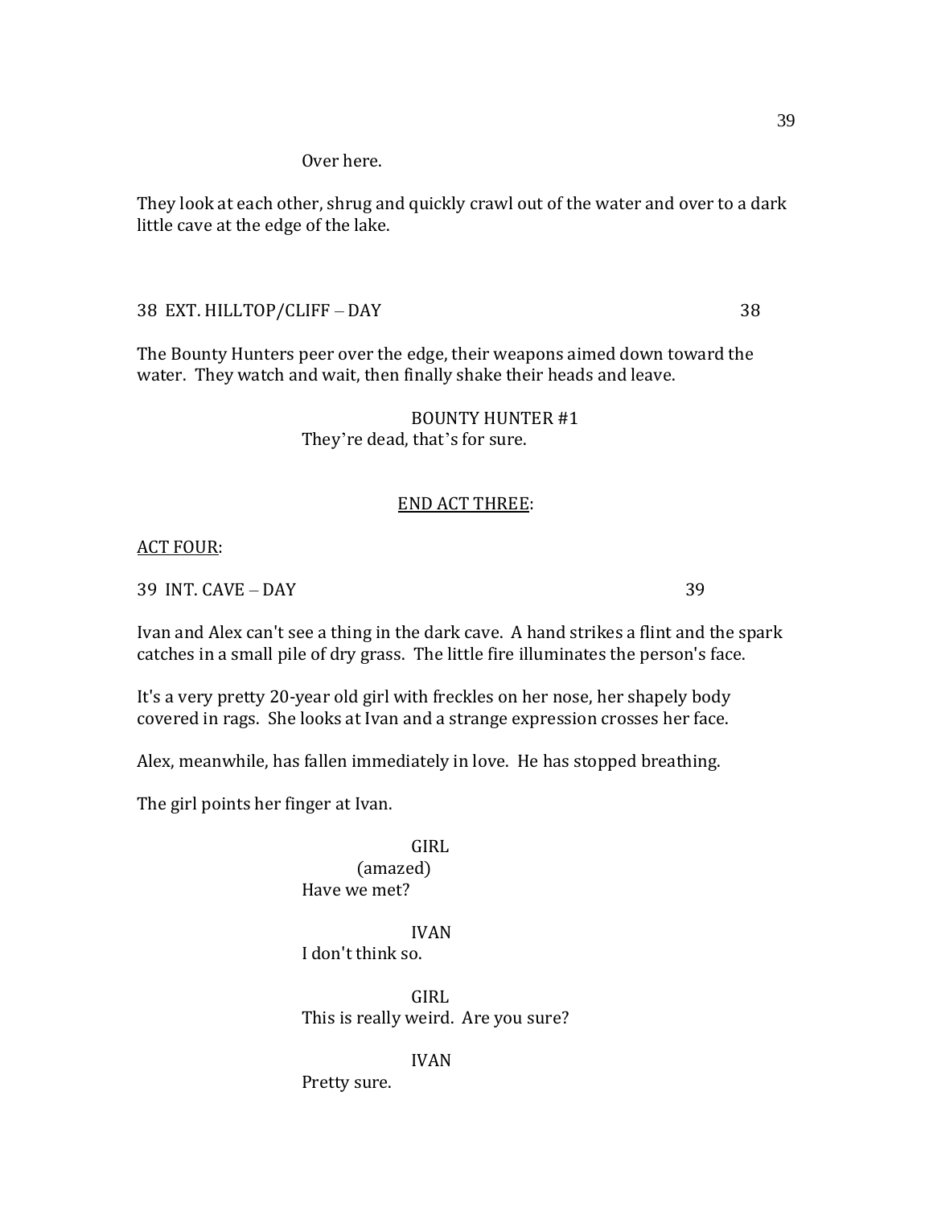Over here.

They look at each other, shrug and quickly crawl out of the water and over to a dark little cave at the edge of the lake.

38 EXT. HILLTOP/CLIFF – DAY 38

The Bounty Hunters peer over the edge, their weapons aimed down toward the water. They watch and wait, then finally shake their heads and leave.

BOUNTY HUNTER #1
They're dead, that's for sure.

<u>END ACT THREE</u>:

<u>ACT FOUR</u>:

39 INT. CAVE – DAY 39

Ivan and Alex can't see a thing in the dark cave. A hand strikes a flint and the spark catches in a small pile of dry grass. The little fire illuminates the person's face.

It's a very pretty 20-year old girl with freckles on her nose, her shapely body covered in rags. She looks at Ivan and a strange expression crosses her face.

Alex, meanwhile, has fallen immediately in love. He has stopped breathing.

The girl points her finger at Ivan.

GIRL
(amazed)
Have we met?

IVAN
I don't think so.

GIRL
This is really weird. Are you sure?

IVAN
Pretty sure.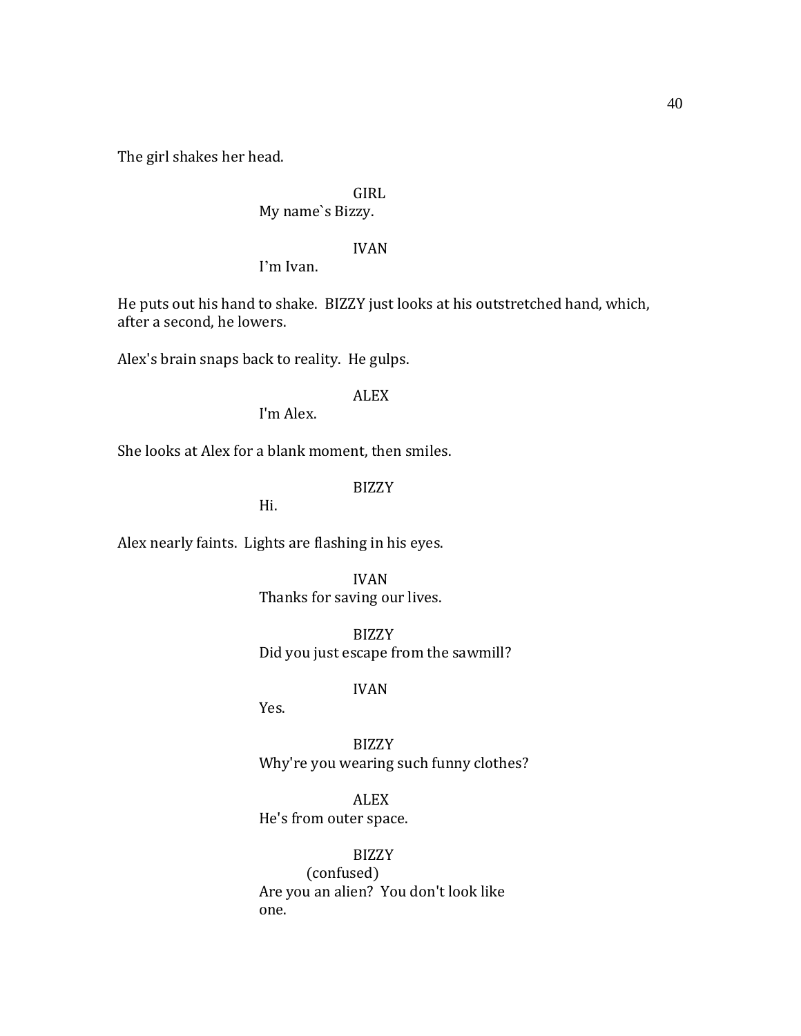The girl shakes her head.

GIRL
My name`s Bizzy.

IVAN
I'm Ivan.

He puts out his hand to shake. BIZZY just looks at his outstretched hand, which, after a second, he lowers.

Alex's brain snaps back to reality. He gulps.

ALEX
I'm Alex.

She looks at Alex for a blank moment, then smiles.

BIZZY
Hi.

Alex nearly faints. Lights are flashing in his eyes.

IVAN
Thanks for saving our lives.

BIZZY
Did you just escape from the sawmill?

IVAN
Yes.

BIZZY
Why're you wearing such funny clothes?

ALEX
He's from outer space.

BIZZY
(confused)
Are you an alien? You don't look like one.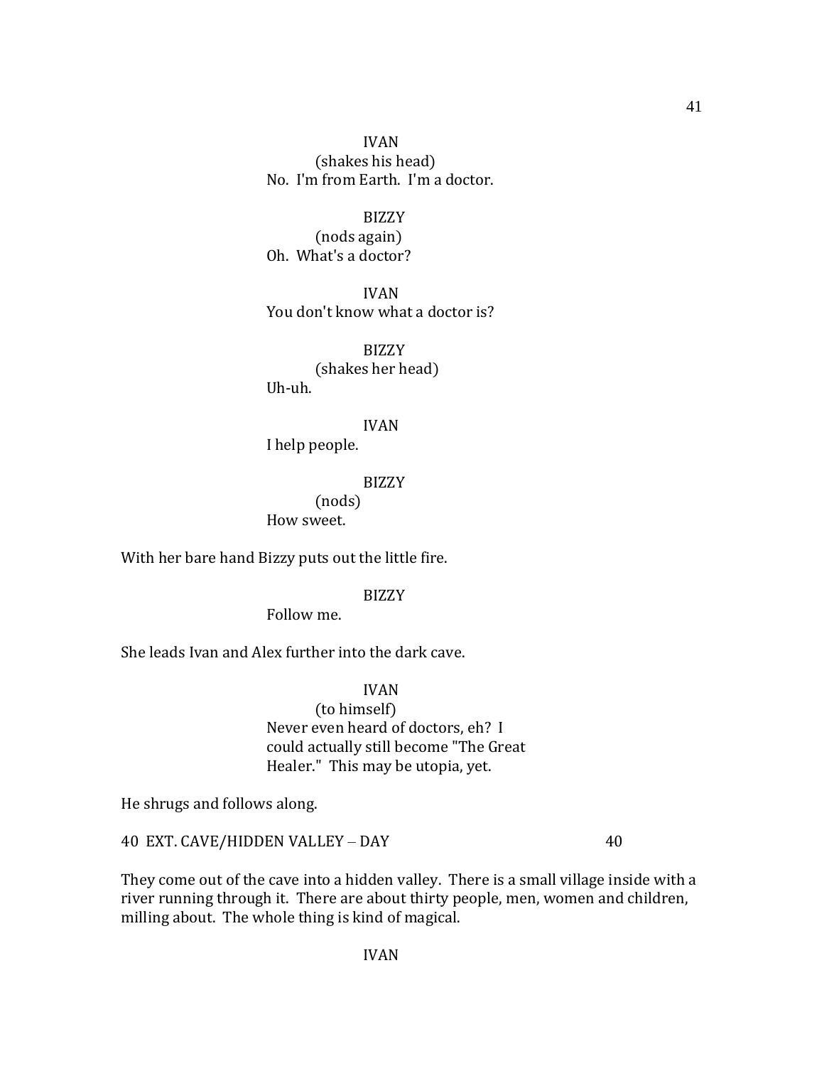IVAN
(shakes his head)
No.  I'm from Earth.  I'm a doctor.

BIZZY
(nods again)
Oh.  What's a doctor?

IVAN
You don't know what a doctor is?

BIZZY
(shakes her head)
Uh-uh.

IVAN
I help people.

BIZZY
(nods)
How sweet.

With her bare hand Bizzy puts out the little fire.

BIZZY
Follow me.

She leads Ivan and Alex further into the dark cave.

IVAN
(to himself)
Never even heard of doctors, eh?  I could actually still become "The Great Healer."  This may be utopia, yet.

He shrugs and follows along.

40  EXT. CAVE/HIDDEN VALLEY – DAY                                                40

They come out of the cave into a hidden valley.  There is a small village inside with a river running through it.  There are about thirty people, men, women and children, milling about.  The whole thing is kind of magical.

IVAN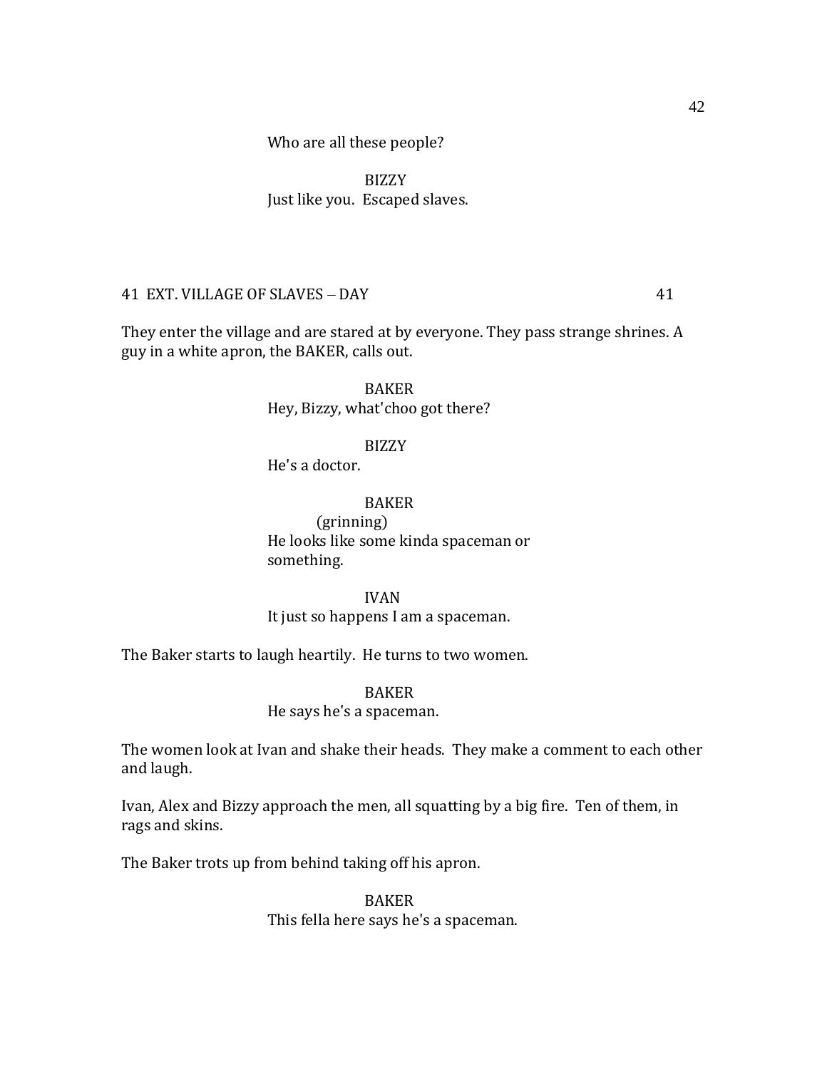Who are all these people?

BIZZY
Just like you. Escaped slaves.

41 EXT. VILLAGE OF SLAVES – DAY 41

They enter the village and are stared at by everyone. They pass strange shrines. A guy in a white apron, the BAKER, calls out.

BAKER
Hey, Bizzy, what'choo got there?

BIZZY
He's a doctor.

BAKER
(grinning)
He looks like some kinda spaceman or something.

IVAN
It just so happens I am a spaceman.

The Baker starts to laugh heartily. He turns to two women.

BAKER
He says he's a spaceman.

The women look at Ivan and shake their heads. They make a comment to each other and laugh.

Ivan, Alex and Bizzy approach the men, all squatting by a big fire. Ten of them, in rags and skins.

The Baker trots up from behind taking off his apron.

BAKER
This fella here says he's a spaceman.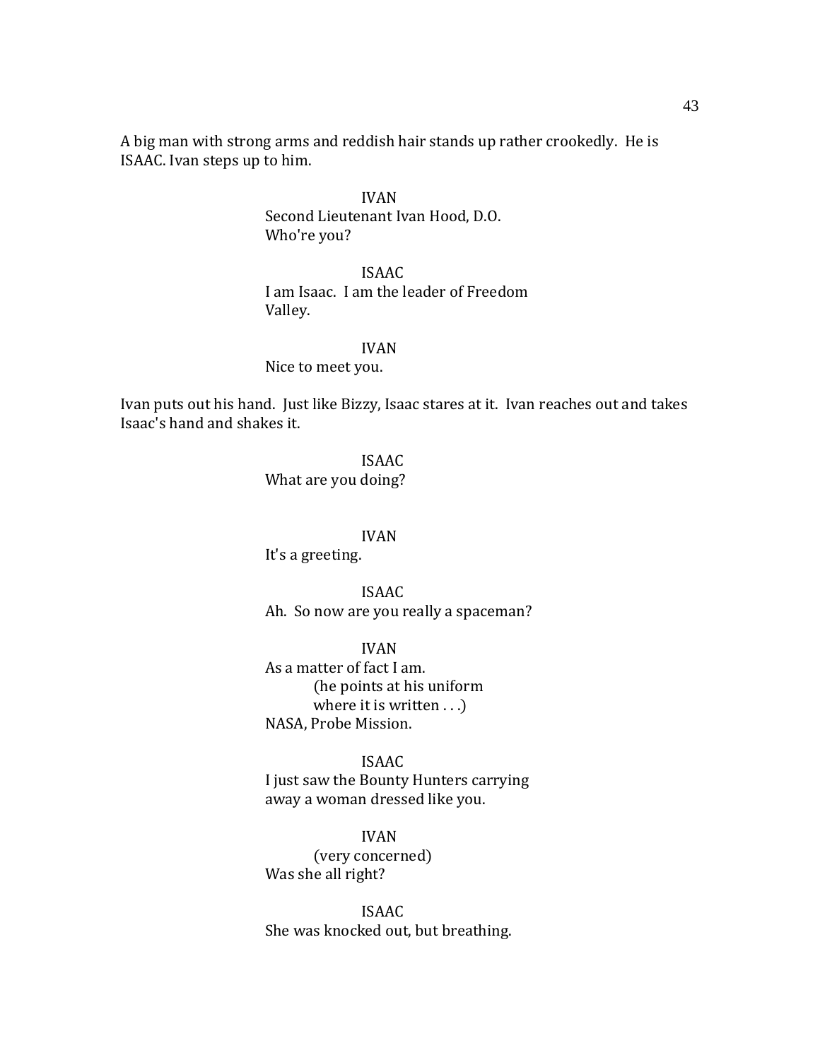A big man with strong arms and reddish hair stands up rather crookedly. He is ISAAC. Ivan steps up to him.

IVAN
Second Lieutenant Ivan Hood, D.O.
Who're you?

ISAAC
I am Isaac. I am the leader of Freedom Valley.

IVAN
Nice to meet you.

Ivan puts out his hand. Just like Bizzy, Isaac stares at it. Ivan reaches out and takes Isaac's hand and shakes it.

ISAAC
What are you doing?

IVAN
It's a greeting.

ISAAC
Ah. So now are you really a spaceman?

IVAN
As a matter of fact I am.
(he points at his uniform where it is written . . .)
NASA, Probe Mission.

ISAAC
I just saw the Bounty Hunters carrying away a woman dressed like you.

IVAN
(very concerned)
Was she all right?

ISAAC
She was knocked out, but breathing.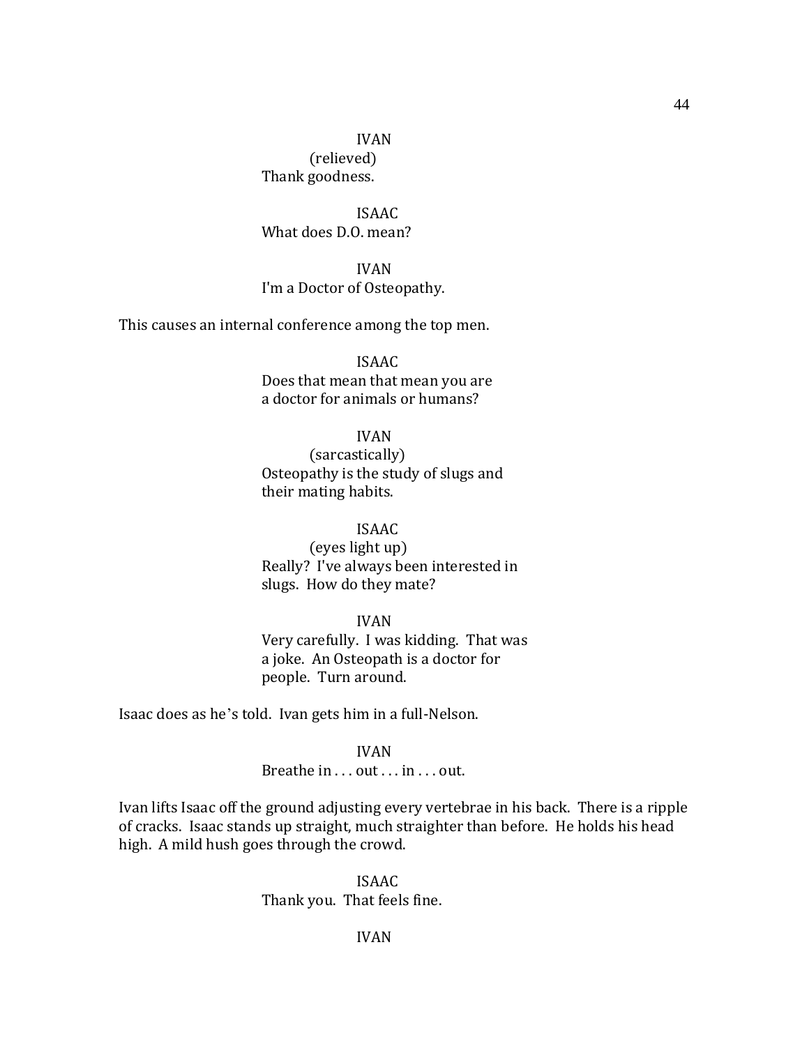IVAN
(relieved)
Thank goodness.

ISAAC
What does D.O. mean?

IVAN
I'm a Doctor of Osteopathy.

This causes an internal conference among the top men.

ISAAC
Does that mean that mean you are a doctor for animals or humans?

IVAN
(sarcastically)
Osteopathy is the study of slugs and their mating habits.

ISAAC
(eyes light up)
Really? I've always been interested in slugs. How do they mate?

IVAN
Very carefully. I was kidding. That was a joke. An Osteopath is a doctor for people. Turn around.

Isaac does as he's told. Ivan gets him in a full-Nelson.

IVAN
Breathe in . . . out . . . in . . . out.

Ivan lifts Isaac off the ground adjusting every vertebrae in his back. There is a ripple of cracks. Isaac stands up straight, much straighter than before. He holds his head high. A mild hush goes through the crowd.

ISAAC
Thank you. That feels fine.

IVAN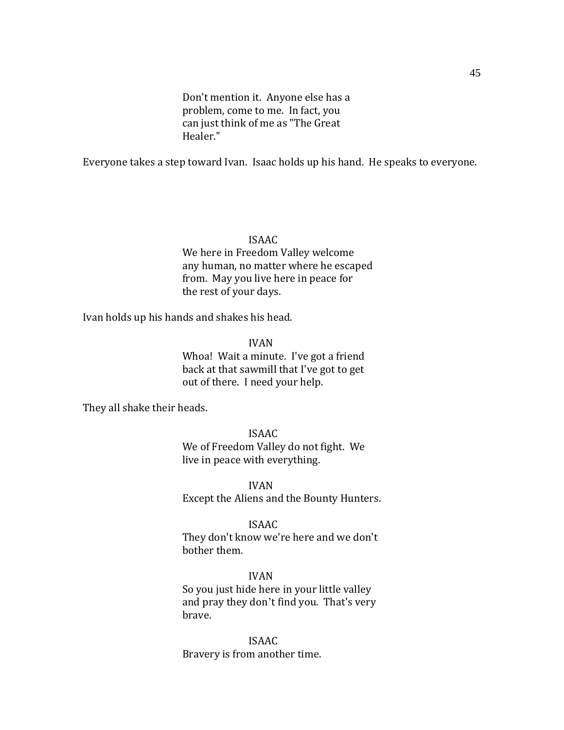Don't mention it. Anyone else has a problem, come to me. In fact, you can just think of me as "The Great Healer."

Everyone takes a step toward Ivan. Isaac holds up his hand. He speaks to everyone.

ISAAC
We here in Freedom Valley welcome any human, no matter where he escaped from. May you live here in peace for the rest of your days.

Ivan holds up his hands and shakes his head.

IVAN
Whoa! Wait a minute. I've got a friend back at that sawmill that I've got to get out of there. I need your help.

They all shake their heads.

ISAAC
We of Freedom Valley do not fight. We live in peace with everything.

IVAN
Except the Aliens and the Bounty Hunters.

ISAAC
They don't know we're here and we don't bother them.

IVAN
So you just hide here in your little valley and pray they don't find you. That's very brave.

ISAAC
Bravery is from another time.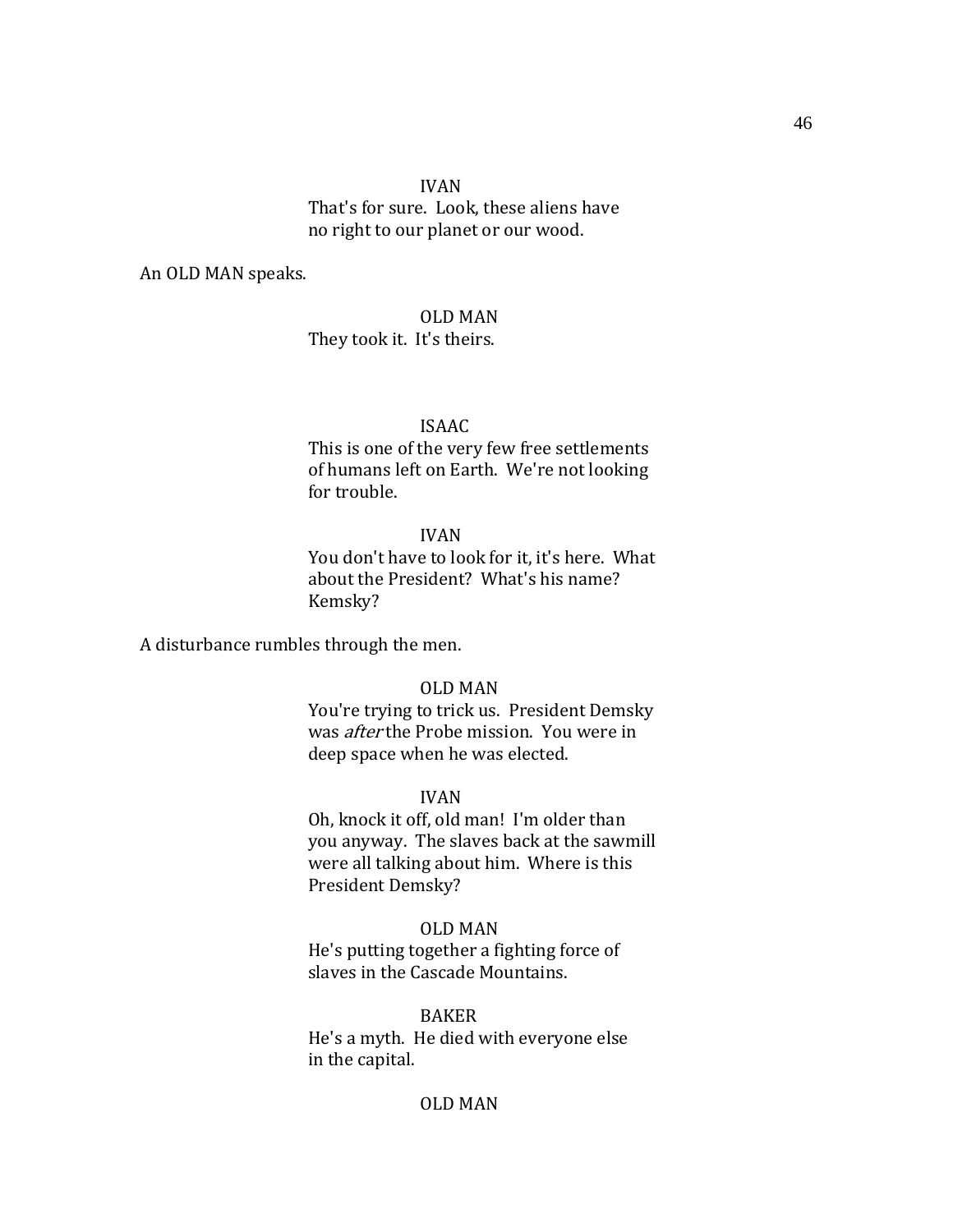IVAN
That's for sure. Look, these aliens have no right to our planet or our wood.

An OLD MAN speaks.

OLD MAN
They took it. It's theirs.

ISAAC
This is one of the very few free settlements of humans left on Earth. We're not looking for trouble.

IVAN
You don't have to look for it, it's here. What about the President? What's his name? Kemsky?

A disturbance rumbles through the men.

OLD MAN
You're trying to trick us. President Demsky was *after* the Probe mission. You were in deep space when he was elected.

IVAN
Oh, knock it off, old man! I'm older than you anyway. The slaves back at the sawmill were all talking about him. Where is this President Demsky?

OLD MAN
He's putting together a fighting force of slaves in the Cascade Mountains.

BAKER
He's a myth. He died with everyone else in the capital.

OLD MAN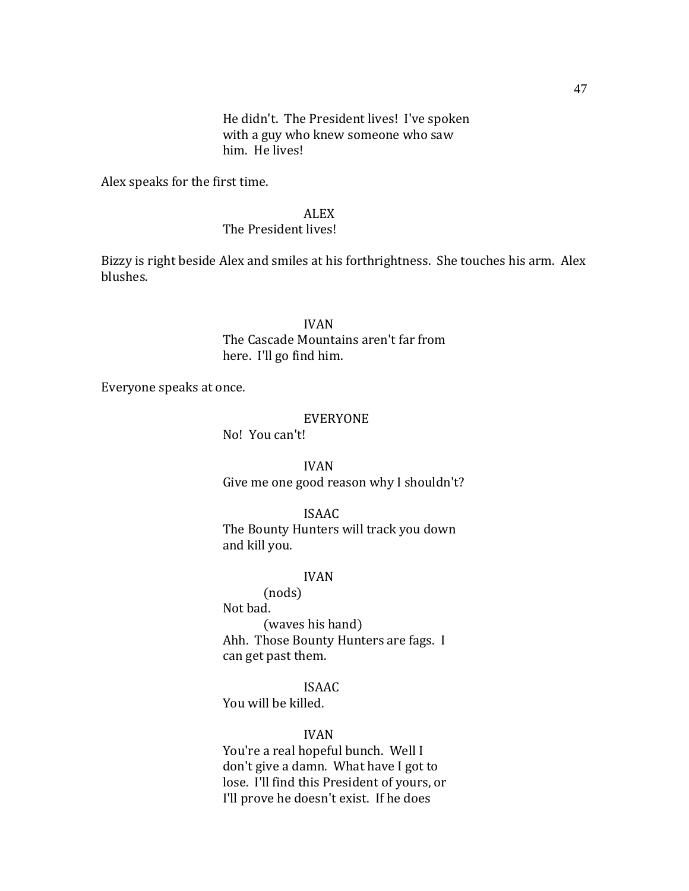He didn't. The President lives! I've spoken with a guy who knew someone who saw him. He lives!

Alex speaks for the first time.

ALEX
The President lives!

Bizzy is right beside Alex and smiles at his forthrightness. She touches his arm. Alex blushes.

IVAN
The Cascade Mountains aren't far from here. I'll go find him.

Everyone speaks at once.

EVERYONE
No! You can't!

IVAN
Give me one good reason why I shouldn't?

ISAAC
The Bounty Hunters will track you down and kill you.

IVAN
(nods)
Not bad.
(waves his hand)
Ahh. Those Bounty Hunters are fags. I can get past them.

ISAAC
You will be killed.

IVAN
You're a real hopeful bunch. Well I don't give a damn. What have I got to lose. I'll find this President of yours, or I'll prove he doesn't exist. If he does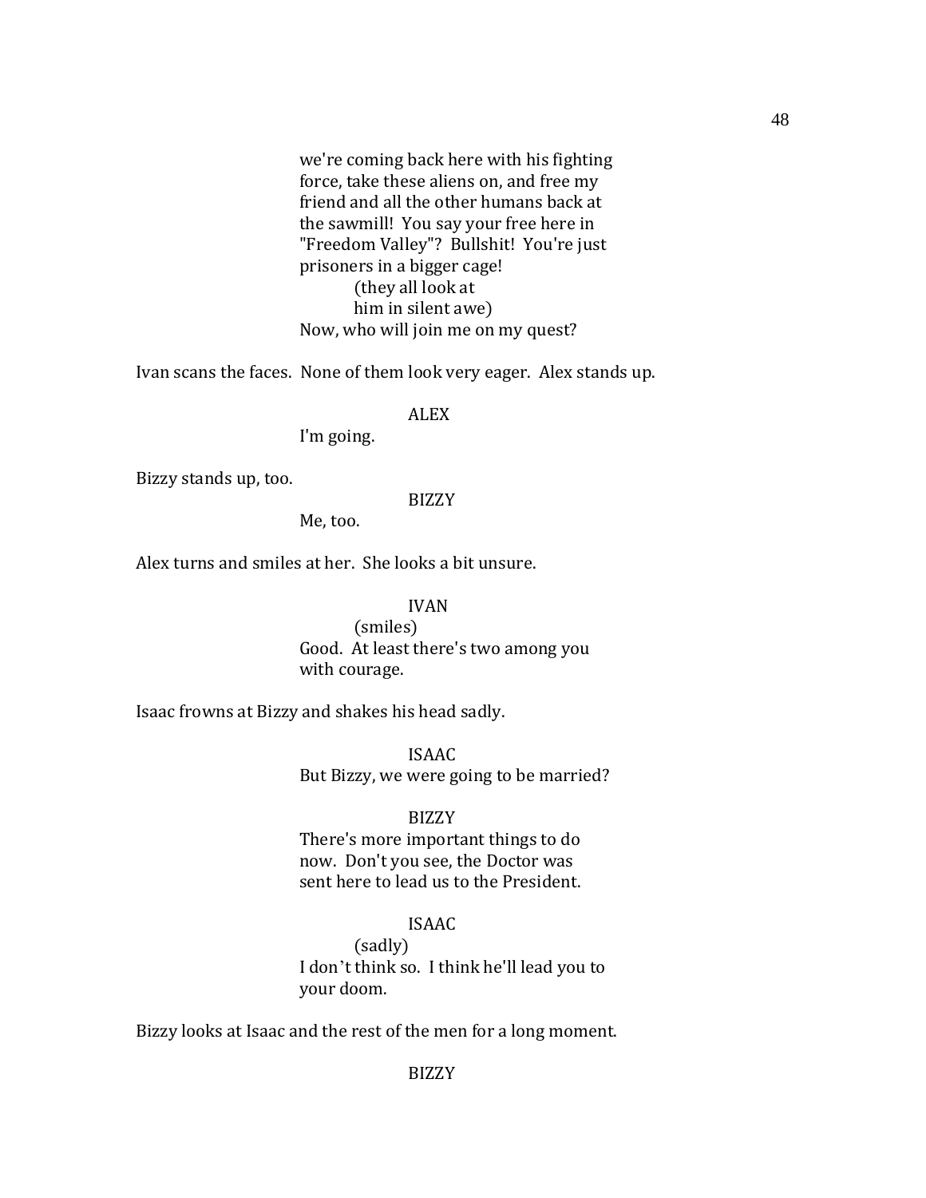we're coming back here with his fighting force, take these aliens on, and free my friend and all the other humans back at the sawmill! You say your free here in "Freedom Valley"? Bullshit! You're just prisoners in a bigger cage!

(they all look at him in silent awe)

Now, who will join me on my quest?

Ivan scans the faces. None of them look very eager. Alex stands up.

ALEX

I'm going.

Bizzy stands up, too.

BIZZY

Me, too.

Alex turns and smiles at her. She looks a bit unsure.

IVAN

(smiles)

Good. At least there's two among you with courage.

Isaac frowns at Bizzy and shakes his head sadly.

ISAAC

But Bizzy, we were going to be married?

BIZZY

There's more important things to do now. Don't you see, the Doctor was sent here to lead us to the President.

ISAAC

(sadly)

I don't think so. I think he'll lead you to your doom.

Bizzy looks at Isaac and the rest of the men for a long moment.

BIZZY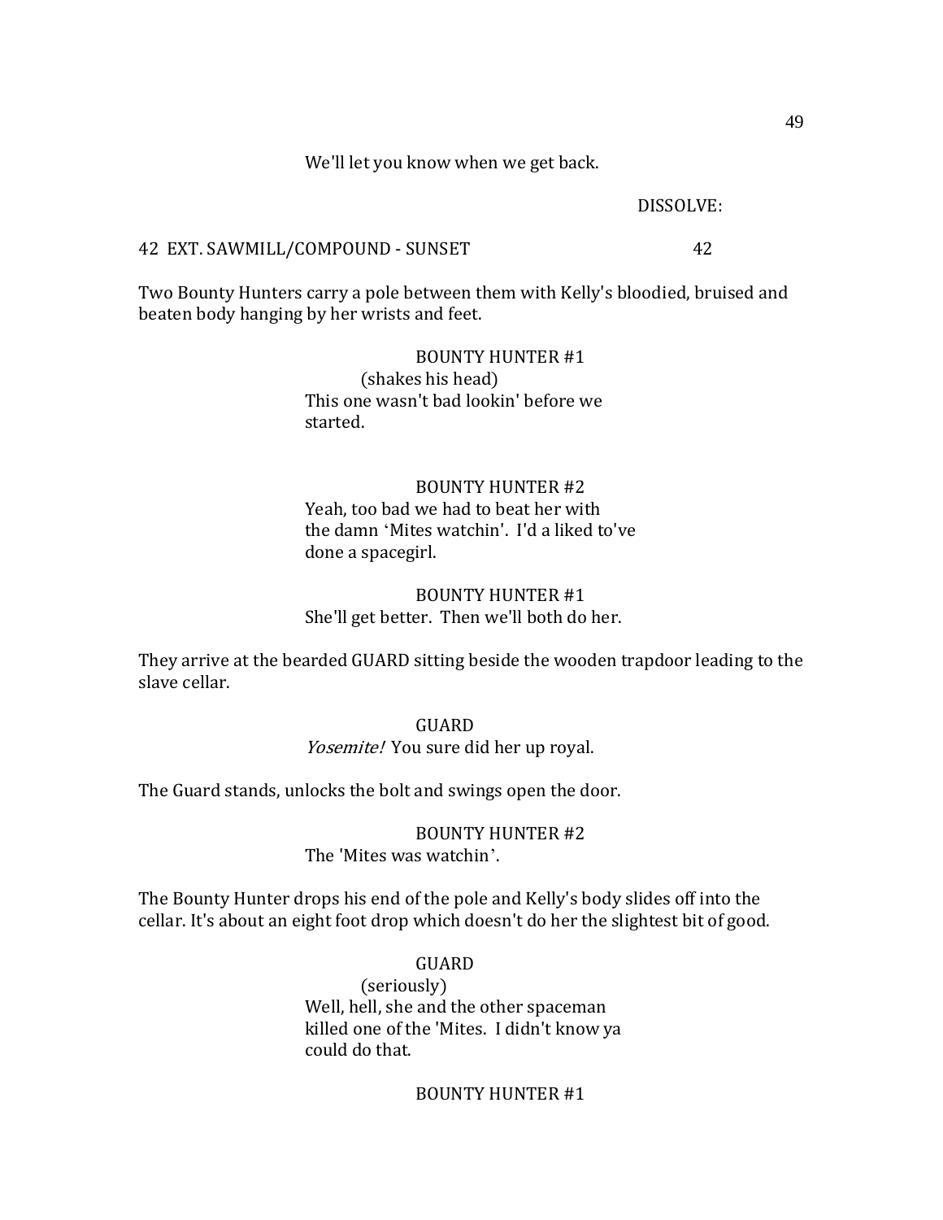We'll let you know when we get back.

DISSOLVE:

42 EXT. SAWMILL/COMPOUND - SUNSET 42

Two Bounty Hunters carry a pole between them with Kelly's bloodied, bruised and beaten body hanging by her wrists and feet.

BOUNTY HUNTER #1
(shakes his head)
This one wasn't bad lookin' before we started.

BOUNTY HUNTER #2
Yeah, too bad we had to beat her with the damn 'Mites watchin'. I'd a liked to've done a spacegirl.

BOUNTY HUNTER #1
She'll get better. Then we'll both do her.

They arrive at the bearded GUARD sitting beside the wooden trapdoor leading to the slave cellar.

GUARD
*Yosemite!* You sure did her up royal.

The Guard stands, unlocks the bolt and swings open the door.

BOUNTY HUNTER #2
The 'Mites was watchin'.

The Bounty Hunter drops his end of the pole and Kelly's body slides off into the cellar. It's about an eight foot drop which doesn't do her the slightest bit of good.

GUARD
(seriously)
Well, hell, she and the other spaceman killed one of the 'Mites. I didn't know ya could do that.

BOUNTY HUNTER #1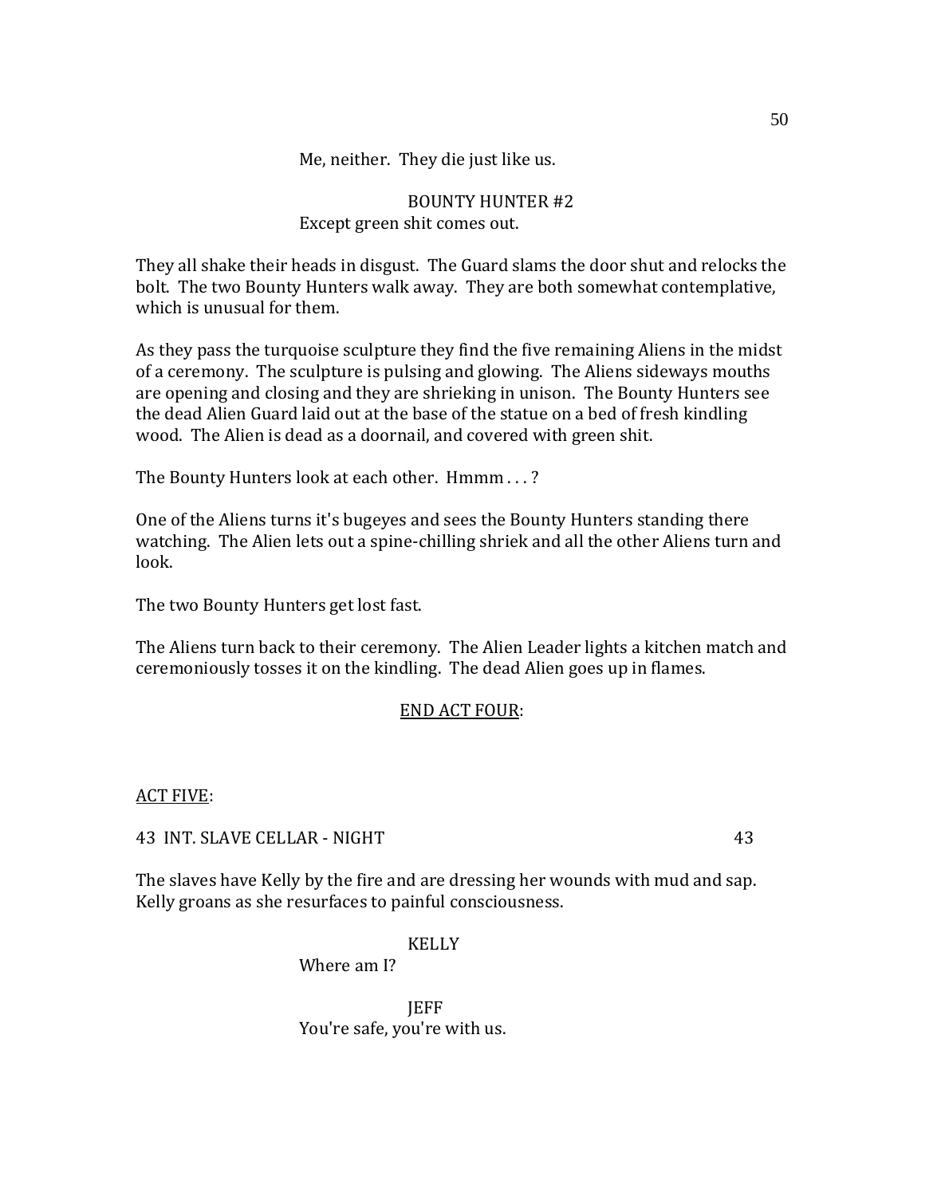Me, neither.  They die just like us.

BOUNTY HUNTER #2
Except green shit comes out.

They all shake their heads in disgust.  The Guard slams the door shut and relocks the bolt.  The two Bounty Hunters walk away.  They are both somewhat contemplative, which is unusual for them.

As they pass the turquoise sculpture they find the five remaining Aliens in the midst of a ceremony.  The sculpture is pulsing and glowing.  The Aliens sideways mouths are opening and closing and they are shrieking in unison.  The Bounty Hunters see the dead Alien Guard laid out at the base of the statue on a bed of fresh kindling wood.  The Alien is dead as a doornail, and covered with green shit.

The Bounty Hunters look at each other.  Hmmm . . . ?

One of the Aliens turns it's bugeyes and sees the Bounty Hunters standing there watching.  The Alien lets out a spine-chilling shriek and all the other Aliens turn and look.

The two Bounty Hunters get lost fast.

The Aliens turn back to their ceremony.  The Alien Leader lights a kitchen match and ceremoniously tosses it on the kindling.  The dead Alien goes up in flames.

<u>END ACT FOUR</u>:

<u>ACT FIVE</u>:

43  INT. SLAVE CELLAR - NIGHT                                                    43

The slaves have Kelly by the fire and are dressing her wounds with mud and sap. Kelly groans as she resurfaces to painful consciousness.

KELLY
Where am I?

JEFF
You're safe, you're with us.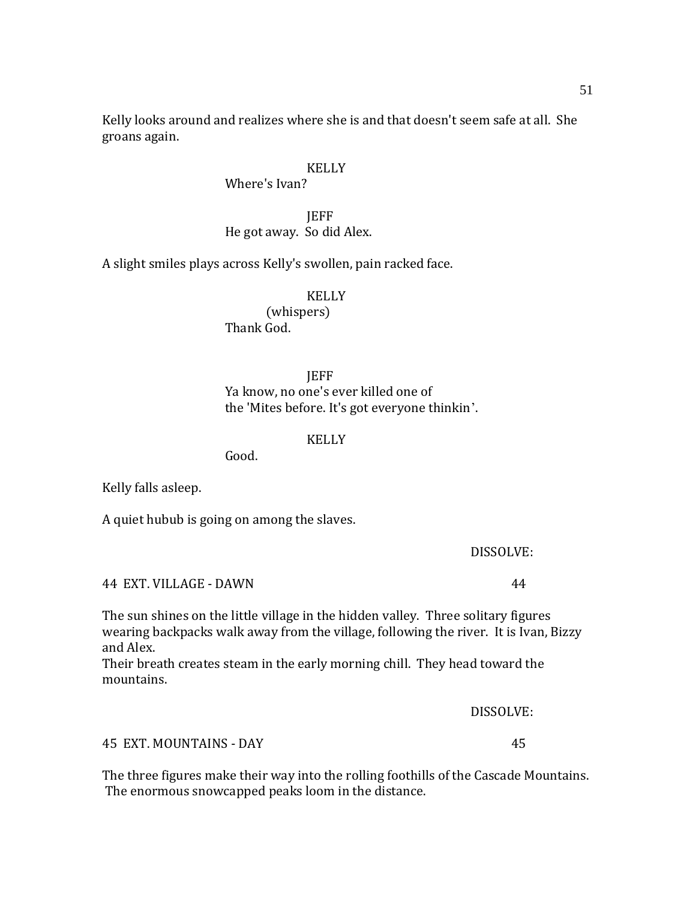Kelly looks around and realizes where she is and that doesn't seem safe at all. She groans again.

KELLY
Where's Ivan?

JEFF
He got away. So did Alex.

A slight smiles plays across Kelly's swollen, pain racked face.

KELLY
(whispers)
Thank God.

JEFF
Ya know, no one's ever killed one of
the 'Mites before. It's got everyone thinkin'.

KELLY
Good.

Kelly falls asleep.

A quiet hubub is going on among the slaves.

DISSOLVE:

44 EXT. VILLAGE - DAWN 44

The sun shines on the little village in the hidden valley. Three solitary figures wearing backpacks walk away from the village, following the river. It is Ivan, Bizzy and Alex.
Their breath creates steam in the early morning chill. They head toward the mountains.

DISSOLVE:

45 EXT. MOUNTAINS - DAY 45

The three figures make their way into the rolling foothills of the Cascade Mountains. The enormous snowcapped peaks loom in the distance.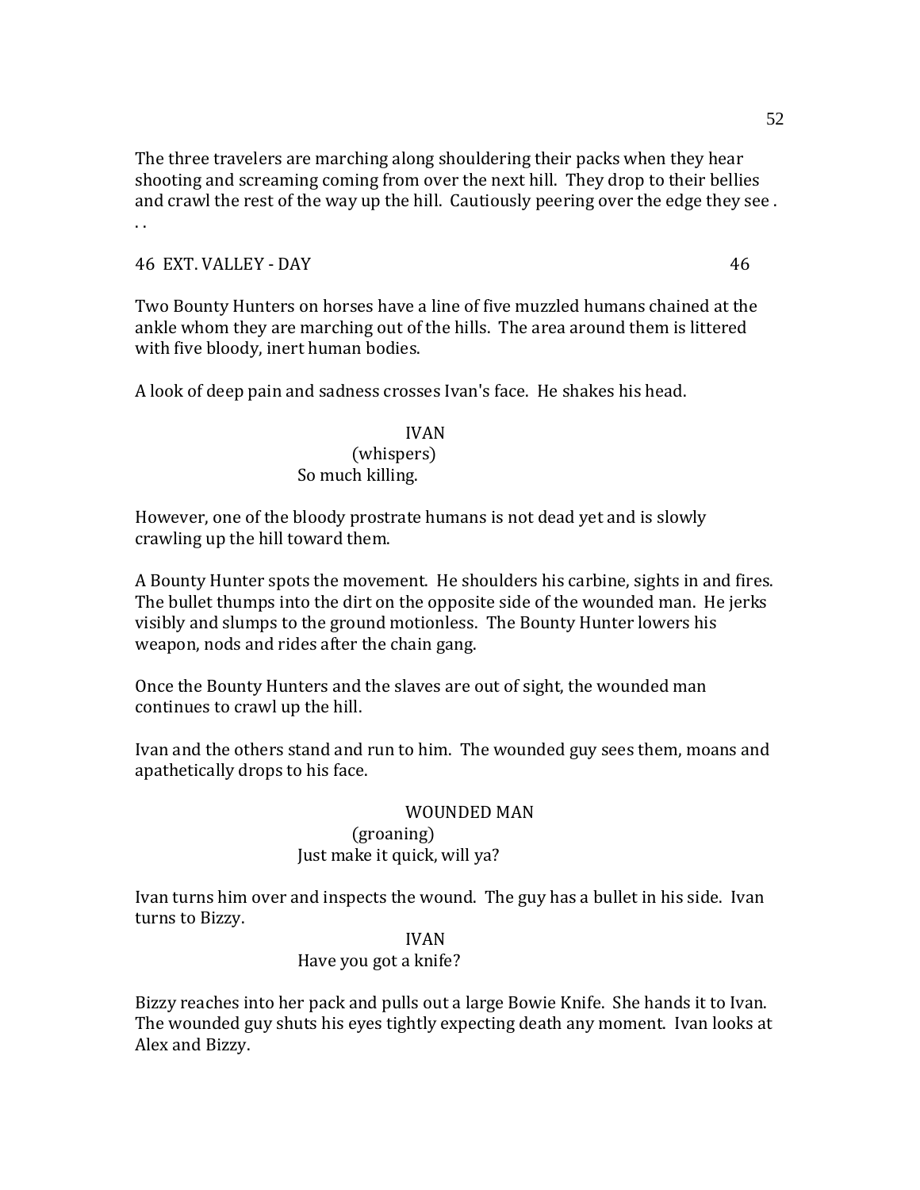The three travelers are marching along shouldering their packs when they hear shooting and screaming coming from over the next hill. They drop to their bellies and crawl the rest of the way up the hill. Cautiously peering over the edge they see . . .

46 EXT. VALLEY - DAY 46

Two Bounty Hunters on horses have a line of five muzzled humans chained at the ankle whom they are marching out of the hills. The area around them is littered with five bloody, inert human bodies.

A look of deep pain and sadness crosses Ivan's face. He shakes his head.

IVAN
(whispers)
So much killing.

However, one of the bloody prostrate humans is not dead yet and is slowly crawling up the hill toward them.

A Bounty Hunter spots the movement. He shoulders his carbine, sights in and fires. The bullet thumps into the dirt on the opposite side of the wounded man. He jerks visibly and slumps to the ground motionless. The Bounty Hunter lowers his weapon, nods and rides after the chain gang.

Once the Bounty Hunters and the slaves are out of sight, the wounded man continues to crawl up the hill.

Ivan and the others stand and run to him. The wounded guy sees them, moans and apathetically drops to his face.

WOUNDED MAN
(groaning)
Just make it quick, will ya?

Ivan turns him over and inspects the wound. The guy has a bullet in his side. Ivan turns to Bizzy.

IVAN
Have you got a knife?

Bizzy reaches into her pack and pulls out a large Bowie Knife. She hands it to Ivan. The wounded guy shuts his eyes tightly expecting death any moment. Ivan looks at Alex and Bizzy.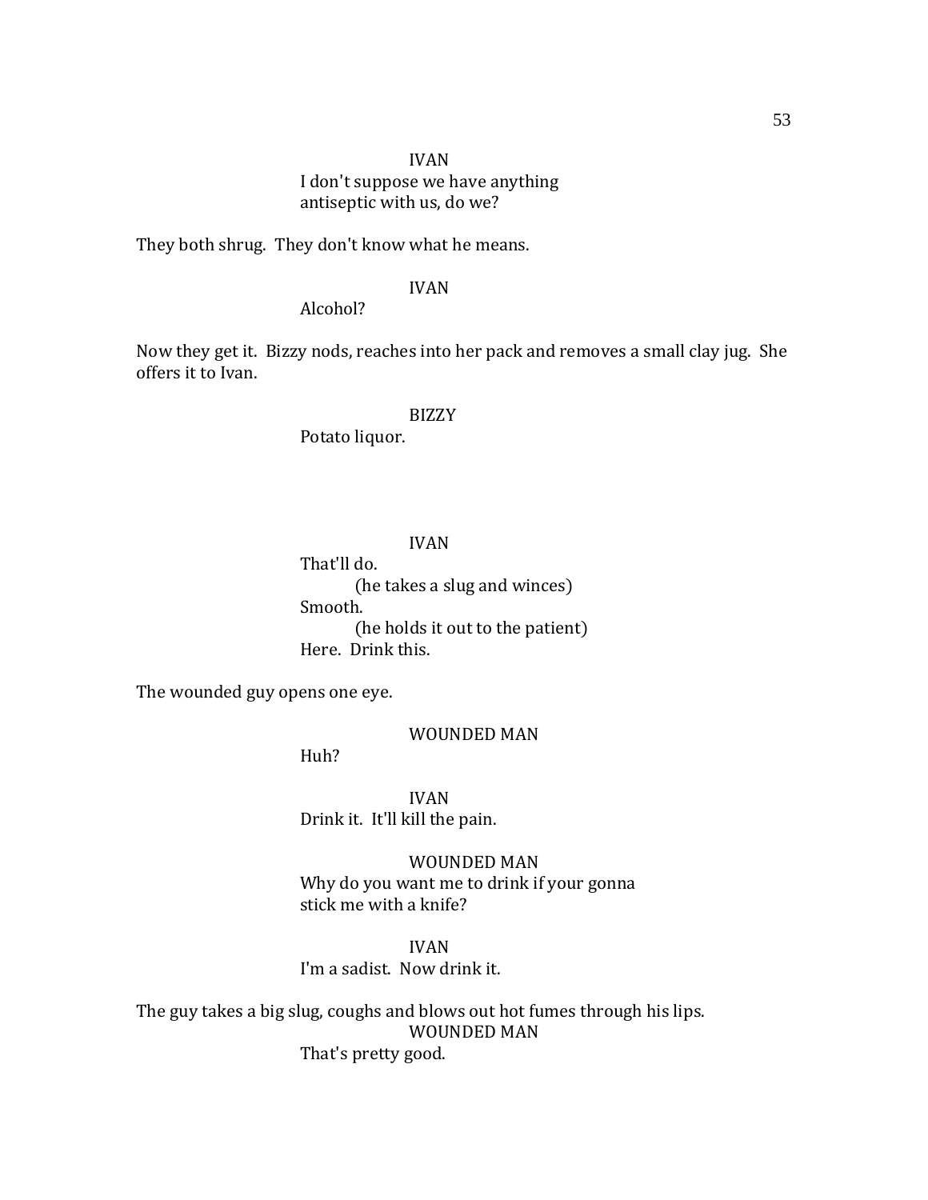IVAN
I don't suppose we have anything
antiseptic with us, do we?

They both shrug. They don't know what he means.

IVAN
Alcohol?

Now they get it. Bizzy nods, reaches into her pack and removes a small clay jug. She offers it to Ivan.

BIZZY
Potato liquor.

IVAN
That'll do.
(he takes a slug and winces)
Smooth.
(he holds it out to the patient)
Here. Drink this.

The wounded guy opens one eye.

WOUNDED MAN
Huh?

IVAN
Drink it. It'll kill the pain.

WOUNDED MAN
Why do you want me to drink if your gonna
stick me with a knife?

IVAN
I'm a sadist. Now drink it.

The guy takes a big slug, coughs and blows out hot fumes through his lips.

WOUNDED MAN
That's pretty good.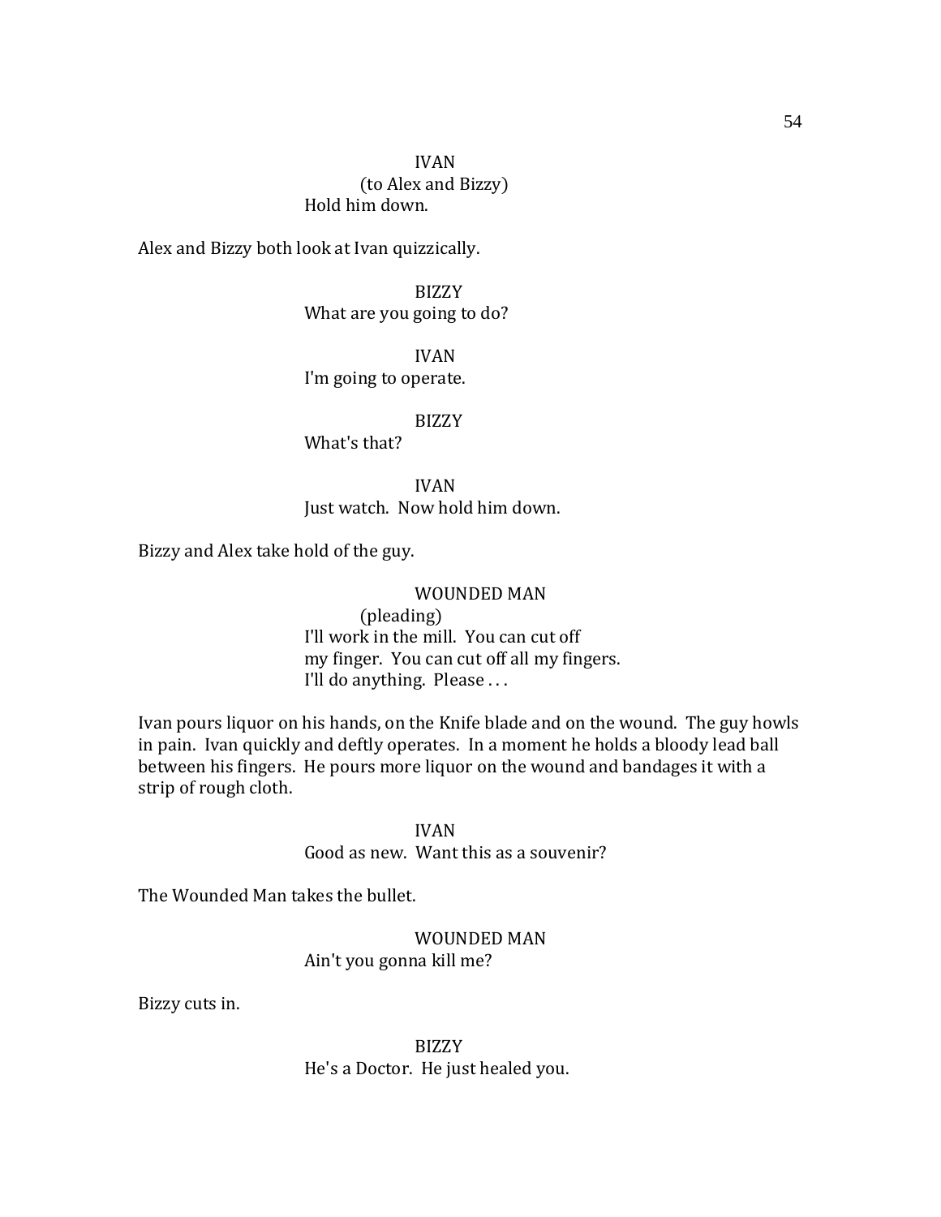IVAN
(to Alex and Bizzy)
Hold him down.

Alex and Bizzy both look at Ivan quizzically.

BIZZY
What are you going to do?

IVAN
I'm going to operate.

BIZZY
What's that?

IVAN
Just watch. Now hold him down.

Bizzy and Alex take hold of the guy.

WOUNDED MAN
(pleading)
I'll work in the mill. You can cut off my finger. You can cut off all my fingers. I'll do anything. Please . . .

Ivan pours liquor on his hands, on the Knife blade and on the wound. The guy howls in pain. Ivan quickly and deftly operates. In a moment he holds a bloody lead ball between his fingers. He pours more liquor on the wound and bandages it with a strip of rough cloth.

IVAN
Good as new. Want this as a souvenir?

The Wounded Man takes the bullet.

WOUNDED MAN
Ain't you gonna kill me?

Bizzy cuts in.

BIZZY
He's a Doctor. He just healed you.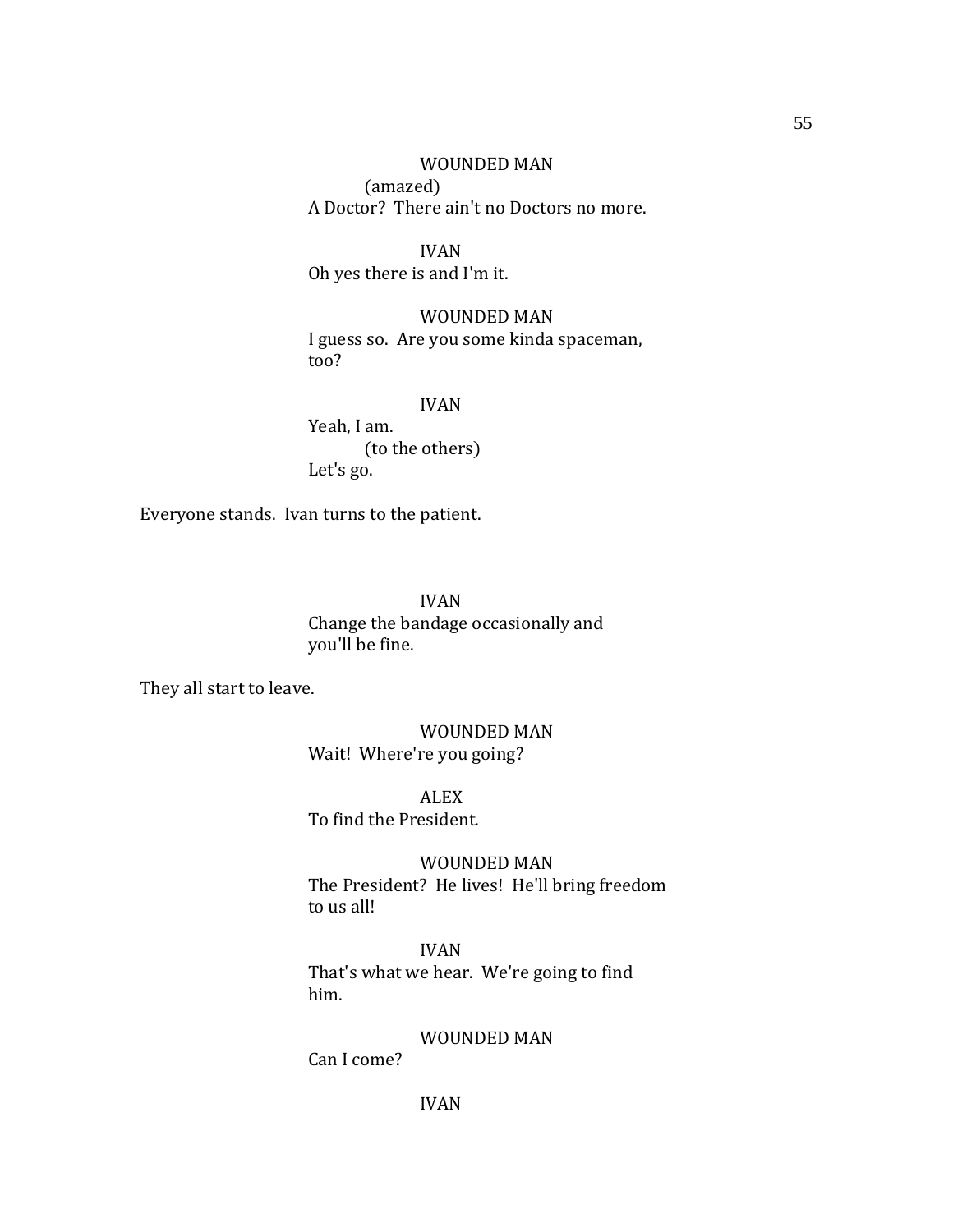WOUNDED MAN
(amazed)
A Doctor? There ain't no Doctors no more.

IVAN
Oh yes there is and I'm it.

WOUNDED MAN
I guess so. Are you some kinda spaceman, too?

IVAN
Yeah, I am.
(to the others)
Let's go.

Everyone stands. Ivan turns to the patient.

IVAN
Change the bandage occasionally and you'll be fine.

They all start to leave.

WOUNDED MAN
Wait! Where're you going?

ALEX
To find the President.

WOUNDED MAN
The President? He lives! He'll bring freedom to us all!

IVAN
That's what we hear. We're going to find him.

WOUNDED MAN
Can I come?

IVAN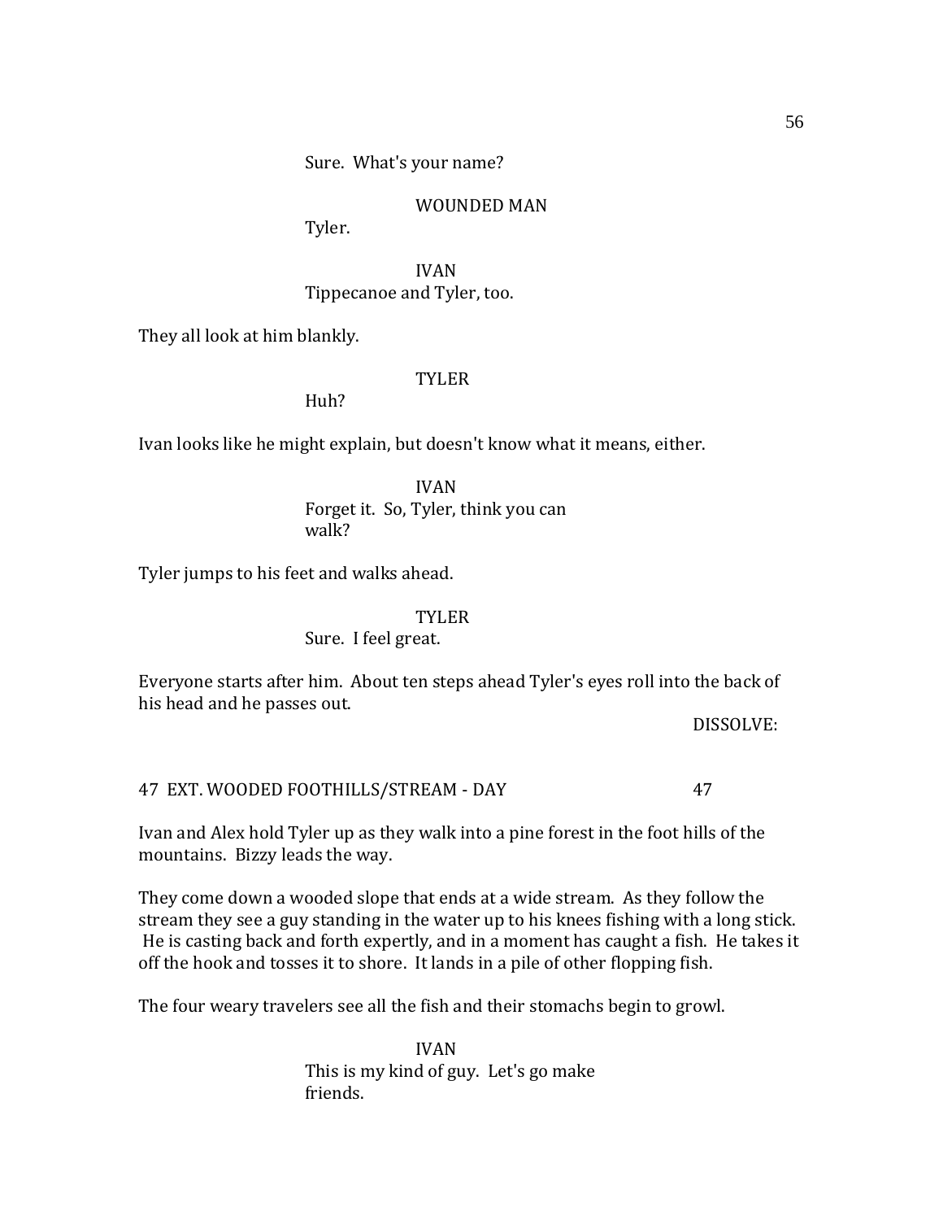Sure.  What's your name?

WOUNDED MAN

Tyler.

IVAN

Tippecanoe and Tyler, too.

They all look at him blankly.

TYLER

Huh?

Ivan looks like he might explain, but doesn't know what it means, either.

IVAN

Forget it.  So, Tyler, think you can walk?

Tyler jumps to his feet and walks ahead.

TYLER

Sure.  I feel great.

Everyone starts after him.  About ten steps ahead Tyler's eyes roll into the back of his head and he passes out.

DISSOLVE:

47  EXT. WOODED FOOTHILLS/STREAM - DAY                                                        47

Ivan and Alex hold Tyler up as they walk into a pine forest in the foot hills of the mountains.  Bizzy leads the way.

They come down a wooded slope that ends at a wide stream.  As they follow the stream they see a guy standing in the water up to his knees fishing with a long stick.  He is casting back and forth expertly, and in a moment has caught a fish.  He takes it off the hook and tosses it to shore.  It lands in a pile of other flopping fish.

The four weary travelers see all the fish and their stomachs begin to growl.

IVAN

This is my kind of guy.  Let's go make friends.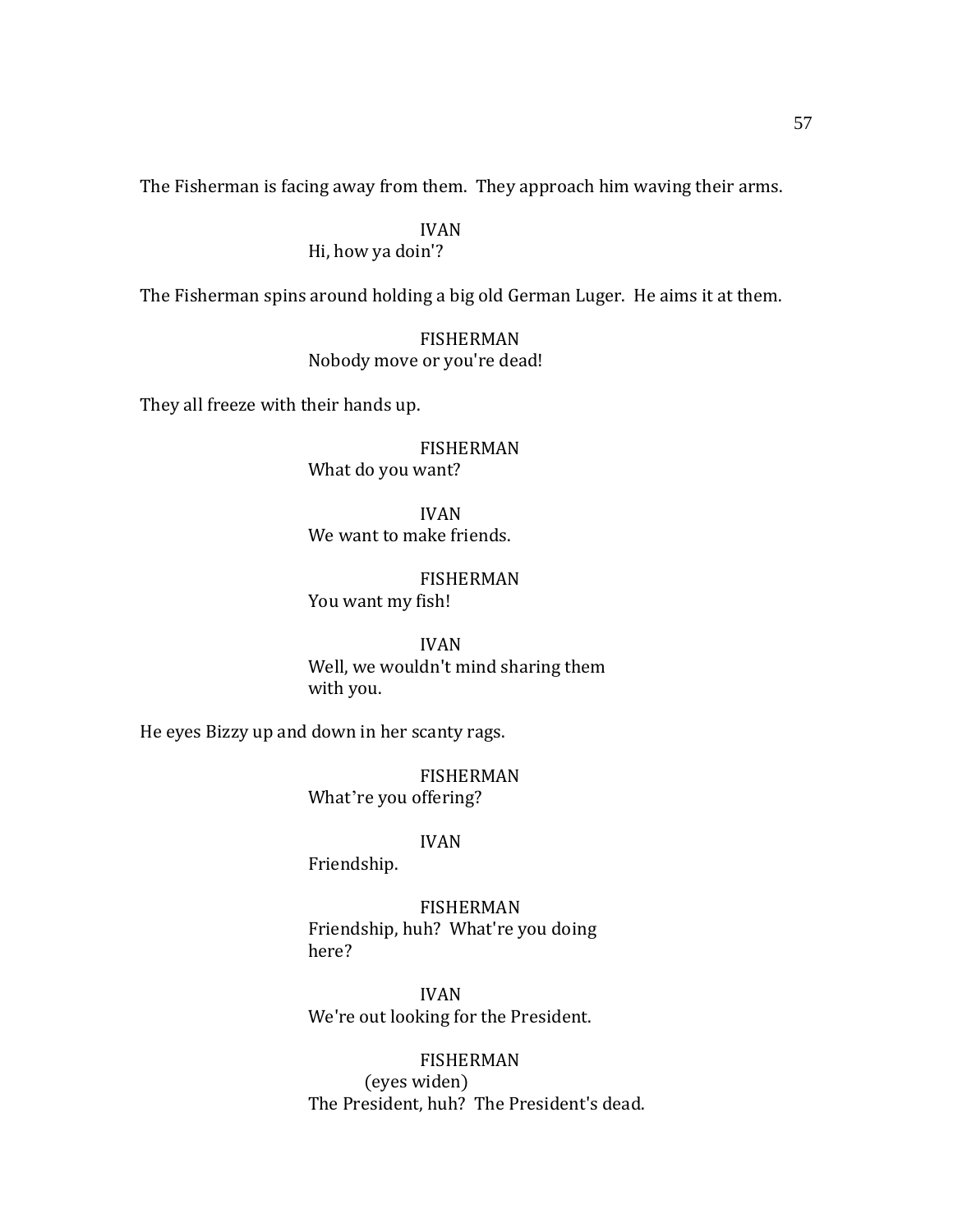The Fisherman is facing away from them. They approach him waving their arms.

IVAN
Hi, how ya doin'?

The Fisherman spins around holding a big old German Luger. He aims it at them.

FISHERMAN
Nobody move or you're dead!

They all freeze with their hands up.

FISHERMAN
What do you want?

IVAN
We want to make friends.

FISHERMAN
You want my fish!

IVAN
Well, we wouldn't mind sharing them with you.

He eyes Bizzy up and down in her scanty rags.

FISHERMAN
What're you offering?

IVAN
Friendship.

FISHERMAN
Friendship, huh? What're you doing here?

IVAN
We're out looking for the President.

FISHERMAN
(eyes widen)
The President, huh? The President's dead.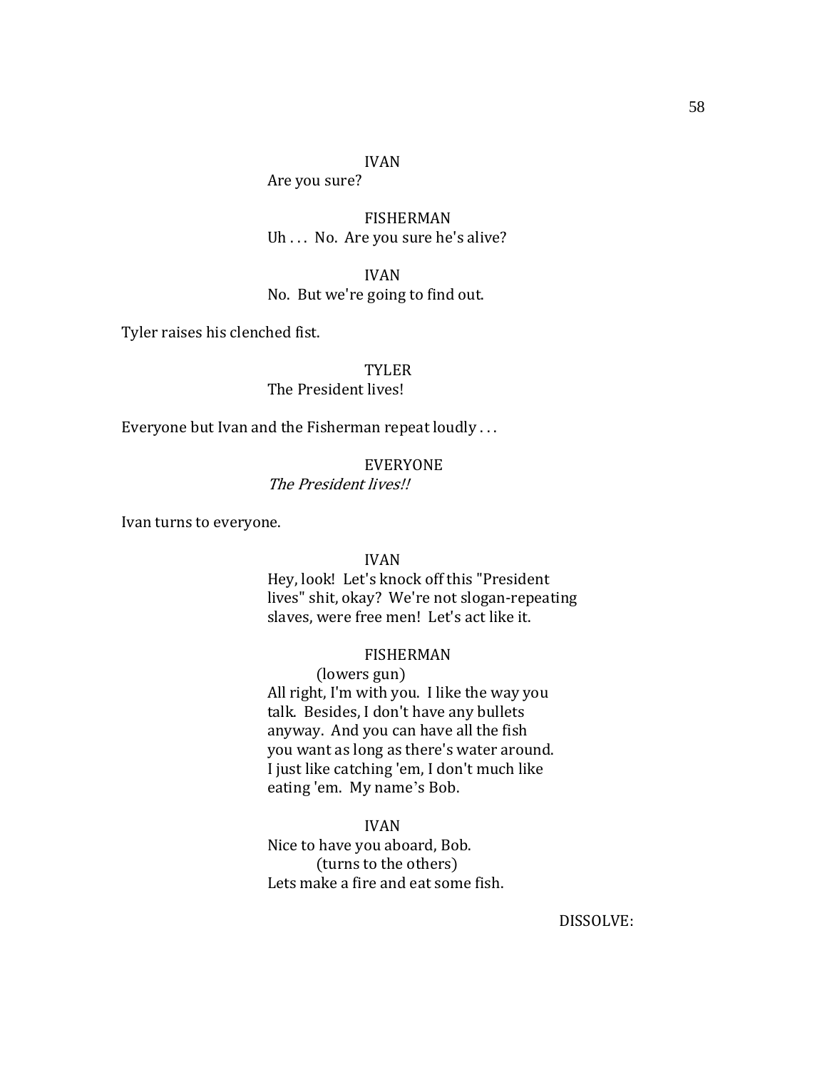IVAN
Are you sure?

FISHERMAN
Uh . . . No. Are you sure he's alive?

IVAN
No. But we're going to find out.

Tyler raises his clenched fist.

TYLER
The President lives!

Everyone but Ivan and the Fisherman repeat loudly . . .

EVERYONE
*The President lives!!*

Ivan turns to everyone.

IVAN
Hey, look! Let's knock off this "President lives" shit, okay? We're not slogan-repeating slaves, were free men! Let's act like it.

FISHERMAN
(lowers gun)
All right, I'm with you. I like the way you talk. Besides, I don't have any bullets anyway. And you can have all the fish you want as long as there's water around. I just like catching 'em, I don't much like eating 'em. My name's Bob.

IVAN
Nice to have you aboard, Bob.
(turns to the others)
Lets make a fire and eat some fish.

DISSOLVE: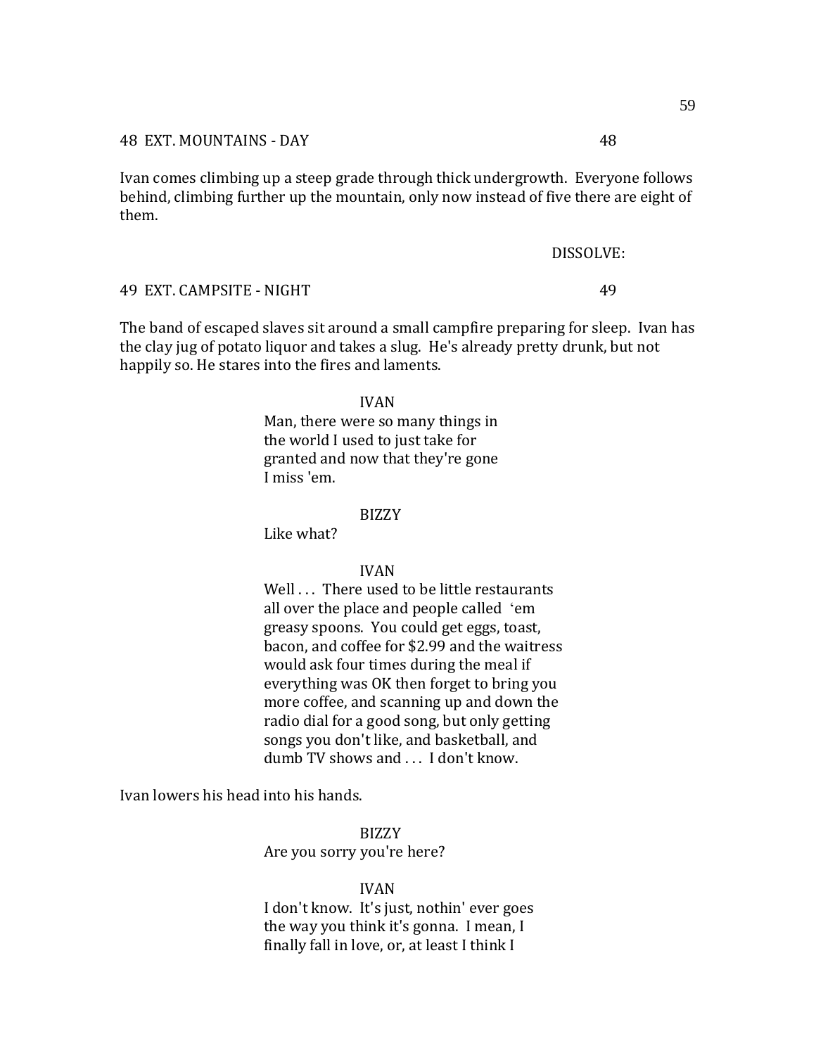48 EXT. MOUNTAINS - DAY 48

Ivan comes climbing up a steep grade through thick undergrowth. Everyone follows behind, climbing further up the mountain, only now instead of five there are eight of them.

DISSOLVE:

49 EXT. CAMPSITE - NIGHT 49

The band of escaped slaves sit around a small campfire preparing for sleep. Ivan has the clay jug of potato liquor and takes a slug. He's already pretty drunk, but not happily so. He stares into the fires and laments.

IVAN
Man, there were so many things in the world I used to just take for granted and now that they're gone I miss 'em.

BIZZY
Like what?

IVAN
Well . . . There used to be little restaurants all over the place and people called ‘em greasy spoons. You could get eggs, toast, bacon, and coffee for $2.99 and the waitress would ask four times during the meal if everything was OK then forget to bring you more coffee, and scanning up and down the radio dial for a good song, but only getting songs you don't like, and basketball, and dumb TV shows and . . . I don't know.

Ivan lowers his head into his hands.

BIZZY
Are you sorry you're here?

IVAN
I don't know. It's just, nothin' ever goes the way you think it's gonna. I mean, I finally fall in love, or, at least I think I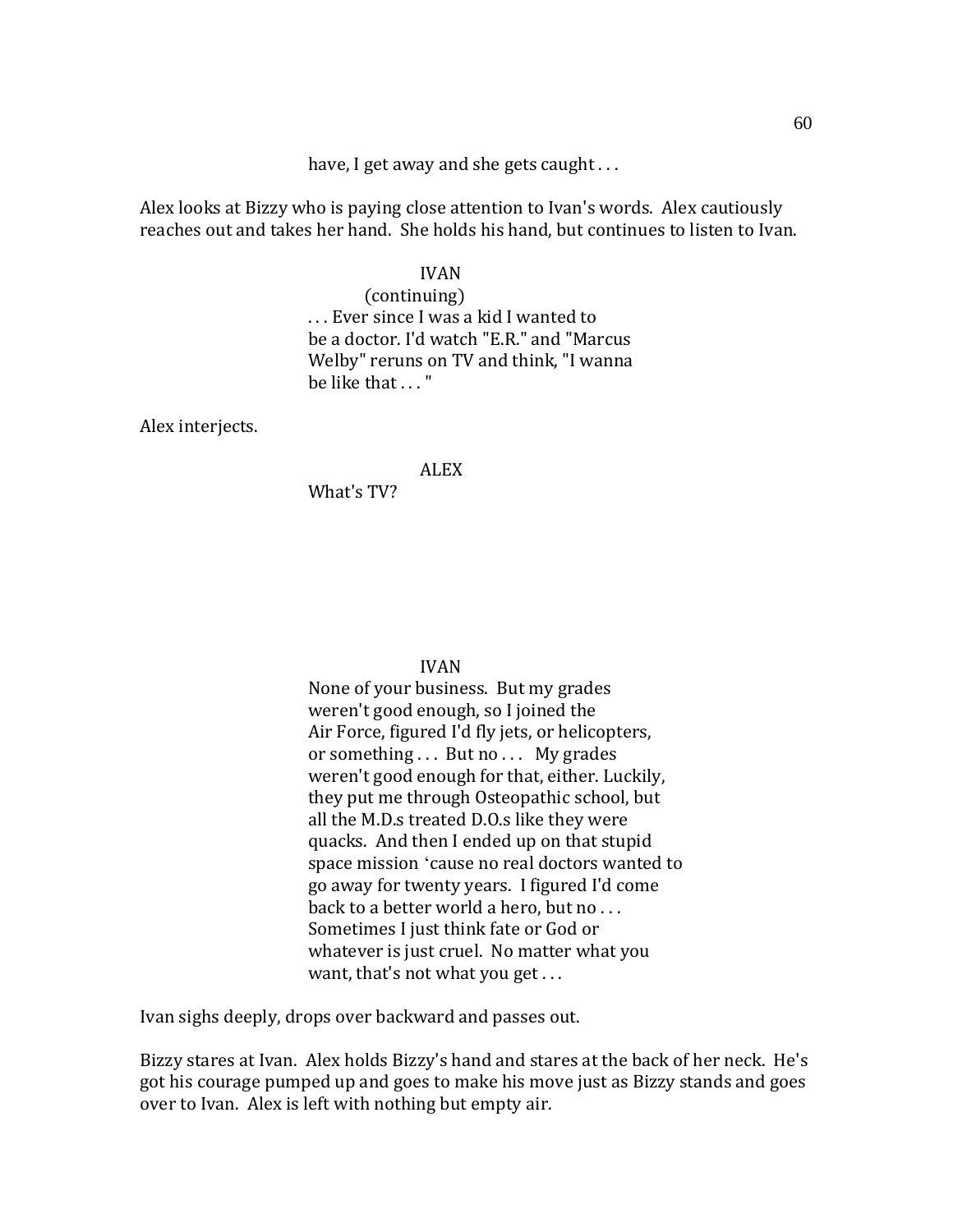have, I get away and she gets caught . . .

Alex looks at Bizzy who is paying close attention to Ivan's words. Alex cautiously reaches out and takes her hand. She holds his hand, but continues to listen to Ivan.

IVAN
(continuing)
. . . Ever since I was a kid I wanted to be a doctor. I'd watch "E.R." and "Marcus Welby" reruns on TV and think, "I wanna be like that . . . "

Alex interjects.

ALEX
What's TV?

IVAN
None of your business. But my grades weren't good enough, so I joined the Air Force, figured I'd fly jets, or helicopters, or something . . . But no . . . My grades weren't good enough for that, either. Luckily, they put me through Osteopathic school, but all the M.D.s treated D.O.s like they were quacks. And then I ended up on that stupid space mission 'cause no real doctors wanted to go away for twenty years. I figured I'd come back to a better world a hero, but no . . . Sometimes I just think fate or God or whatever is just cruel. No matter what you want, that's not what you get . . .

Ivan sighs deeply, drops over backward and passes out.

Bizzy stares at Ivan. Alex holds Bizzy's hand and stares at the back of her neck. He's got his courage pumped up and goes to make his move just as Bizzy stands and goes over to Ivan. Alex is left with nothing but empty air.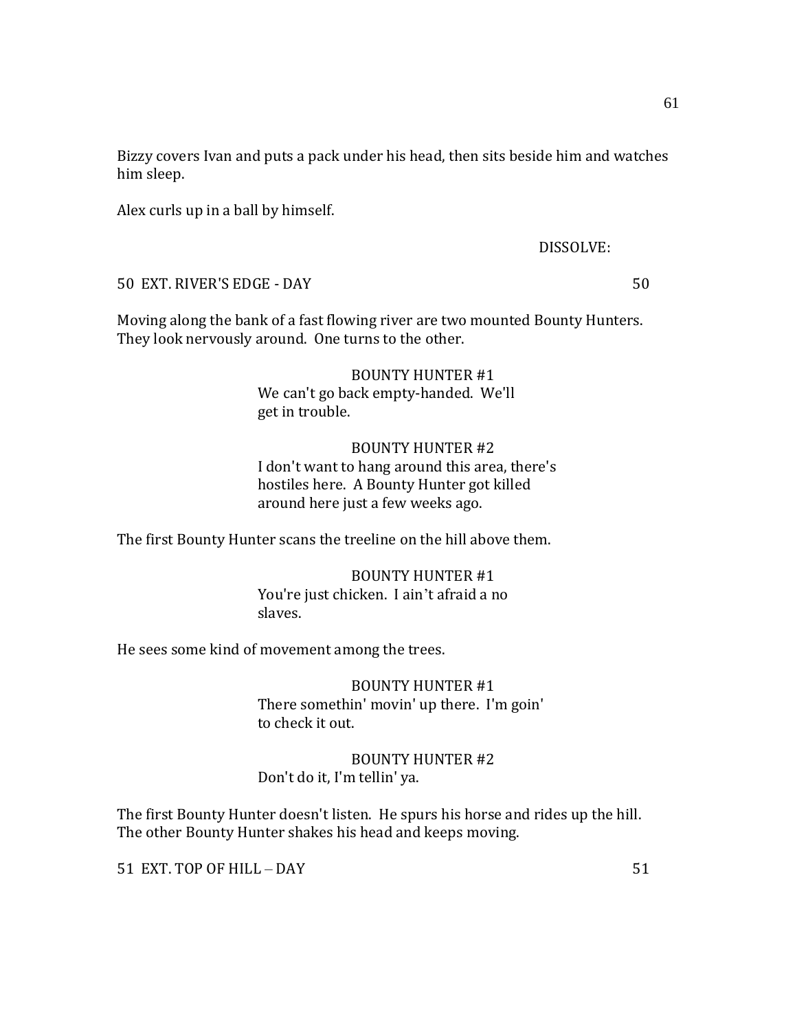Bizzy covers Ivan and puts a pack under his head, then sits beside him and watches him sleep.

Alex curls up in a ball by himself.

DISSOLVE:

50 EXT. RIVER'S EDGE - DAY 50

Moving along the bank of a fast flowing river are two mounted Bounty Hunters. They look nervously around. One turns to the other.

BOUNTY HUNTER #1
We can't go back empty-handed. We'll get in trouble.

BOUNTY HUNTER #2
I don't want to hang around this area, there's hostiles here. A Bounty Hunter got killed around here just a few weeks ago.

The first Bounty Hunter scans the treeline on the hill above them.

BOUNTY HUNTER #1
You're just chicken. I ain't afraid a no slaves.

He sees some kind of movement among the trees.

BOUNTY HUNTER #1
There somethin' movin' up there. I'm goin' to check it out.

BOUNTY HUNTER #2
Don't do it, I'm tellin' ya.

The first Bounty Hunter doesn't listen. He spurs his horse and rides up the hill. The other Bounty Hunter shakes his head and keeps moving.

51 EXT. TOP OF HILL – DAY 51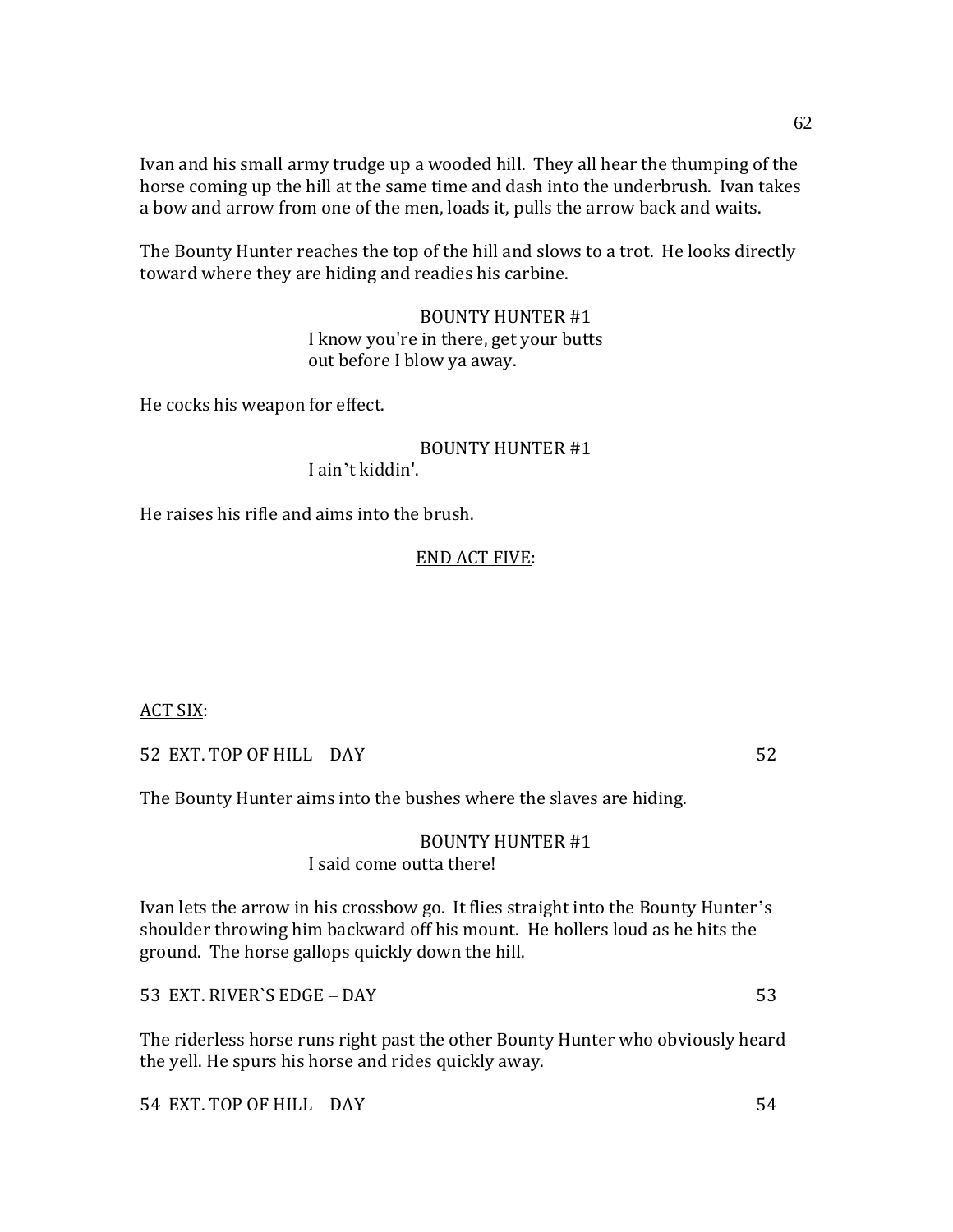Ivan and his small army trudge up a wooded hill. They all hear the thumping of the horse coming up the hill at the same time and dash into the underbrush. Ivan takes a bow and arrow from one of the men, loads it, pulls the arrow back and waits.

The Bounty Hunter reaches the top of the hill and slows to a trot. He looks directly toward where they are hiding and readies his carbine.

BOUNTY HUNTER #1
I know you're in there, get your butts out before I blow ya away.

He cocks his weapon for effect.

BOUNTY HUNTER #1
I ain't kiddin'.

He raises his rifle and aims into the brush.

<u>END ACT FIVE</u>:

<u>ACT SIX</u>:

52 EXT. TOP OF HILL – DAY 52

The Bounty Hunter aims into the bushes where the slaves are hiding.

BOUNTY HUNTER #1
I said come outta there!

Ivan lets the arrow in his crossbow go. It flies straight into the Bounty Hunter's shoulder throwing him backward off his mount. He hollers loud as he hits the ground. The horse gallops quickly down the hill.

53 EXT. RIVER`S EDGE – DAY 53

The riderless horse runs right past the other Bounty Hunter who obviously heard the yell. He spurs his horse and rides quickly away.

54 EXT. TOP OF HILL – DAY 54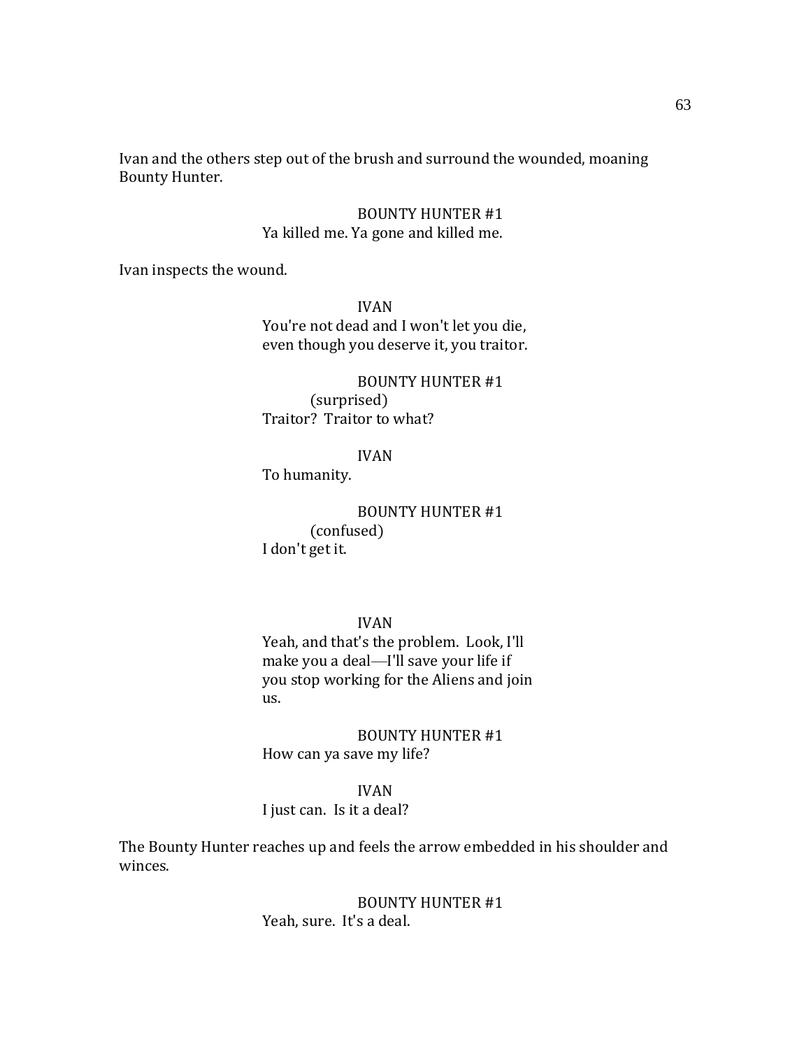Ivan and the others step out of the brush and surround the wounded, moaning Bounty Hunter.

BOUNTY HUNTER #1
Ya killed me. Ya gone and killed me.

Ivan inspects the wound.

IVAN
You're not dead and I won't let you die, even though you deserve it, you traitor.

BOUNTY HUNTER #1
(surprised)
Traitor? Traitor to what?

IVAN
To humanity.

BOUNTY HUNTER #1
(confused)
I don't get it.

IVAN
Yeah, and that's the problem. Look, I'll make you a deal—I'll save your life if you stop working for the Aliens and join us.

BOUNTY HUNTER #1
How can ya save my life?

IVAN
I just can. Is it a deal?

The Bounty Hunter reaches up and feels the arrow embedded in his shoulder and winces.

BOUNTY HUNTER #1
Yeah, sure. It's a deal.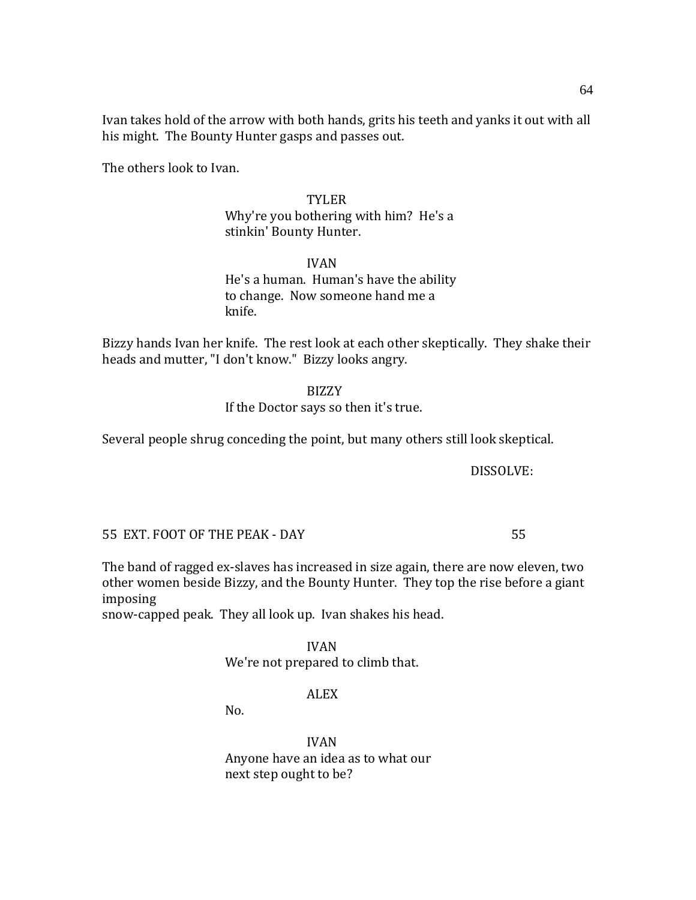Ivan takes hold of the arrow with both hands, grits his teeth and yanks it out with all his might.  The Bounty Hunter gasps and passes out.

The others look to Ivan.

TYLER
Why're you bothering with him?  He's a stinkin' Bounty Hunter.

IVAN
He's a human.  Human's have the ability to change.  Now someone hand me a knife.

Bizzy hands Ivan her knife.  The rest look at each other skeptically.  They shake their heads and mutter, "I don't know."  Bizzy looks angry.

BIZZY
If the Doctor says so then it's true.

Several people shrug conceding the point, but many others still look skeptical.

DISSOLVE:

55  EXT. FOOT OF THE PEAK - DAY                                                55

The band of ragged ex-slaves has increased in size again, there are now eleven, two other women beside Bizzy, and the Bounty Hunter.  They top the rise before a giant imposing
snow-capped peak.  They all look up.  Ivan shakes his head.

IVAN
We're not prepared to climb that.

ALEX
No.

IVAN
Anyone have an idea as to what our next step ought to be?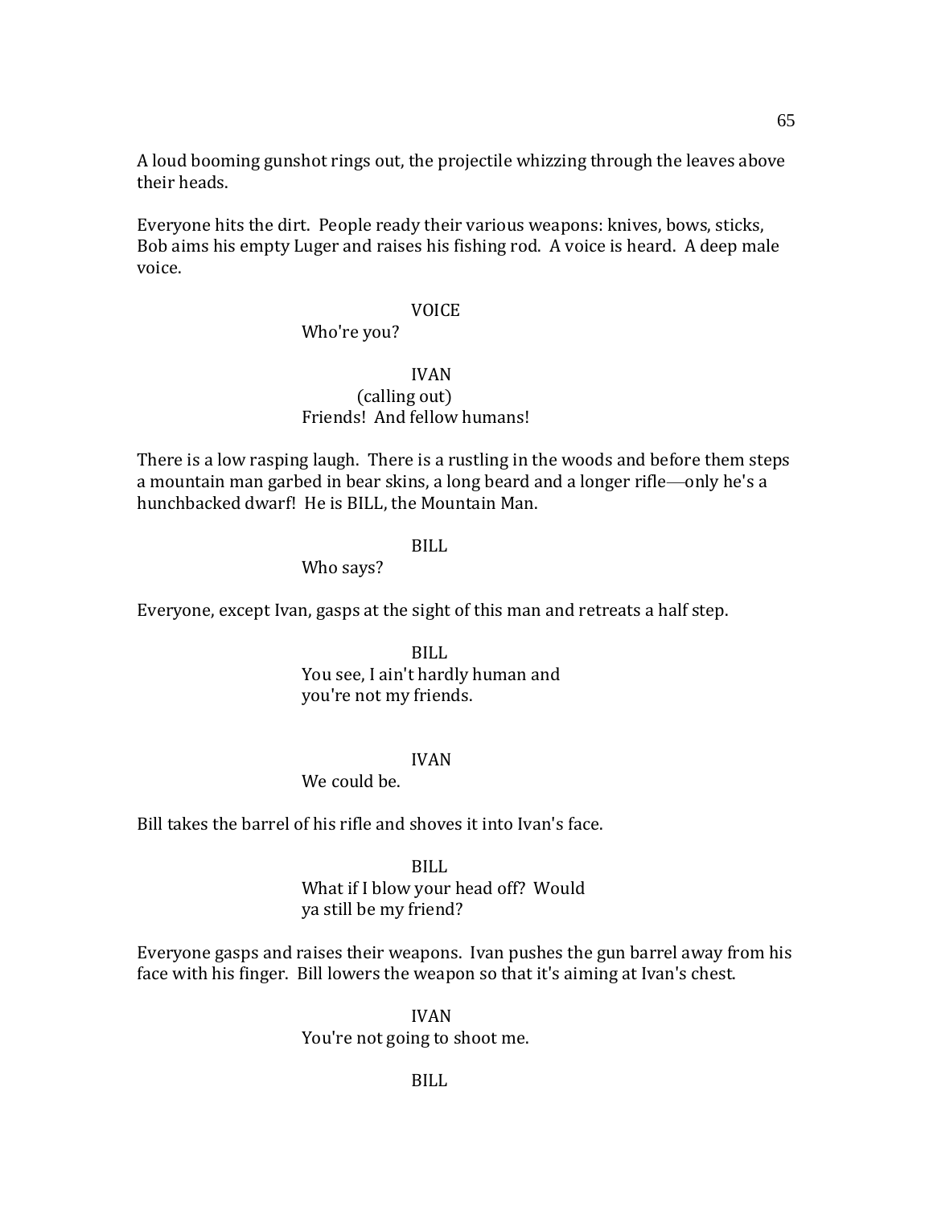A loud booming gunshot rings out, the projectile whizzing through the leaves above their heads.

Everyone hits the dirt.  People ready their various weapons: knives, bows, sticks, Bob aims his empty Luger and raises his fishing rod.  A voice is heard.  A deep male voice.

VOICE
Who're you?

IVAN
(calling out)
Friends!  And fellow humans!

There is a low rasping laugh.  There is a rustling in the woods and before them steps a mountain man garbed in bear skins, a long beard and a longer rifle—only he's a hunchbacked dwarf!  He is BILL, the Mountain Man.

BILL
Who says?

Everyone, except Ivan, gasps at the sight of this man and retreats a half step.

BILL
You see, I ain't hardly human and you're not my friends.

IVAN
We could be.

Bill takes the barrel of his rifle and shoves it into Ivan's face.

BILL
What if I blow your head off?  Would ya still be my friend?

Everyone gasps and raises their weapons.  Ivan pushes the gun barrel away from his face with his finger.  Bill lowers the weapon so that it's aiming at Ivan's chest.

IVAN
You're not going to shoot me.

BILL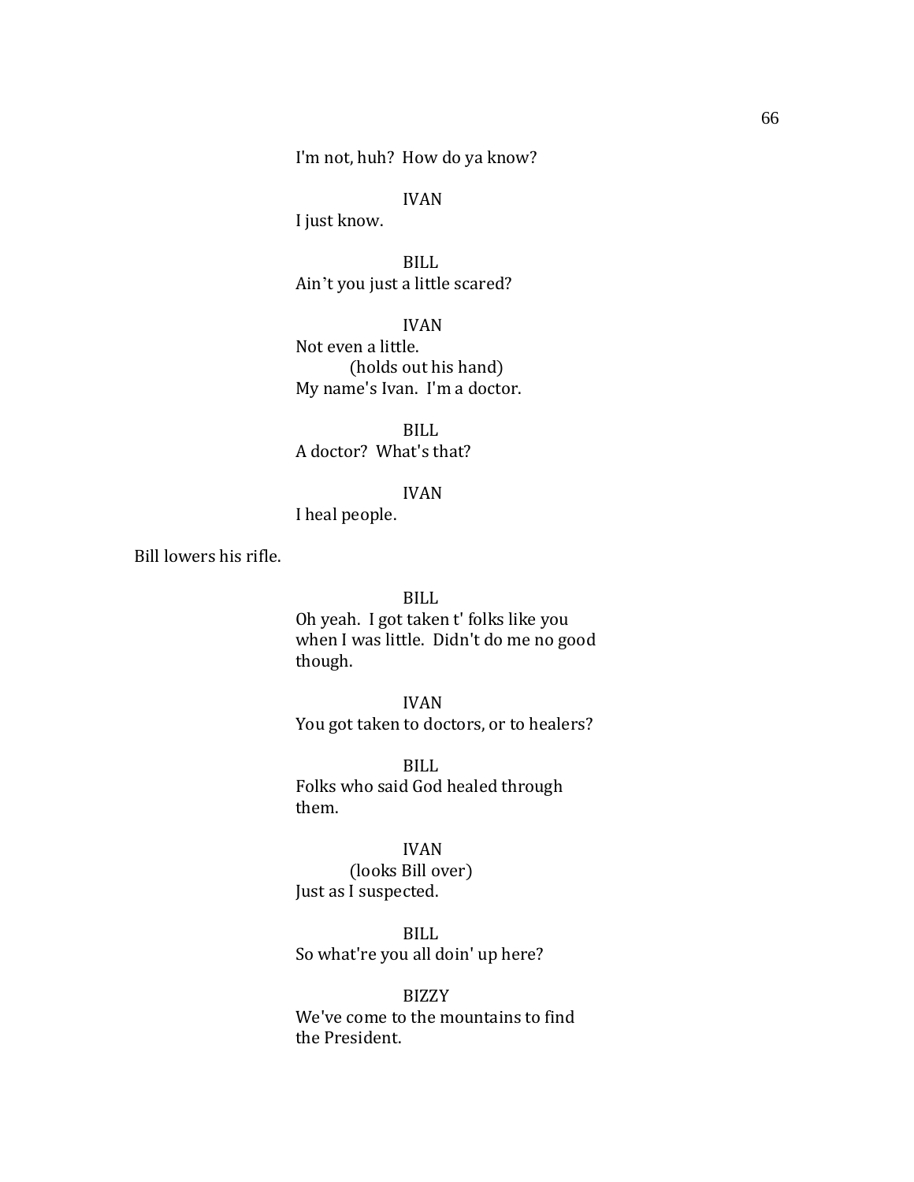I'm not, huh?  How do ya know?

IVAN

I just know.

BILL

Ain't you just a little scared?

IVAN

Not even a little.

(holds out his hand)

My name's Ivan.  I'm a doctor.

BILL

A doctor?  What's that?

IVAN

I heal people.

Bill lowers his rifle.

BILL

Oh yeah.  I got taken t' folks like you when I was little.  Didn't do me no good though.

IVAN

You got taken to doctors, or to healers?

BILL

Folks who said God healed through them.

IVAN

(looks Bill over)

Just as I suspected.

BILL

So what're you all doin' up here?

BIZZY

We've come to the mountains to find the President.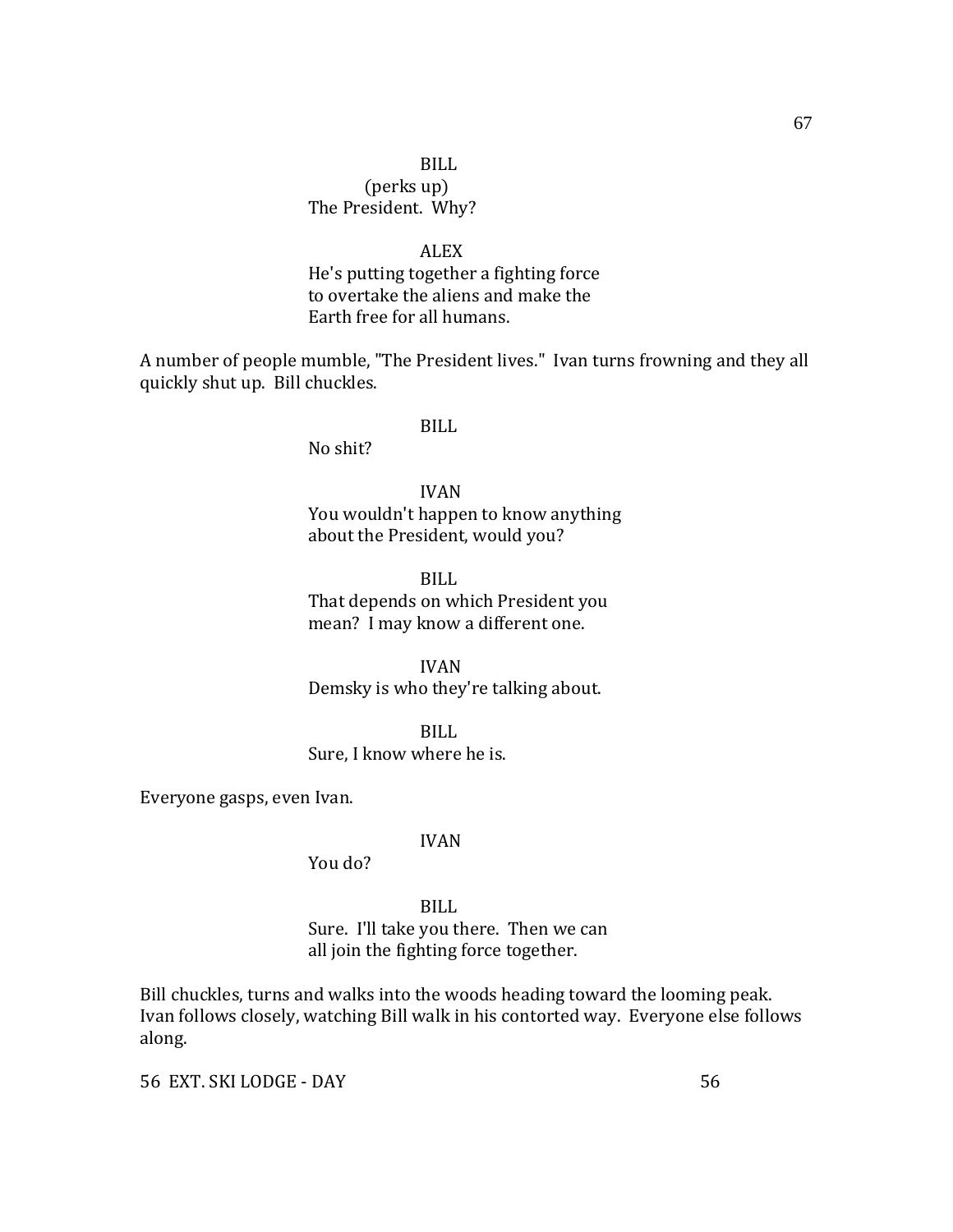BILL
(perks up)
The President.  Why?

ALEX
He's putting together a fighting force to overtake the aliens and make the Earth free for all humans.

A number of people mumble, "The President lives."  Ivan turns frowning and they all quickly shut up.  Bill chuckles.

BILL
No shit?

IVAN
You wouldn't happen to know anything about the President, would you?

BILL
That depends on which President you mean?  I may know a different one.

IVAN
Demsky is who they're talking about.

BILL
Sure, I know where he is.

Everyone gasps, even Ivan.

IVAN
You do?

BILL
Sure.  I'll take you there.  Then we can all join the fighting force together.

Bill chuckles, turns and walks into the woods heading toward the looming peak. Ivan follows closely, watching Bill walk in his contorted way.  Everyone else follows along.

56  EXT. SKI LODGE - DAY                                                                 56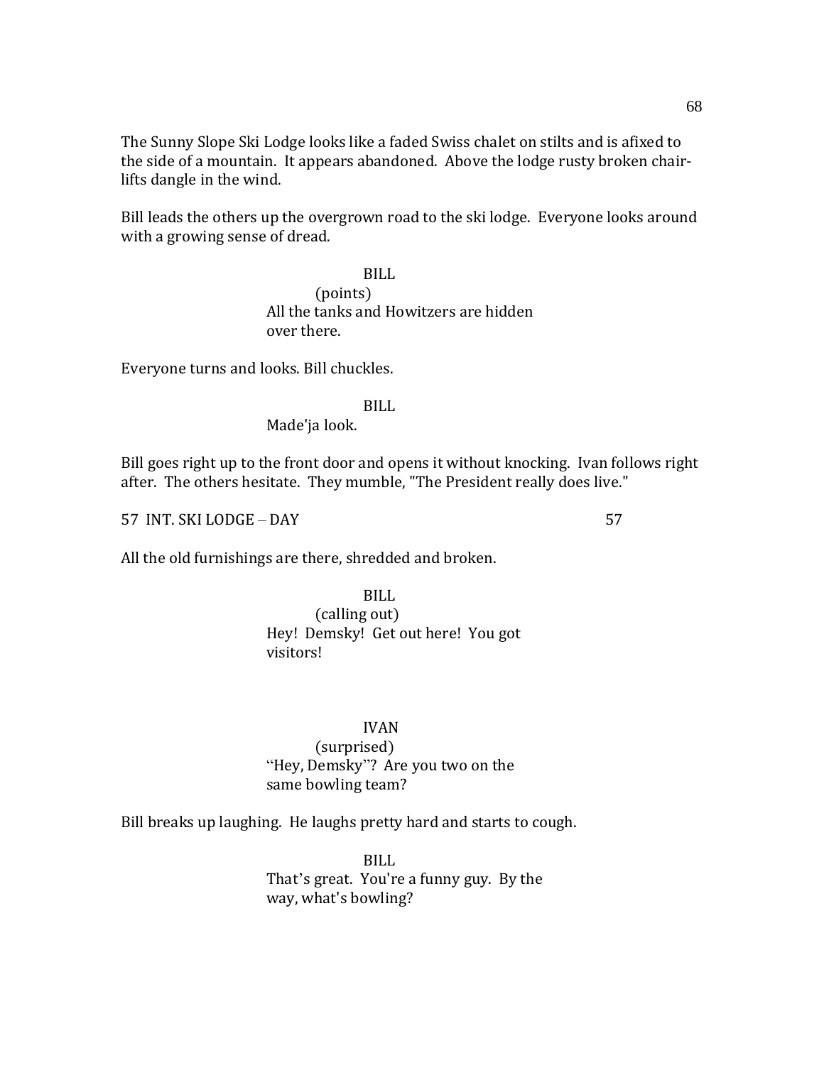The Sunny Slope Ski Lodge looks like a faded Swiss chalet on stilts and is afixed to the side of a mountain. It appears abandoned. Above the lodge rusty broken chair-lifts dangle in the wind.

Bill leads the others up the overgrown road to the ski lodge. Everyone looks around with a growing sense of dread.

BILL
(points)
All the tanks and Howitzers are hidden over there.

Everyone turns and looks. Bill chuckles.

BILL
Made'ja look.

Bill goes right up to the front door and opens it without knocking. Ivan follows right after. The others hesitate. They mumble, "The President really does live."

57 INT. SKI LODGE – DAY 57

All the old furnishings are there, shredded and broken.

BILL
(calling out)
Hey! Demsky! Get out here! You got visitors!

IVAN
(surprised)
"Hey, Demsky"? Are you two on the same bowling team?

Bill breaks up laughing. He laughs pretty hard and starts to cough.

BILL
That's great. You're a funny guy. By the way, what's bowling?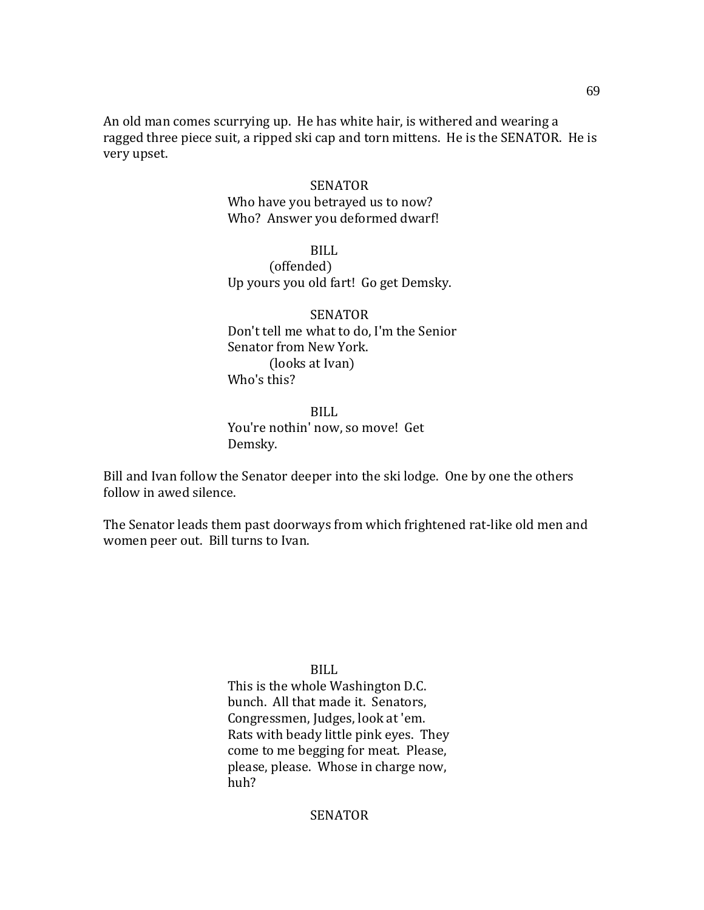An old man comes scurrying up. He has white hair, is withered and wearing a ragged three piece suit, a ripped ski cap and torn mittens. He is the SENATOR. He is very upset.

SENATOR
Who have you betrayed us to now? Who? Answer you deformed dwarf!

BILL
(offended)
Up yours you old fart! Go get Demsky.

SENATOR
Don't tell me what to do, I'm the Senior Senator from New York.
(looks at Ivan)
Who's this?

BILL
You're nothin' now, so move! Get Demsky.

Bill and Ivan follow the Senator deeper into the ski lodge. One by one the others follow in awed silence.

The Senator leads them past doorways from which frightened rat-like old men and women peer out. Bill turns to Ivan.

BILL
This is the whole Washington D.C. bunch. All that made it. Senators, Congressmen, Judges, look at 'em. Rats with beady little pink eyes. They come to me begging for meat. Please, please, please. Whose in charge now, huh?

SENATOR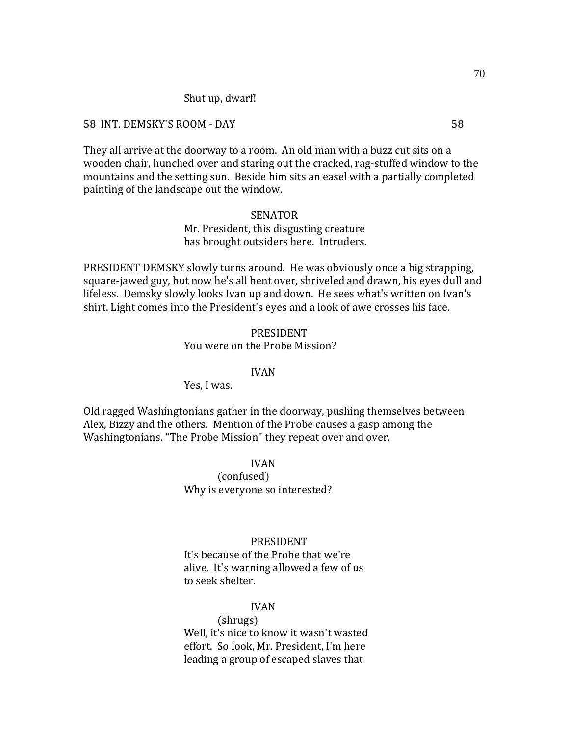Shut up, dwarf!

58 INT. DEMSKY'S ROOM - DAY 58

They all arrive at the doorway to a room. An old man with a buzz cut sits on a wooden chair, hunched over and staring out the cracked, rag-stuffed window to the mountains and the setting sun. Beside him sits an easel with a partially completed painting of the landscape out the window.

SENATOR
Mr. President, this disgusting creature has brought outsiders here. Intruders.

PRESIDENT DEMSKY slowly turns around. He was obviously once a big strapping, square-jawed guy, but now he's all bent over, shriveled and drawn, his eyes dull and lifeless. Demsky slowly looks Ivan up and down. He sees what's written on Ivan's shirt. Light comes into the President's eyes and a look of awe crosses his face.

PRESIDENT
You were on the Probe Mission?

IVAN
Yes, I was.

Old ragged Washingtonians gather in the doorway, pushing themselves between Alex, Bizzy and the others. Mention of the Probe causes a gasp among the Washingtonians. "The Probe Mission" they repeat over and over.

IVAN
(confused)
Why is everyone so interested?

PRESIDENT
It's because of the Probe that we're alive. It's warning allowed a few of us to seek shelter.

IVAN
(shrugs)
Well, it's nice to know it wasn't wasted effort. So look, Mr. President, I'm here leading a group of escaped slaves that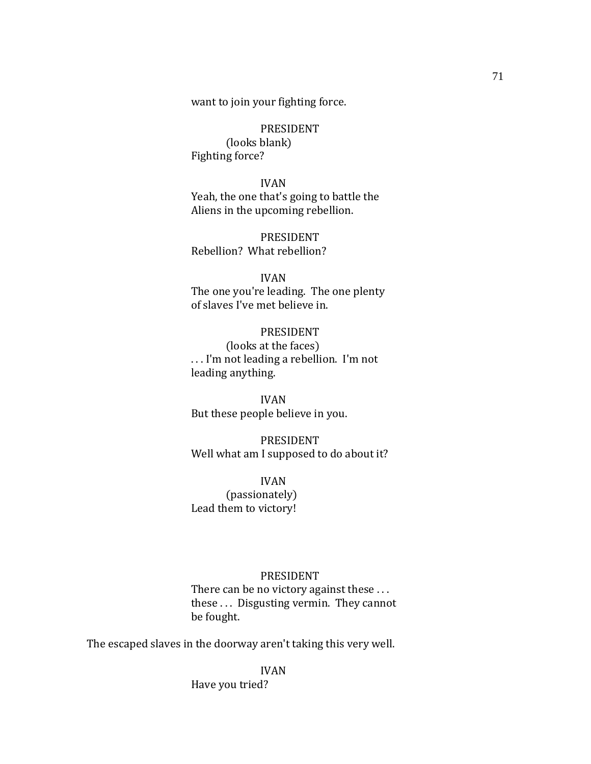want to join your fighting force.

PRESIDENT
(looks blank)
Fighting force?

IVAN
Yeah, the one that's going to battle the Aliens in the upcoming rebellion.

PRESIDENT
Rebellion? What rebellion?

IVAN
The one you're leading. The one plenty of slaves I've met believe in.

PRESIDENT
(looks at the faces)
. . . I'm not leading a rebellion. I'm not leading anything.

IVAN
But these people believe in you.

PRESIDENT
Well what am I supposed to do about it?

IVAN
(passionately)
Lead them to victory!

PRESIDENT
There can be no victory against these . . . these . . . Disgusting vermin. They cannot be fought.

The escaped slaves in the doorway aren't taking this very well.

IVAN
Have you tried?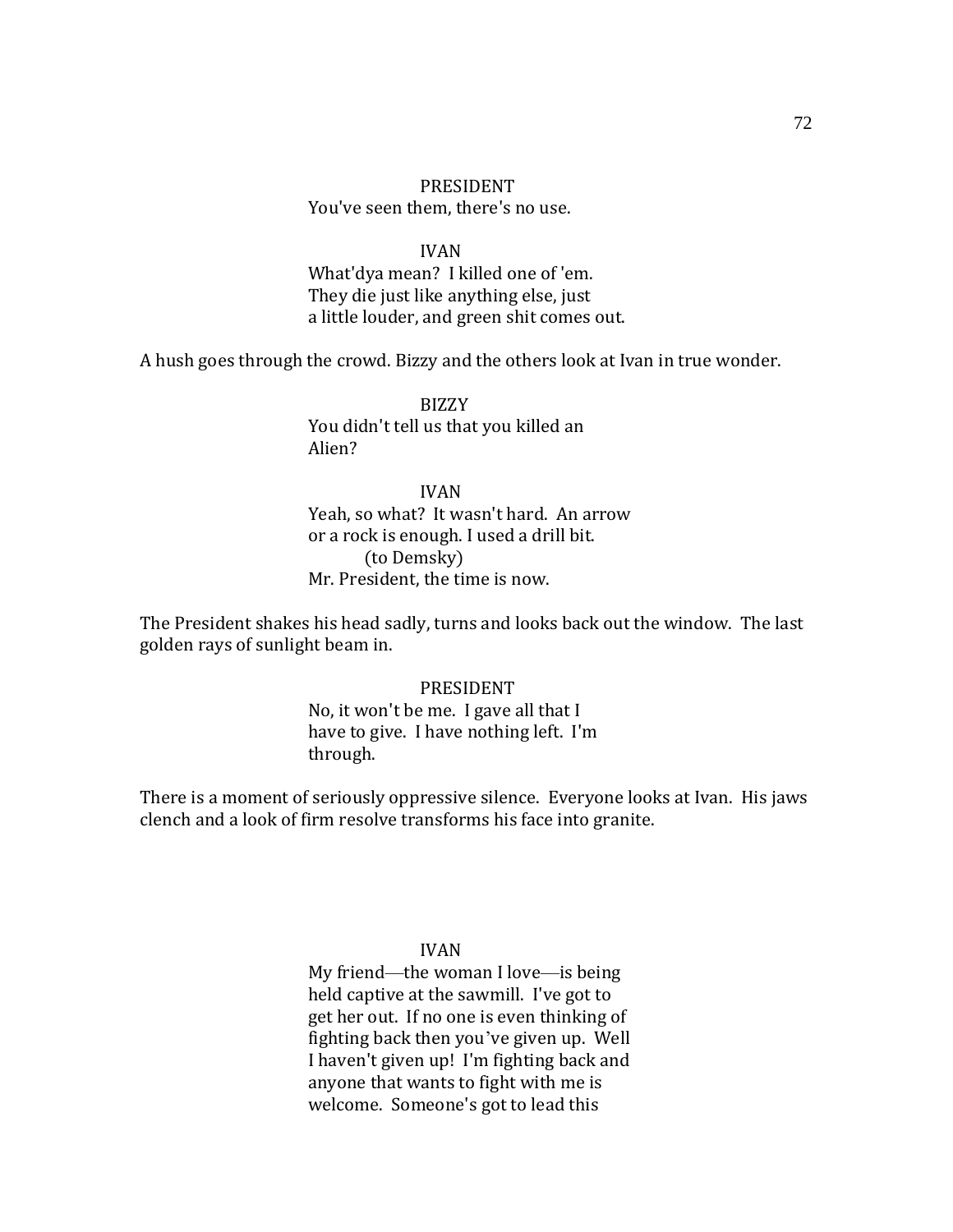PRESIDENT

You've seen them, there's no use.

IVAN

What'dya mean? I killed one of 'em.
They die just like anything else, just
a little louder, and green shit comes out.

A hush goes through the crowd. Bizzy and the others look at Ivan in true wonder.

BIZZY

You didn't tell us that you killed an
Alien?

IVAN

Yeah, so what? It wasn't hard. An arrow
or a rock is enough. I used a drill bit.
(to Demsky)
Mr. President, the time is now.

The President shakes his head sadly, turns and looks back out the window. The last golden rays of sunlight beam in.

PRESIDENT

No, it won't be me. I gave all that I
have to give. I have nothing left. I'm
through.

There is a moment of seriously oppressive silence. Everyone looks at Ivan. His jaws clench and a look of firm resolve transforms his face into granite.

IVAN

My friend—the woman I love—is being
held captive at the sawmill. I've got to
get her out. If no one is even thinking of
fighting back then you've given up. Well
I haven't given up! I'm fighting back and
anyone that wants to fight with me is
welcome. Someone's got to lead this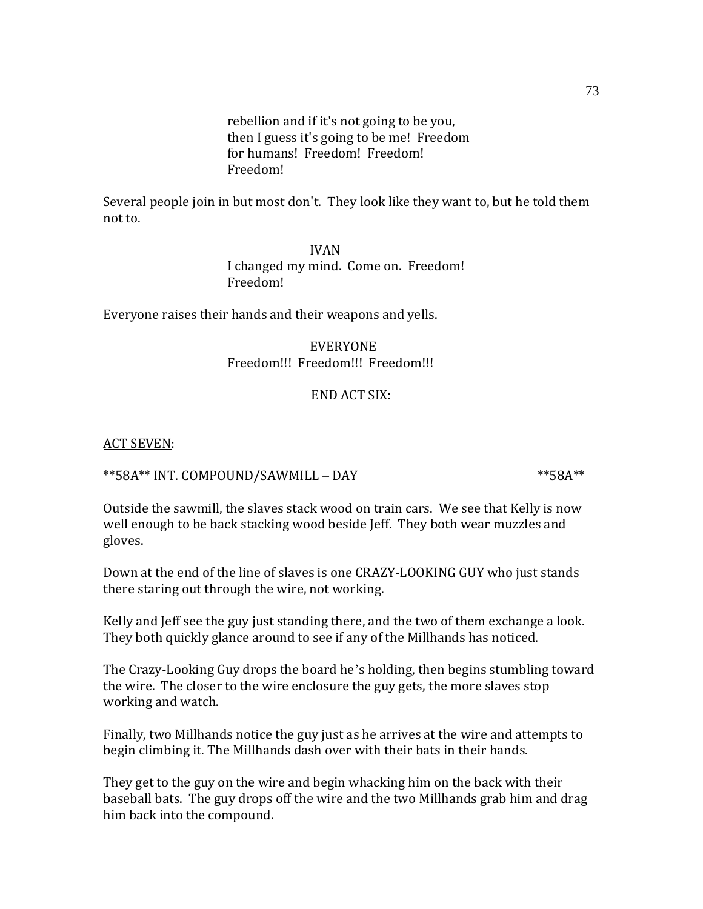rebellion and if it's not going to be you, then I guess it's going to be me! Freedom for humans! Freedom! Freedom! Freedom!

Several people join in but most don't. They look like they want to, but he told them not to.

IVAN
I changed my mind. Come on. Freedom! Freedom!

Everyone raises their hands and their weapons and yells.

EVERYONE
Freedom!!! Freedom!!! Freedom!!!

<u>END ACT SIX</u>:

<u>ACT SEVEN</u>:

**58A** INT. COMPOUND/SAWMILL – DAY **58A**

Outside the sawmill, the slaves stack wood on train cars. We see that Kelly is now well enough to be back stacking wood beside Jeff. They both wear muzzles and gloves.

Down at the end of the line of slaves is one CRAZY-LOOKING GUY who just stands there staring out through the wire, not working.

Kelly and Jeff see the guy just standing there, and the two of them exchange a look. They both quickly glance around to see if any of the Millhands has noticed.

The Crazy-Looking Guy drops the board he's holding, then begins stumbling toward the wire. The closer to the wire enclosure the guy gets, the more slaves stop working and watch.

Finally, two Millhands notice the guy just as he arrives at the wire and attempts to begin climbing it. The Millhands dash over with their bats in their hands.

They get to the guy on the wire and begin whacking him on the back with their baseball bats. The guy drops off the wire and the two Millhands grab him and drag him back into the compound.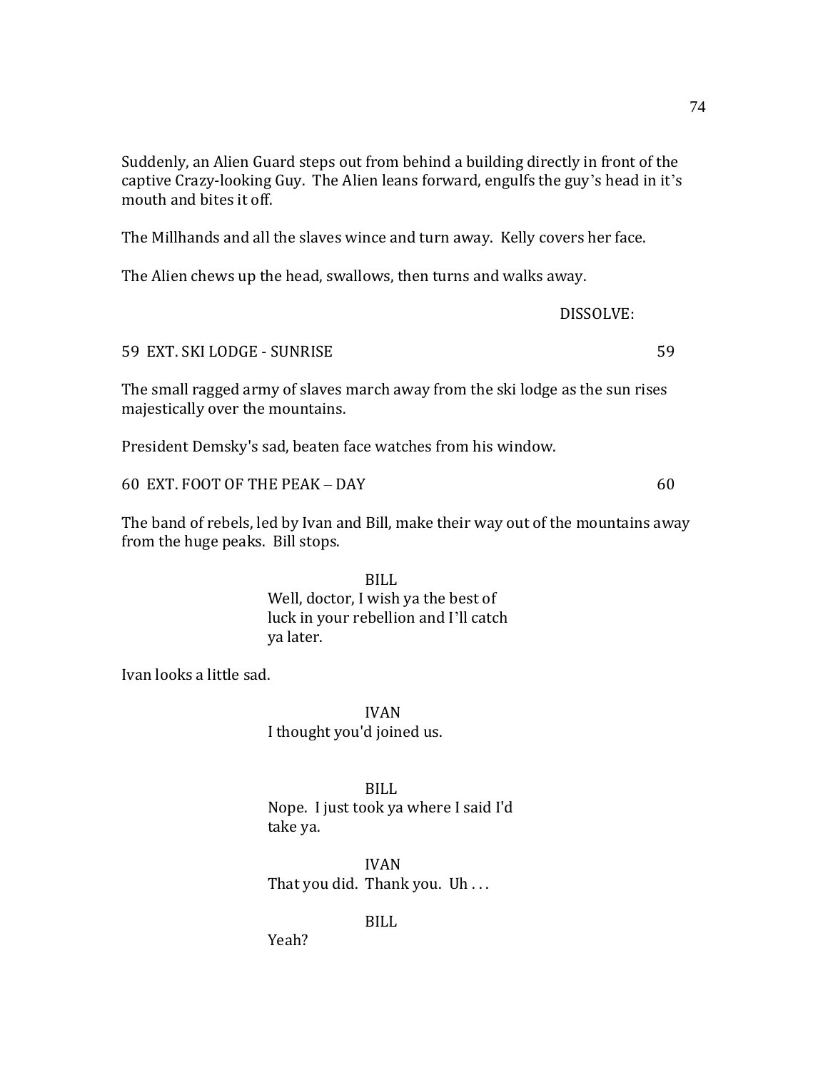Suddenly, an Alien Guard steps out from behind a building directly in front of the captive Crazy-looking Guy. The Alien leans forward, engulfs the guy's head in it's mouth and bites it off.

The Millhands and all the slaves wince and turn away. Kelly covers her face.

The Alien chews up the head, swallows, then turns and walks away.

DISSOLVE:

59 EXT. SKI LODGE - SUNRISE 59

The small ragged army of slaves march away from the ski lodge as the sun rises majestically over the mountains.

President Demsky's sad, beaten face watches from his window.

60 EXT. FOOT OF THE PEAK – DAY 60

The band of rebels, led by Ivan and Bill, make their way out of the mountains away from the huge peaks. Bill stops.

BILL

Well, doctor, I wish ya the best of luck in your rebellion and I'll catch ya later.

Ivan looks a little sad.

IVAN

I thought you'd joined us.

BILL

Nope. I just took ya where I said I'd take ya.

IVAN

That you did. Thank you. Uh . . .

BILL

Yeah?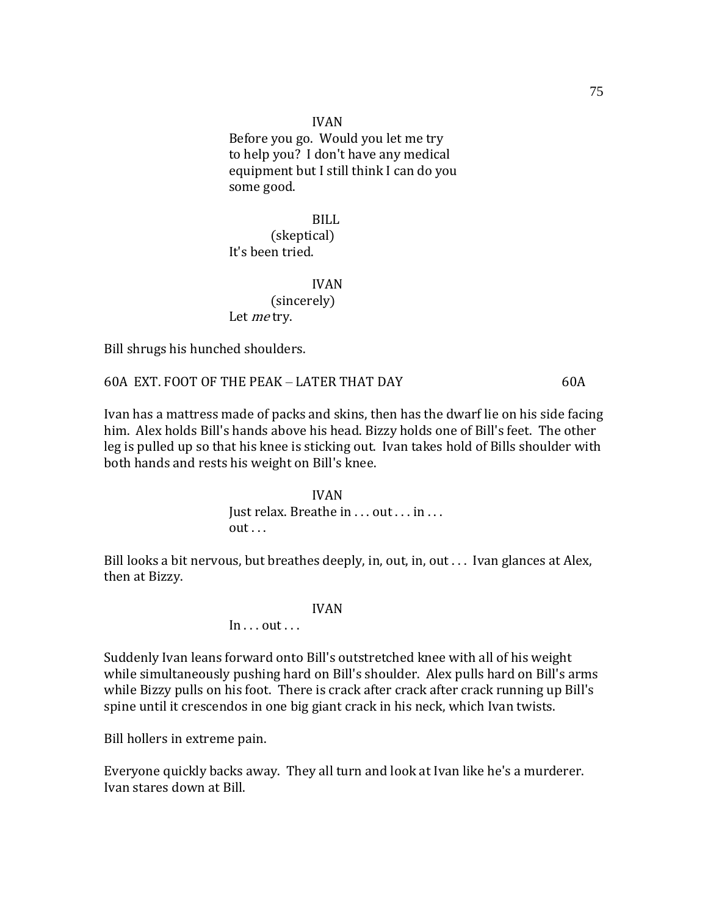IVAN

Before you go. Would you let me try to help you? I don't have any medical equipment but I still think I can do you some good.

BILL

(skeptical)

It's been tried.

IVAN

(sincerely)

Let *me* try.

Bill shrugs his hunched shoulders.

60A EXT. FOOT OF THE PEAK – LATER THAT DAY 60A

Ivan has a mattress made of packs and skins, then has the dwarf lie on his side facing him. Alex holds Bill's hands above his head. Bizzy holds one of Bill's feet. The other leg is pulled up so that his knee is sticking out. Ivan takes hold of Bills shoulder with both hands and rests his weight on Bill's knee.

IVAN

Just relax. Breathe in . . . out . . . in . . . out . . .

Bill looks a bit nervous, but breathes deeply, in, out, in, out . . . Ivan glances at Alex, then at Bizzy.

IVAN

In . . . out . . .

Suddenly Ivan leans forward onto Bill's outstretched knee with all of his weight while simultaneously pushing hard on Bill's shoulder. Alex pulls hard on Bill's arms while Bizzy pulls on his foot. There is crack after crack after crack running up Bill's spine until it crescendos in one big giant crack in his neck, which Ivan twists.

Bill hollers in extreme pain.

Everyone quickly backs away. They all turn and look at Ivan like he's a murderer. Ivan stares down at Bill.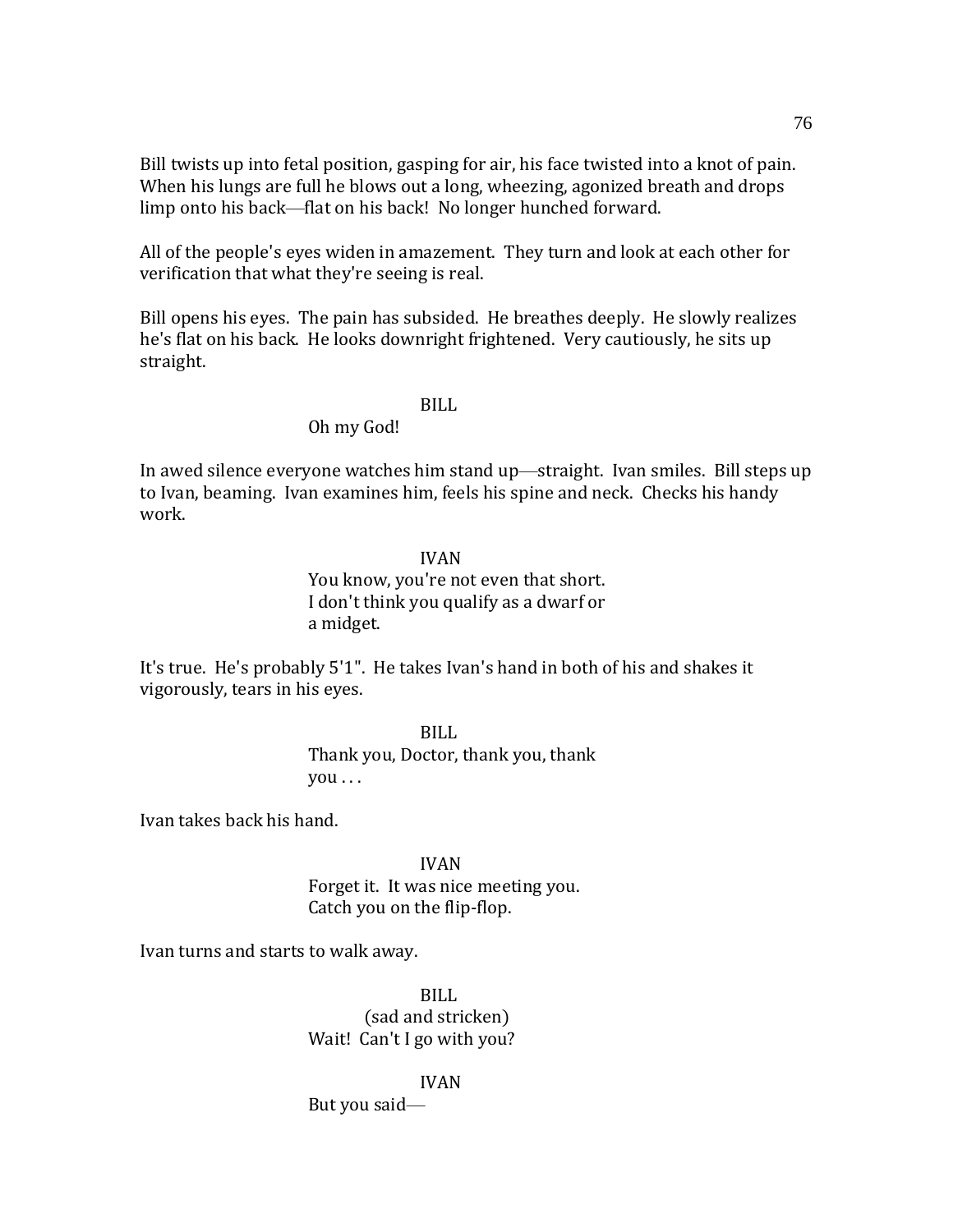Bill twists up into fetal position, gasping for air, his face twisted into a knot of pain. When his lungs are full he blows out a long, wheezing, agonized breath and drops limp onto his back—flat on his back! No longer hunched forward.

All of the people's eyes widen in amazement. They turn and look at each other for verification that what they're seeing is real.

Bill opens his eyes. The pain has subsided. He breathes deeply. He slowly realizes he's flat on his back. He looks downright frightened. Very cautiously, he sits up straight.

BILL

Oh my God!

In awed silence everyone watches him stand up—straight. Ivan smiles. Bill steps up to Ivan, beaming. Ivan examines him, feels his spine and neck. Checks his handy work.

IVAN

You know, you're not even that short. I don't think you qualify as a dwarf or a midget.

It's true. He's probably 5'1". He takes Ivan's hand in both of his and shakes it vigorously, tears in his eyes.

BILL

Thank you, Doctor, thank you, thank you . . .

Ivan takes back his hand.

IVAN

Forget it. It was nice meeting you. Catch you on the flip-flop.

Ivan turns and starts to walk away.

BILL

(sad and stricken)

Wait! Can't I go with you?

IVAN

But you said—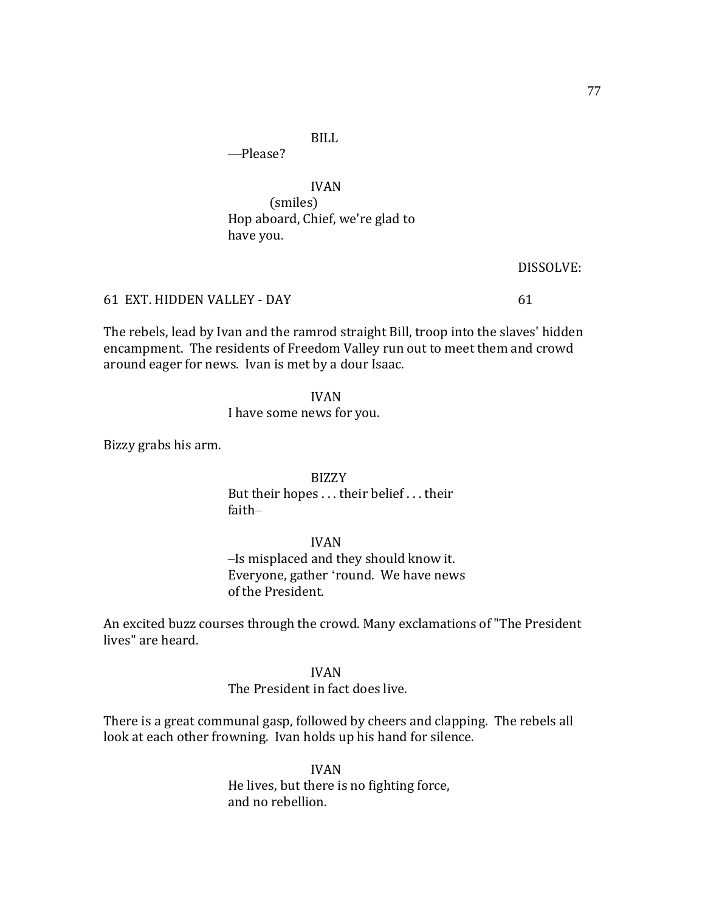BILL

—Please?

IVAN

(smiles)

Hop aboard, Chief, we're glad to have you.

DISSOLVE:

61 EXT. HIDDEN VALLEY - DAY 61

The rebels, lead by Ivan and the ramrod straight Bill, troop into the slaves' hidden encampment. The residents of Freedom Valley run out to meet them and crowd around eager for news. Ivan is met by a dour Isaac.

IVAN

I have some news for you.

Bizzy grabs his arm.

BIZZY

But their hopes . . . their belief . . . their faith–

IVAN

–Is misplaced and they should know it. Everyone, gather 'round. We have news of the President.

An excited buzz courses through the crowd. Many exclamations of "The President lives" are heard.

IVAN

The President in fact does live.

There is a great communal gasp, followed by cheers and clapping. The rebels all look at each other frowning. Ivan holds up his hand for silence.

IVAN

He lives, but there is no fighting force, and no rebellion.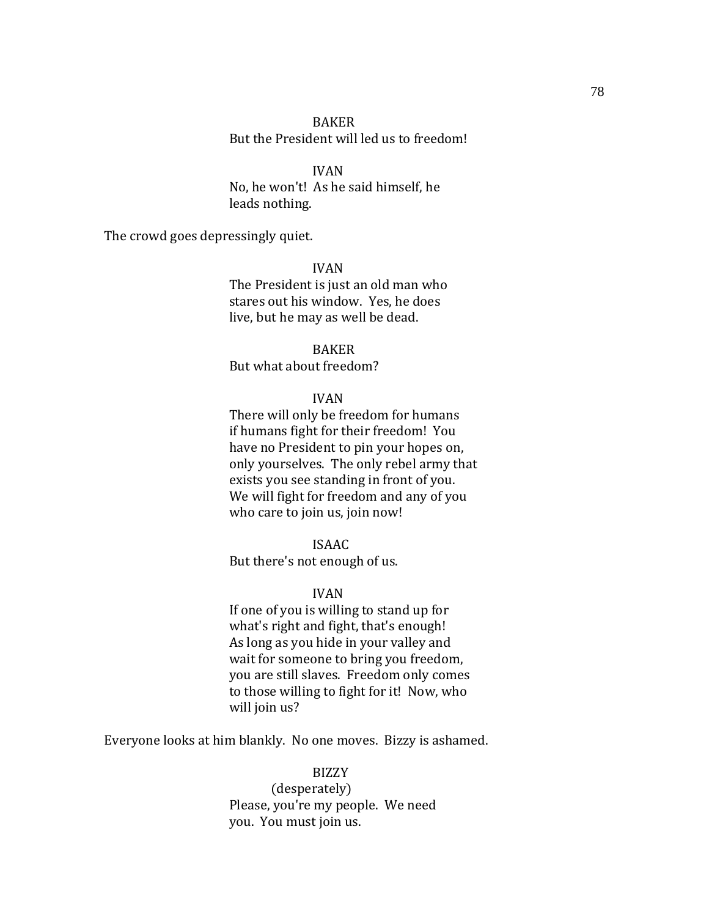BAKER
But the President will led us to freedom!

IVAN
No, he won't! As he said himself, he leads nothing.

The crowd goes depressingly quiet.

IVAN
The President is just an old man who stares out his window. Yes, he does live, but he may as well be dead.

BAKER
But what about freedom?

IVAN
There will only be freedom for humans if humans fight for their freedom! You have no President to pin your hopes on, only yourselves. The only rebel army that exists you see standing in front of you. We will fight for freedom and any of you who care to join us, join now!

ISAAC
But there's not enough of us.

IVAN
If one of you is willing to stand up for what's right and fight, that's enough! As long as you hide in your valley and wait for someone to bring you freedom, you are still slaves. Freedom only comes to those willing to fight for it! Now, who will join us?

Everyone looks at him blankly. No one moves. Bizzy is ashamed.

BIZZY
(desperately)
Please, you're my people. We need you. You must join us.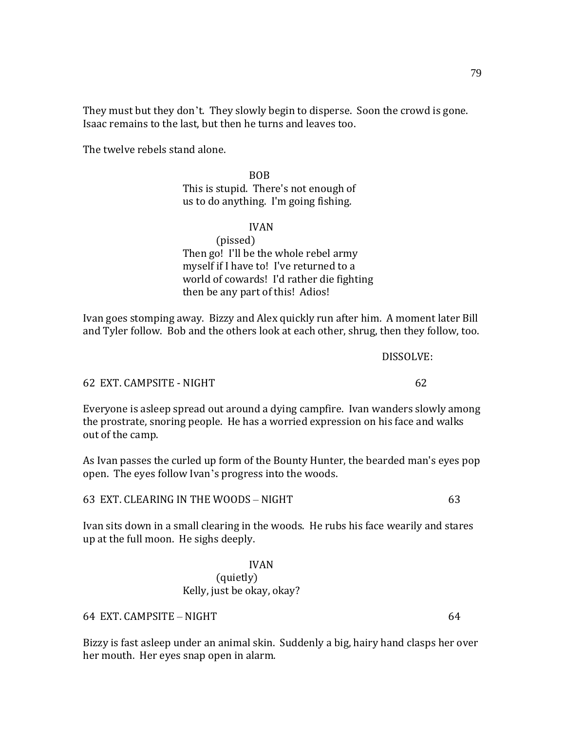They must but they don't. They slowly begin to disperse. Soon the crowd is gone. Isaac remains to the last, but then he turns and leaves too.

The twelve rebels stand alone.

BOB
This is stupid. There's not enough of us to do anything. I'm going fishing.

IVAN
(pissed)
Then go! I'll be the whole rebel army myself if I have to! I've returned to a world of cowards! I'd rather die fighting then be any part of this! Adios!

Ivan goes stomping away. Bizzy and Alex quickly run after him. A moment later Bill and Tyler follow. Bob and the others look at each other, shrug, then they follow, too.

DISSOLVE:

62 EXT. CAMPSITE - NIGHT 62

Everyone is asleep spread out around a dying campfire. Ivan wanders slowly among the prostrate, snoring people. He has a worried expression on his face and walks out of the camp.

As Ivan passes the curled up form of the Bounty Hunter, the bearded man's eyes pop open. The eyes follow Ivan's progress into the woods.

63 EXT. CLEARING IN THE WOODS – NIGHT 63

Ivan sits down in a small clearing in the woods. He rubs his face wearily and stares up at the full moon. He sighs deeply.

IVAN
(quietly)
Kelly, just be okay, okay?

64 EXT. CAMPSITE – NIGHT 64

Bizzy is fast asleep under an animal skin. Suddenly a big, hairy hand clasps her over her mouth. Her eyes snap open in alarm.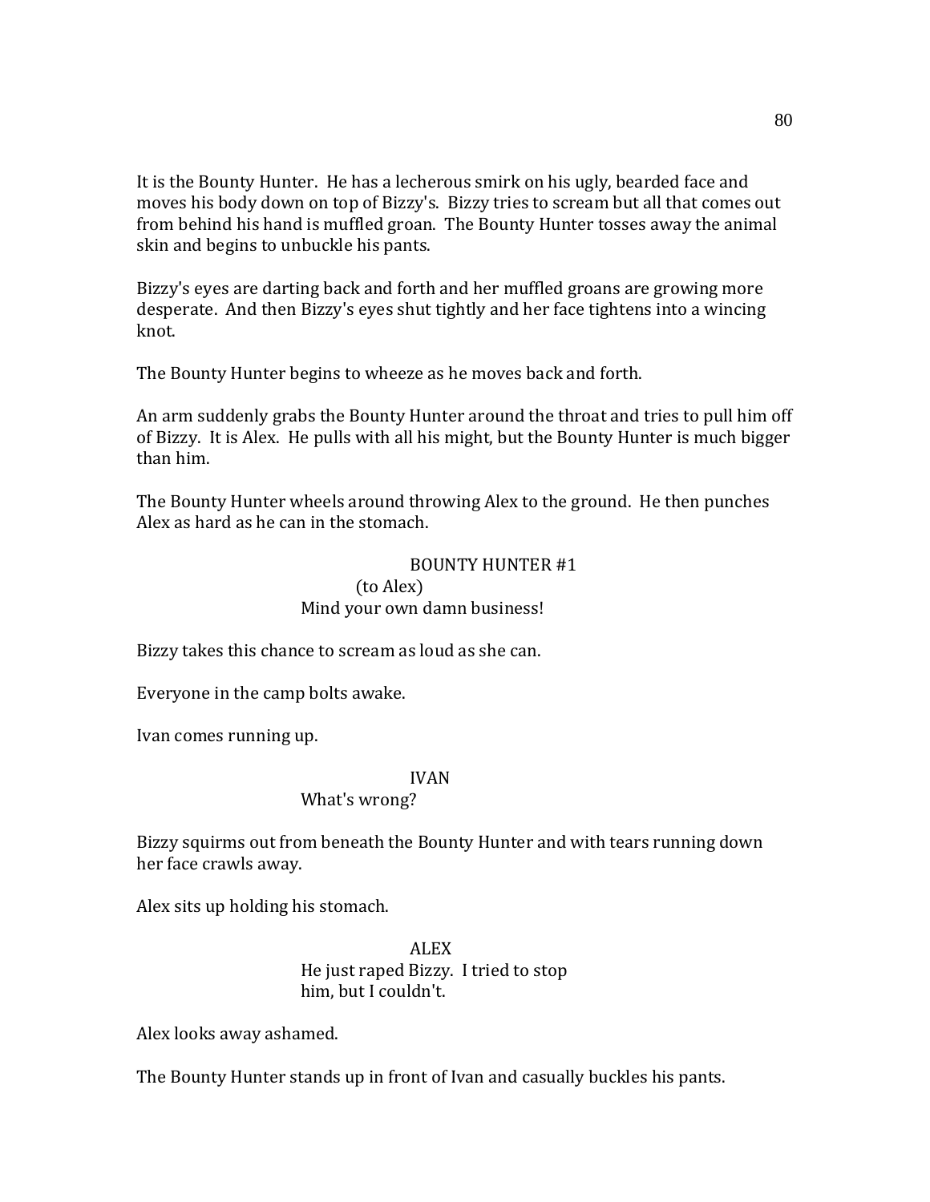It is the Bounty Hunter. He has a lecherous smirk on his ugly, bearded face and moves his body down on top of Bizzy's. Bizzy tries to scream but all that comes out from behind his hand is muffled groan. The Bounty Hunter tosses away the animal skin and begins to unbuckle his pants.

Bizzy's eyes are darting back and forth and her muffled groans are growing more desperate. And then Bizzy's eyes shut tightly and her face tightens into a wincing knot.

The Bounty Hunter begins to wheeze as he moves back and forth.

An arm suddenly grabs the Bounty Hunter around the throat and tries to pull him off of Bizzy. It is Alex. He pulls with all his might, but the Bounty Hunter is much bigger than him.

The Bounty Hunter wheels around throwing Alex to the ground. He then punches Alex as hard as he can in the stomach.

BOUNTY HUNTER #1
(to Alex)
Mind your own damn business!

Bizzy takes this chance to scream as loud as she can.

Everyone in the camp bolts awake.

Ivan comes running up.

IVAN
What's wrong?

Bizzy squirms out from beneath the Bounty Hunter and with tears running down her face crawls away.

Alex sits up holding his stomach.

ALEX
He just raped Bizzy. I tried to stop him, but I couldn't.

Alex looks away ashamed.

The Bounty Hunter stands up in front of Ivan and casually buckles his pants.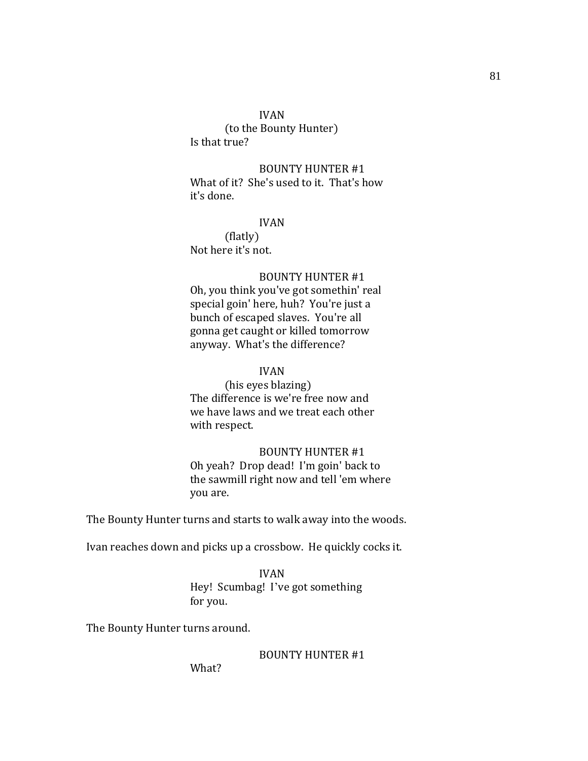IVAN
(to the Bounty Hunter)
Is that true?

BOUNTY HUNTER #1
What of it? She's used to it. That's how it's done.

IVAN
(flatly)
Not here it's not.

BOUNTY HUNTER #1
Oh, you think you've got somethin' real special goin' here, huh? You're just a bunch of escaped slaves. You're all gonna get caught or killed tomorrow anyway. What's the difference?

IVAN
(his eyes blazing)
The difference is we're free now and we have laws and we treat each other with respect.

BOUNTY HUNTER #1
Oh yeah? Drop dead! I'm goin' back to the sawmill right now and tell 'em where you are.

The Bounty Hunter turns and starts to walk away into the woods.

Ivan reaches down and picks up a crossbow. He quickly cocks it.

IVAN
Hey! Scumbag! I've got something for you.

The Bounty Hunter turns around.

BOUNTY HUNTER #1
What?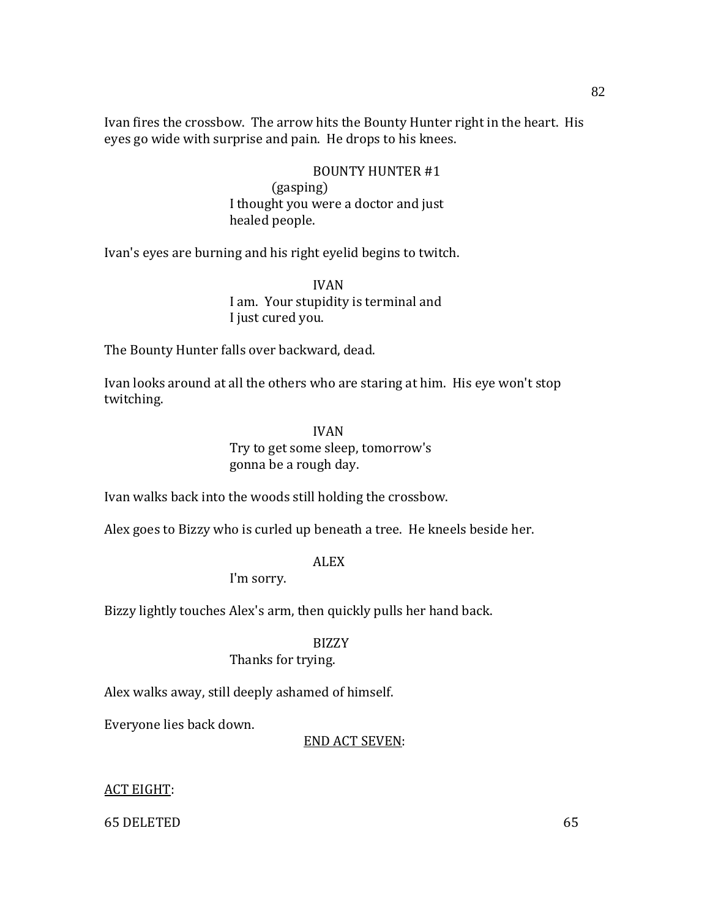Ivan fires the crossbow. The arrow hits the Bounty Hunter right in the heart. His eyes go wide with surprise and pain. He drops to his knees.

BOUNTY HUNTER #1
(gasping)
I thought you were a doctor and just healed people.

Ivan's eyes are burning and his right eyelid begins to twitch.

IVAN
I am. Your stupidity is terminal and I just cured you.

The Bounty Hunter falls over backward, dead.

Ivan looks around at all the others who are staring at him. His eye won't stop twitching.

IVAN
Try to get some sleep, tomorrow's gonna be a rough day.

Ivan walks back into the woods still holding the crossbow.

Alex goes to Bizzy who is curled up beneath a tree. He kneels beside her.

ALEX
I'm sorry.

Bizzy lightly touches Alex's arm, then quickly pulls her hand back.

BIZZY
Thanks for trying.

Alex walks away, still deeply ashamed of himself.

Everyone lies back down.

<u>END ACT SEVEN</u>:

<u>ACT EIGHT</u>:

65 DELETED 65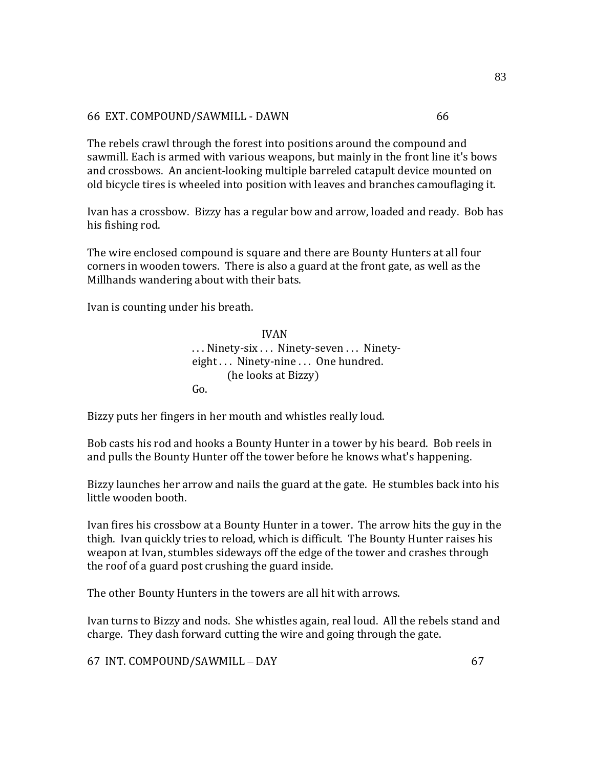66 EXT. COMPOUND/SAWMILL - DAWN 66

The rebels crawl through the forest into positions around the compound and sawmill. Each is armed with various weapons, but mainly in the front line it's bows and crossbows. An ancient-looking multiple barreled catapult device mounted on old bicycle tires is wheeled into position with leaves and branches camouflaging it.

Ivan has a crossbow. Bizzy has a regular bow and arrow, loaded and ready. Bob has his fishing rod.

The wire enclosed compound is square and there are Bounty Hunters at all four corners in wooden towers. There is also a guard at the front gate, as well as the Millhands wandering about with their bats.

Ivan is counting under his breath.

IVAN
. . . Ninety-six . . . Ninety-seven . . . Ninety-eight . . . Ninety-nine . . . One hundred.
(he looks at Bizzy)
Go.

Bizzy puts her fingers in her mouth and whistles really loud.

Bob casts his rod and hooks a Bounty Hunter in a tower by his beard. Bob reels in and pulls the Bounty Hunter off the tower before he knows what's happening.

Bizzy launches her arrow and nails the guard at the gate. He stumbles back into his little wooden booth.

Ivan fires his crossbow at a Bounty Hunter in a tower. The arrow hits the guy in the thigh. Ivan quickly tries to reload, which is difficult. The Bounty Hunter raises his weapon at Ivan, stumbles sideways off the edge of the tower and crashes through the roof of a guard post crushing the guard inside.

The other Bounty Hunters in the towers are all hit with arrows.

Ivan turns to Bizzy and nods. She whistles again, real loud. All the rebels stand and charge. They dash forward cutting the wire and going through the gate.

67 INT. COMPOUND/SAWMILL – DAY 67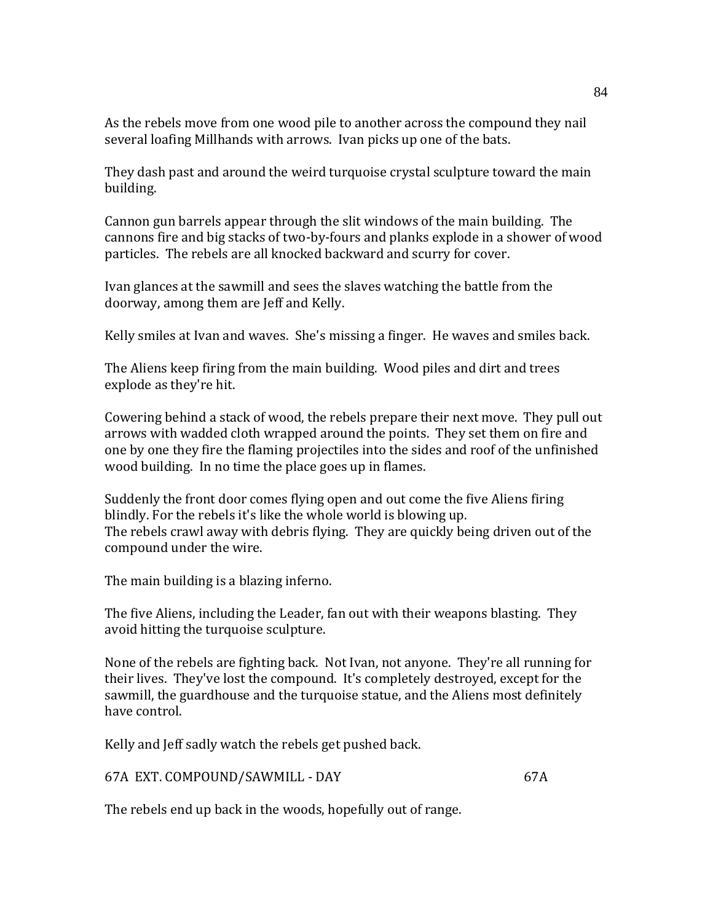As the rebels move from one wood pile to another across the compound they nail several loafing Millhands with arrows. Ivan picks up one of the bats.

They dash past and around the weird turquoise crystal sculpture toward the main building.

Cannon gun barrels appear through the slit windows of the main building. The cannons fire and big stacks of two-by-fours and planks explode in a shower of wood particles. The rebels are all knocked backward and scurry for cover.

Ivan glances at the sawmill and sees the slaves watching the battle from the doorway, among them are Jeff and Kelly.

Kelly smiles at Ivan and waves. She's missing a finger. He waves and smiles back.

The Aliens keep firing from the main building. Wood piles and dirt and trees explode as they're hit.

Cowering behind a stack of wood, the rebels prepare their next move. They pull out arrows with wadded cloth wrapped around the points. They set them on fire and one by one they fire the flaming projectiles into the sides and roof of the unfinished wood building. In no time the place goes up in flames.

Suddenly the front door comes flying open and out come the five Aliens firing blindly. For the rebels it's like the whole world is blowing up.
The rebels crawl away with debris flying. They are quickly being driven out of the compound under the wire.

The main building is a blazing inferno.

The five Aliens, including the Leader, fan out with their weapons blasting. They avoid hitting the turquoise sculpture.

None of the rebels are fighting back. Not Ivan, not anyone. They're all running for their lives. They've lost the compound. It's completely destroyed, except for the sawmill, the guardhouse and the turquoise statue, and the Aliens most definitely have control.

Kelly and Jeff sadly watch the rebels get pushed back.

67A EXT. COMPOUND/SAWMILL - DAY 67A

The rebels end up back in the woods, hopefully out of range.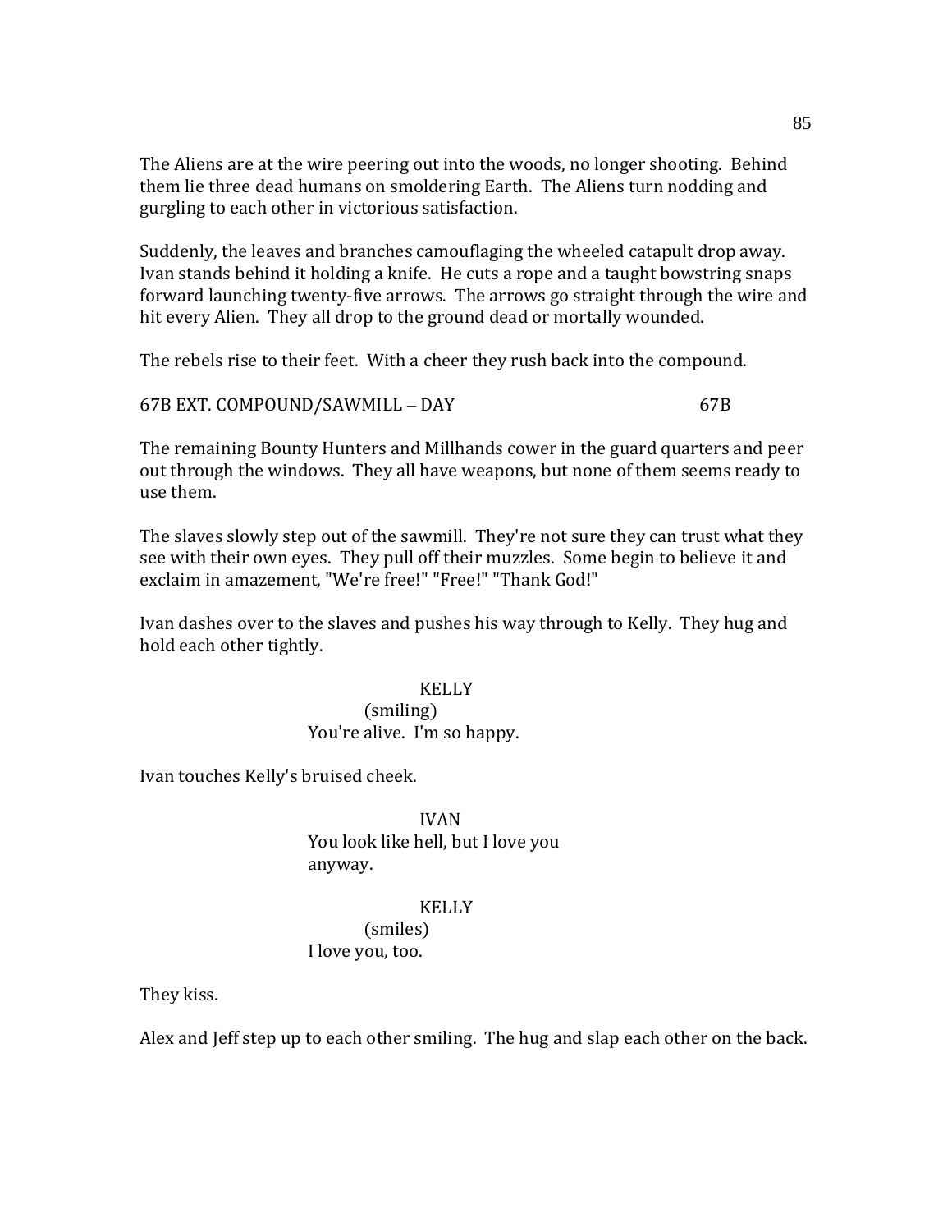The Aliens are at the wire peering out into the woods, no longer shooting. Behind them lie three dead humans on smoldering Earth. The Aliens turn nodding and gurgling to each other in victorious satisfaction.

Suddenly, the leaves and branches camouflaging the wheeled catapult drop away. Ivan stands behind it holding a knife. He cuts a rope and a taught bowstring snaps forward launching twenty-five arrows. The arrows go straight through the wire and hit every Alien. They all drop to the ground dead or mortally wounded.

The rebels rise to their feet. With a cheer they rush back into the compound.

67B EXT. COMPOUND/SAWMILL – DAY 67B

The remaining Bounty Hunters and Millhands cower in the guard quarters and peer out through the windows. They all have weapons, but none of them seems ready to use them.

The slaves slowly step out of the sawmill. They're not sure they can trust what they see with their own eyes. They pull off their muzzles. Some begin to believe it and exclaim in amazement, "We're free!" "Free!" "Thank God!"

Ivan dashes over to the slaves and pushes his way through to Kelly. They hug and hold each other tightly.

KELLY
(smiling)
You're alive. I'm so happy.

Ivan touches Kelly's bruised cheek.

IVAN
You look like hell, but I love you anyway.

KELLY
(smiles)
I love you, too.

They kiss.

Alex and Jeff step up to each other smiling. The hug and slap each other on the back.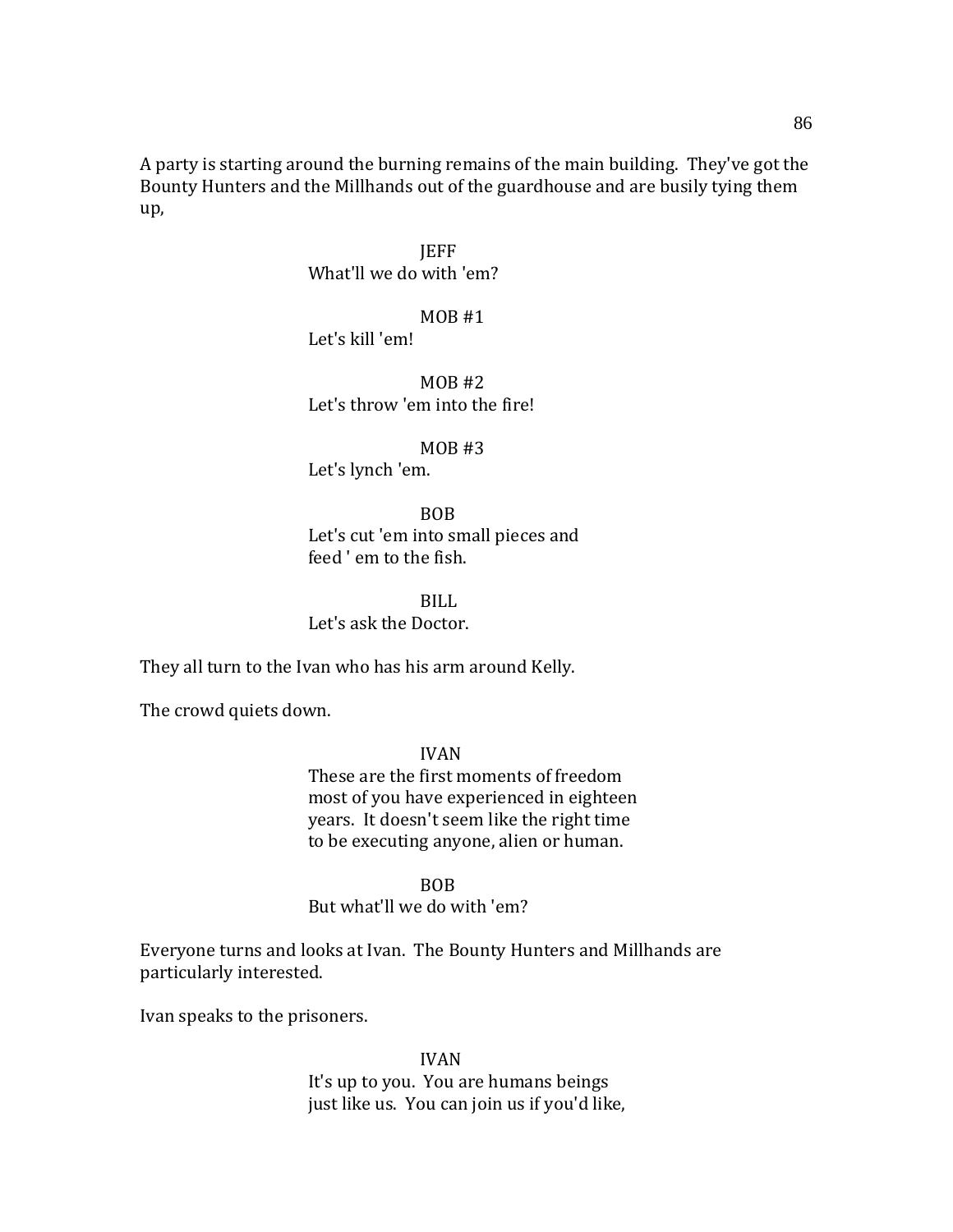A party is starting around the burning remains of the main building. They've got the Bounty Hunters and the Millhands out of the guardhouse and are busily tying them up,

JEFF
What'll we do with 'em?

MOB #1
Let's kill 'em!

MOB #2
Let's throw 'em into the fire!

MOB #3
Let's lynch 'em.

BOB
Let's cut 'em into small pieces and feed ' em to the fish.

BILL
Let's ask the Doctor.

They all turn to the Ivan who has his arm around Kelly.

The crowd quiets down.

IVAN
These are the first moments of freedom most of you have experienced in eighteen years. It doesn't seem like the right time to be executing anyone, alien or human.

BOB
But what'll we do with 'em?

Everyone turns and looks at Ivan. The Bounty Hunters and Millhands are particularly interested.

Ivan speaks to the prisoners.

IVAN
It's up to you. You are humans beings just like us. You can join us if you'd like,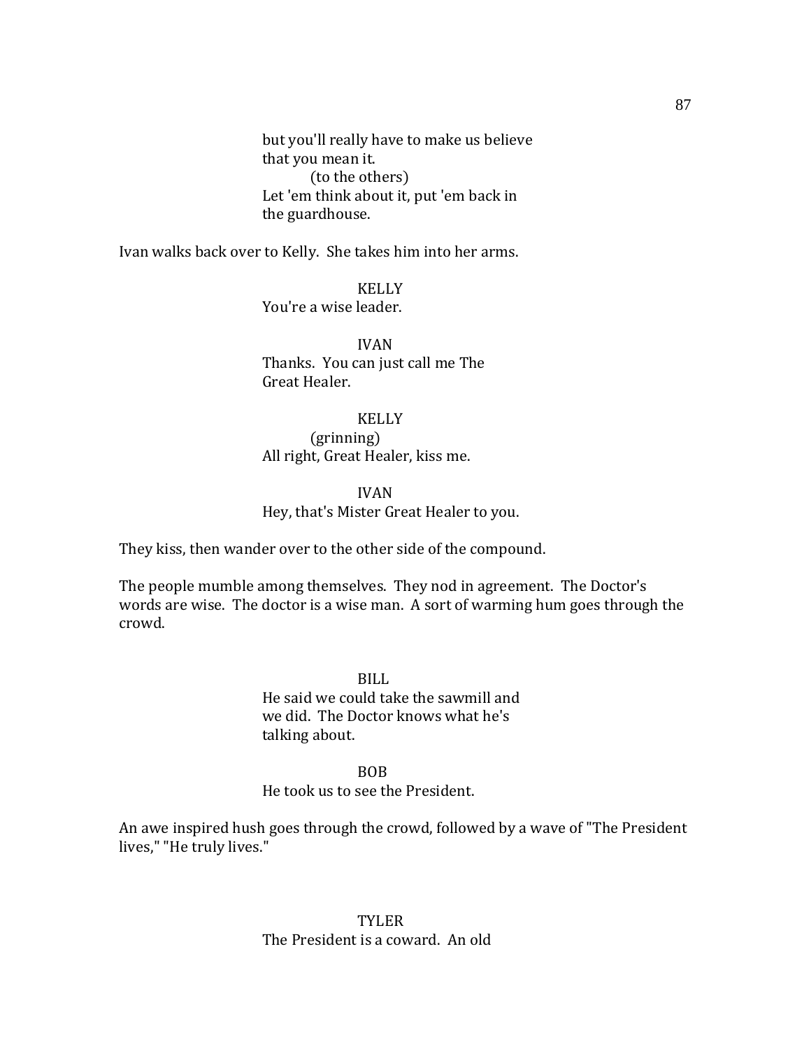but you'll really have to make us believe that you mean it.

(to the others)

Let 'em think about it, put 'em back in the guardhouse.

Ivan walks back over to Kelly. She takes him into her arms.

KELLY

You're a wise leader.

IVAN

Thanks. You can just call me The Great Healer.

KELLY

(grinning)

All right, Great Healer, kiss me.

IVAN

Hey, that's Mister Great Healer to you.

They kiss, then wander over to the other side of the compound.

The people mumble among themselves. They nod in agreement. The Doctor's words are wise. The doctor is a wise man. A sort of warming hum goes through the crowd.

BILL

He said we could take the sawmill and we did. The Doctor knows what he's talking about.

BOB

He took us to see the President.

An awe inspired hush goes through the crowd, followed by a wave of "The President lives," "He truly lives."

TYLER

The President is a coward. An old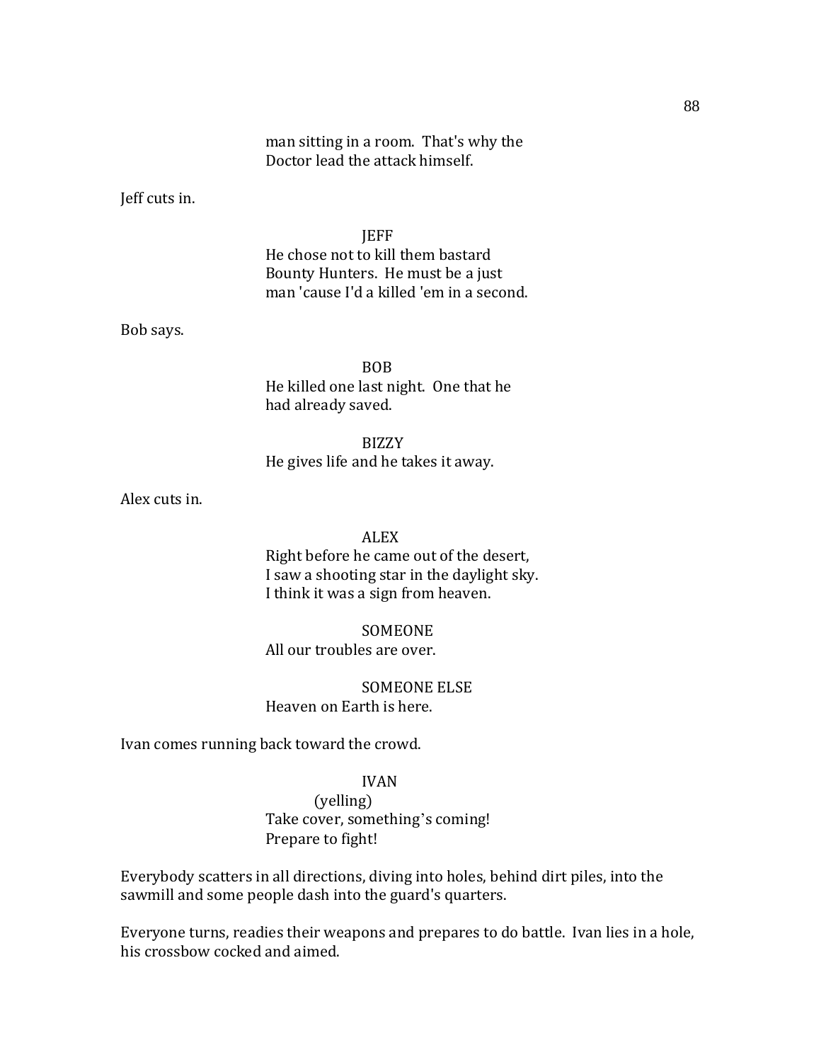man sitting in a room. That's why the
Doctor lead the attack himself.

Jeff cuts in.

JEFF
He chose not to kill them bastard
Bounty Hunters. He must be a just
man 'cause I'd a killed 'em in a second.

Bob says.

BOB
He killed one last night. One that he
had already saved.

BIZZY
He gives life and he takes it away.

Alex cuts in.

ALEX
Right before he came out of the desert,
I saw a shooting star in the daylight sky.
I think it was a sign from heaven.

SOMEONE
All our troubles are over.

SOMEONE ELSE
Heaven on Earth is here.

Ivan comes running back toward the crowd.

IVAN
(yelling)
Take cover, something's coming!
Prepare to fight!

Everybody scatters in all directions, diving into holes, behind dirt piles, into the sawmill and some people dash into the guard's quarters.

Everyone turns, readies their weapons and prepares to do battle. Ivan lies in a hole, his crossbow cocked and aimed.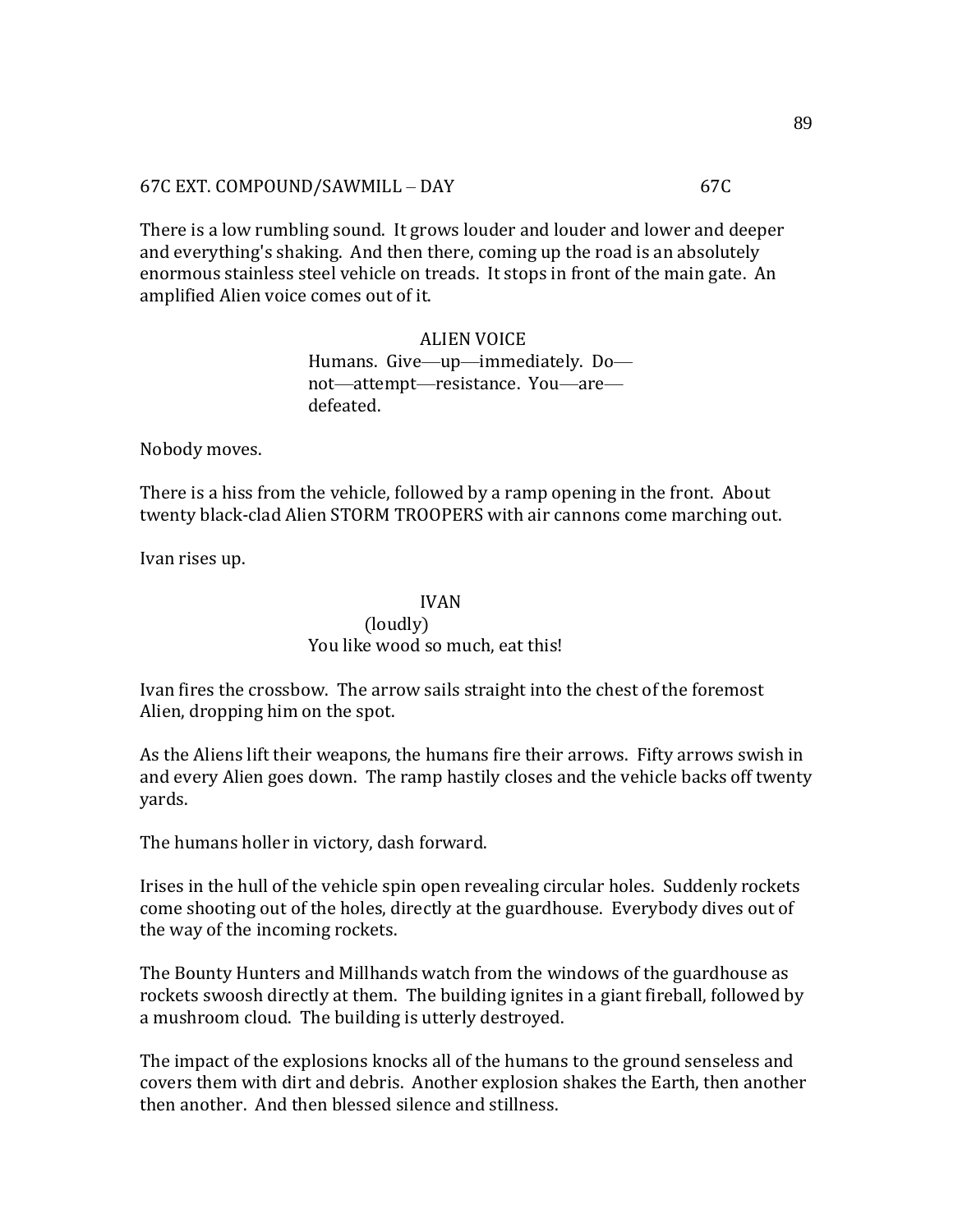67C EXT. COMPOUND/SAWMILL – DAY 67C

There is a low rumbling sound. It grows louder and louder and lower and deeper and everything's shaking. And then there, coming up the road is an absolutely enormous stainless steel vehicle on treads. It stops in front of the main gate. An amplified Alien voice comes out of it.

ALIEN VOICE
Humans. Give—up—immediately. Do—not—attempt—resistance. You—are—defeated.

Nobody moves.

There is a hiss from the vehicle, followed by a ramp opening in the front. About twenty black-clad Alien STORM TROOPERS with air cannons come marching out.

Ivan rises up.

IVAN
(loudly)
You like wood so much, eat this!

Ivan fires the crossbow. The arrow sails straight into the chest of the foremost Alien, dropping him on the spot.

As the Aliens lift their weapons, the humans fire their arrows. Fifty arrows swish in and every Alien goes down. The ramp hastily closes and the vehicle backs off twenty yards.

The humans holler in victory, dash forward.

Irises in the hull of the vehicle spin open revealing circular holes. Suddenly rockets come shooting out of the holes, directly at the guardhouse. Everybody dives out of the way of the incoming rockets.

The Bounty Hunters and Millhands watch from the windows of the guardhouse as rockets swoosh directly at them. The building ignites in a giant fireball, followed by a mushroom cloud. The building is utterly destroyed.

The impact of the explosions knocks all of the humans to the ground senseless and covers them with dirt and debris. Another explosion shakes the Earth, then another then another. And then blessed silence and stillness.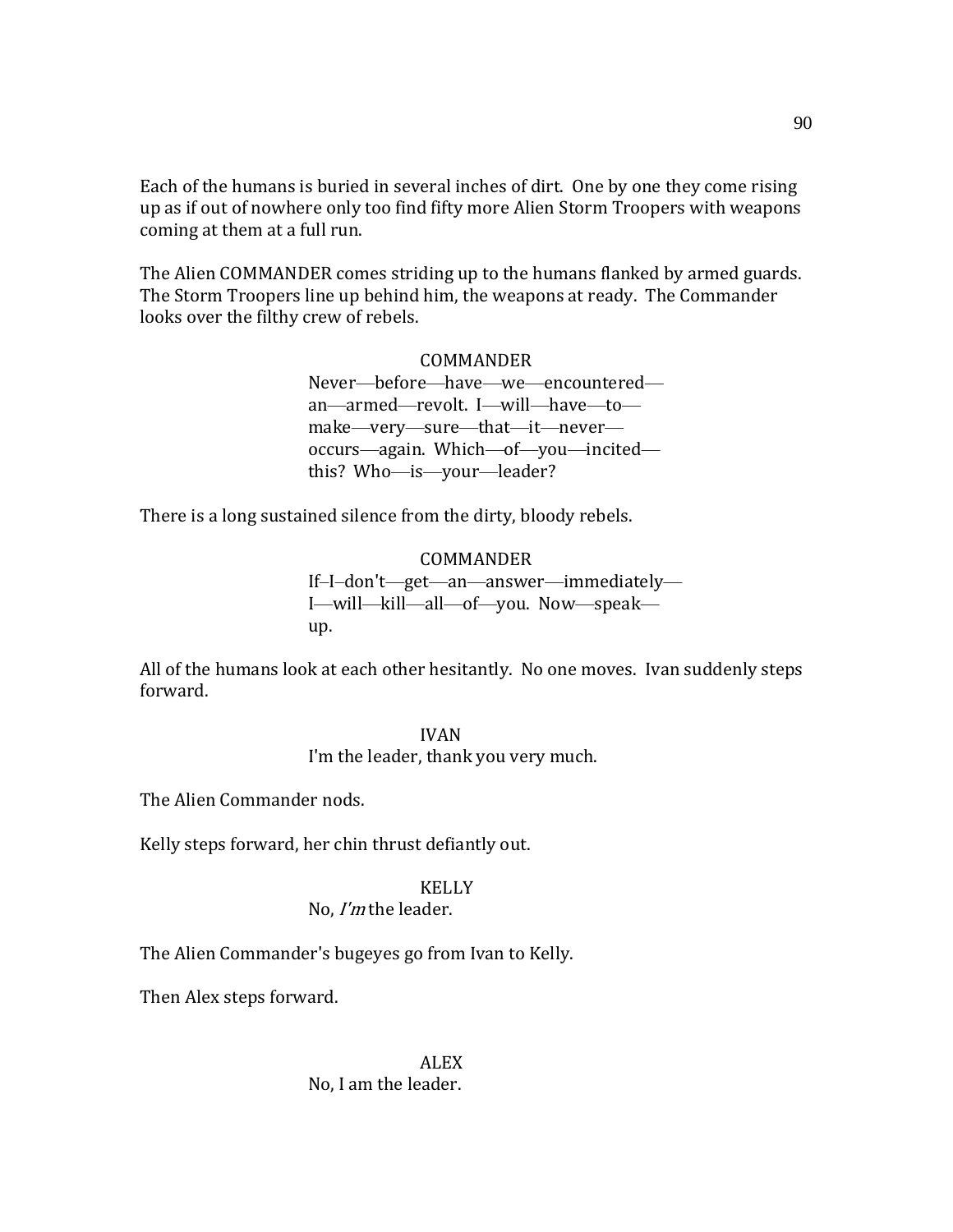Each of the humans is buried in several inches of dirt. One by one they come rising up as if out of nowhere only too find fifty more Alien Storm Troopers with weapons coming at them at a full run.

The Alien COMMANDER comes striding up to the humans flanked by armed guards. The Storm Troopers line up behind him, the weapons at ready. The Commander looks over the filthy crew of rebels.

COMMANDER
Never—before—have—we—encountered—an—armed—revolt. I—will—have—to—make—very—sure—that—it—never—occurs—again. Which—of—you—incited—this? Who—is—your—leader?

There is a long sustained silence from the dirty, bloody rebels.

COMMANDER
If–I–don't—get—an—answer—immediately—I—will—kill—all—of—you. Now—speak—up.

All of the humans look at each other hesitantly. No one moves. Ivan suddenly steps forward.

IVAN
I'm the leader, thank you very much.

The Alien Commander nods.

Kelly steps forward, her chin thrust defiantly out.

KELLY
No, *I'm* the leader.

The Alien Commander's bugeyes go from Ivan to Kelly.

Then Alex steps forward.

ALEX
No, I am the leader.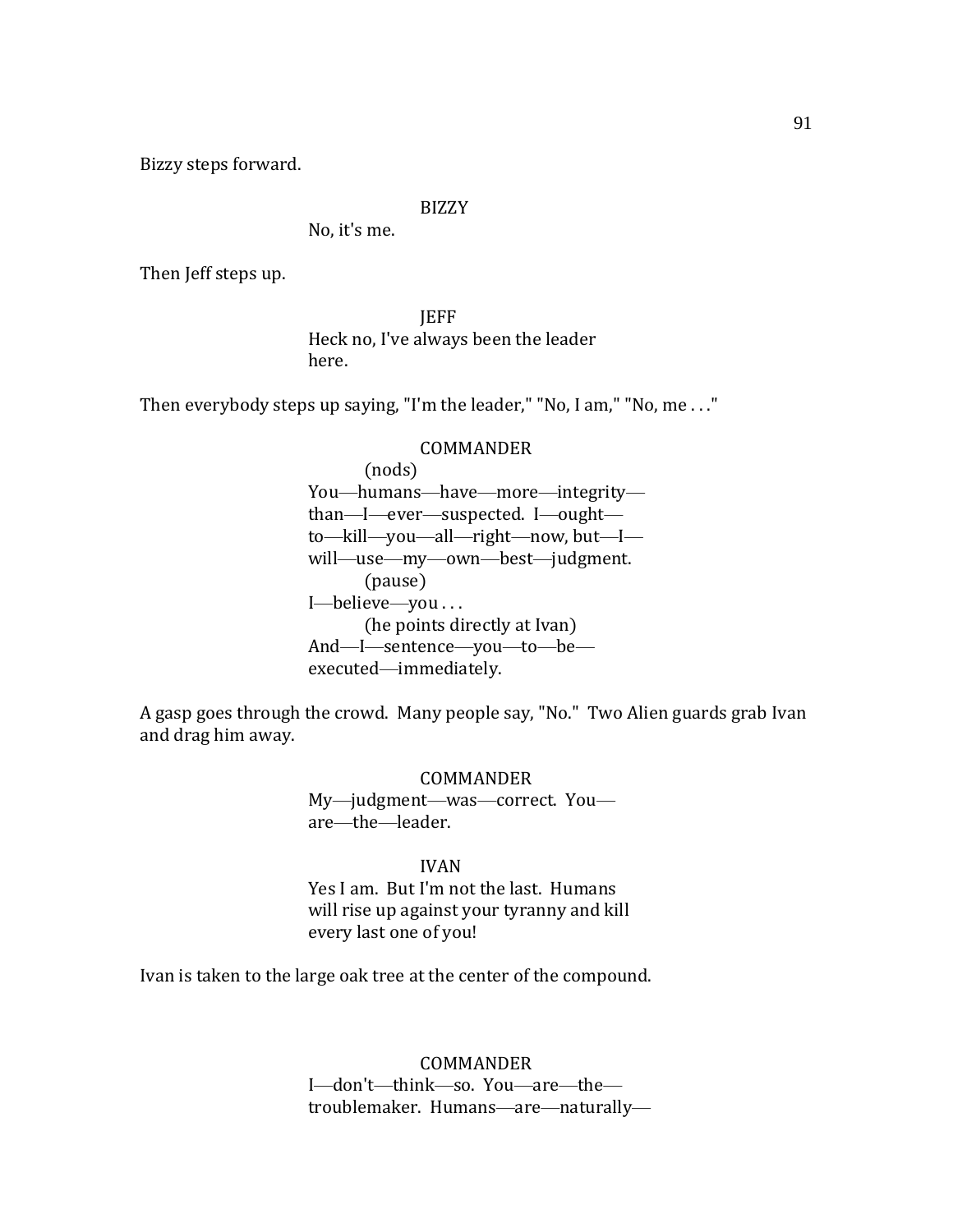Bizzy steps forward.

BIZZY
No, it's me.

Then Jeff steps up.

JEFF
Heck no, I've always been the leader here.

Then everybody steps up saying, "I'm the leader," "No, I am," "No, me . . ."

COMMANDER
(nods)
You—humans—have—more—integrity—than—I—ever—suspected. I—ought—to—kill—you—all—right—now, but—I—will—use—my—own—best—judgment.
(pause)
I—believe—you . . .
(he points directly at Ivan)
And—I—sentence—you—to—be—executed—immediately.

A gasp goes through the crowd. Many people say, "No." Two Alien guards grab Ivan and drag him away.

COMMANDER
My—judgment—was—correct. You—are—the—leader.

IVAN
Yes I am. But I'm not the last. Humans will rise up against your tyranny and kill every last one of you!

Ivan is taken to the large oak tree at the center of the compound.

COMMANDER
I—don't—think—so. You—are—the—troublemaker. Humans—are—naturally—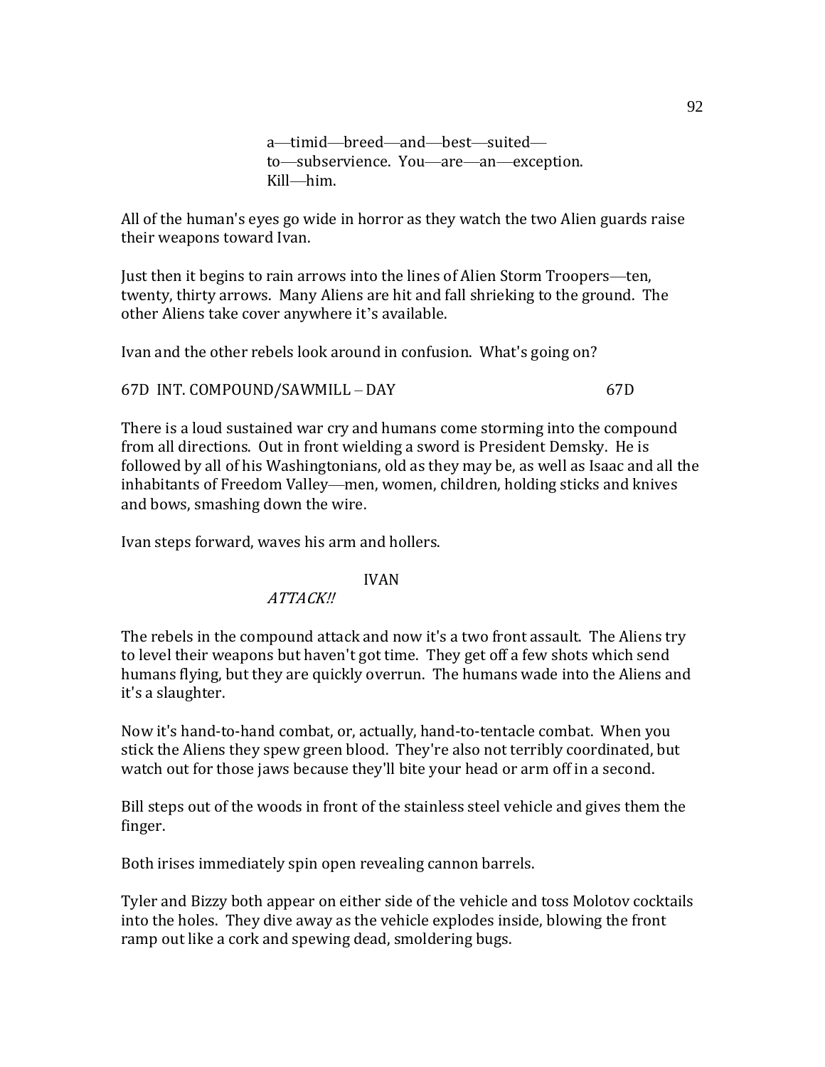a—timid—breed—and—best—suited—to—subservience. You—are—an—exception. Kill—him.

All of the human's eyes go wide in horror as they watch the two Alien guards raise their weapons toward Ivan.

Just then it begins to rain arrows into the lines of Alien Storm Troopers—ten, twenty, thirty arrows. Many Aliens are hit and fall shrieking to the ground. The other Aliens take cover anywhere it's available.

Ivan and the other rebels look around in confusion. What's going on?

67D INT. COMPOUND/SAWMILL – DAY 67D

There is a loud sustained war cry and humans come storming into the compound from all directions. Out in front wielding a sword is President Demsky. He is followed by all of his Washingtonians, old as they may be, as well as Isaac and all the inhabitants of Freedom Valley—men, women, children, holding sticks and knives and bows, smashing down the wire.

Ivan steps forward, waves his arm and hollers.

IVAN

*ATTACK!!*

The rebels in the compound attack and now it's a two front assault. The Aliens try to level their weapons but haven't got time. They get off a few shots which send humans flying, but they are quickly overrun. The humans wade into the Aliens and it's a slaughter.

Now it's hand-to-hand combat, or, actually, hand-to-tentacle combat. When you stick the Aliens they spew green blood. They're also not terribly coordinated, but watch out for those jaws because they'll bite your head or arm off in a second.

Bill steps out of the woods in front of the stainless steel vehicle and gives them the finger.

Both irises immediately spin open revealing cannon barrels.

Tyler and Bizzy both appear on either side of the vehicle and toss Molotov cocktails into the holes. They dive away as the vehicle explodes inside, blowing the front ramp out like a cork and spewing dead, smoldering bugs.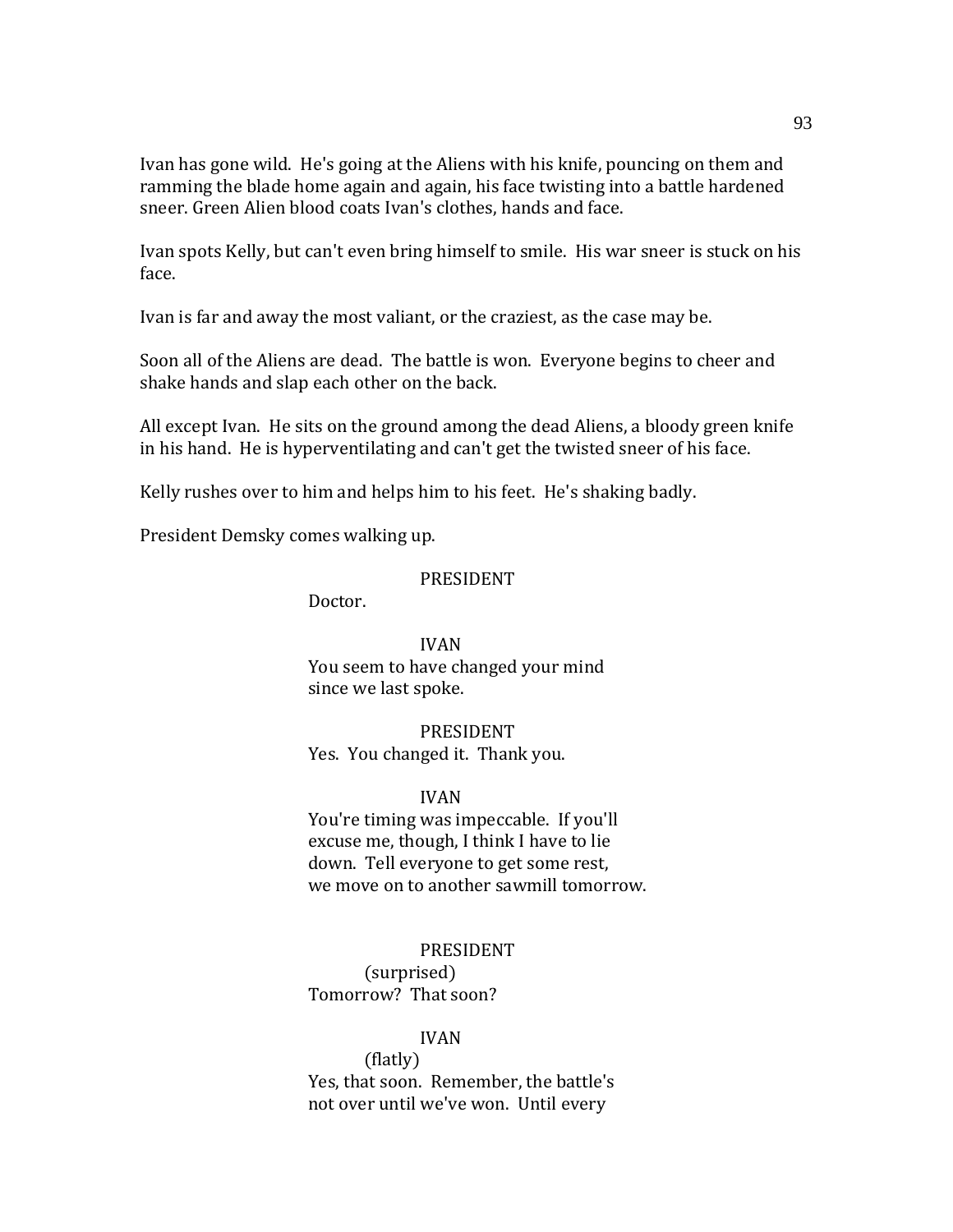Ivan has gone wild. He's going at the Aliens with his knife, pouncing on them and ramming the blade home again and again, his face twisting into a battle hardened sneer. Green Alien blood coats Ivan's clothes, hands and face.

Ivan spots Kelly, but can't even bring himself to smile. His war sneer is stuck on his face.

Ivan is far and away the most valiant, or the craziest, as the case may be.

Soon all of the Aliens are dead. The battle is won. Everyone begins to cheer and shake hands and slap each other on the back.

All except Ivan. He sits on the ground among the dead Aliens, a bloody green knife in his hand. He is hyperventilating and can't get the twisted sneer of his face.

Kelly rushes over to him and helps him to his feet. He's shaking badly.

President Demsky comes walking up.

PRESIDENT

Doctor.

IVAN

You seem to have changed your mind
since we last spoke.

PRESIDENT

Yes. You changed it. Thank you.

IVAN

You're timing was impeccable. If you'll
excuse me, though, I think I have to lie
down. Tell everyone to get some rest,
we move on to another sawmill tomorrow.

PRESIDENT

(surprised)

Tomorrow? That soon?

IVAN

(flatly)

Yes, that soon. Remember, the battle's
not over until we've won. Until every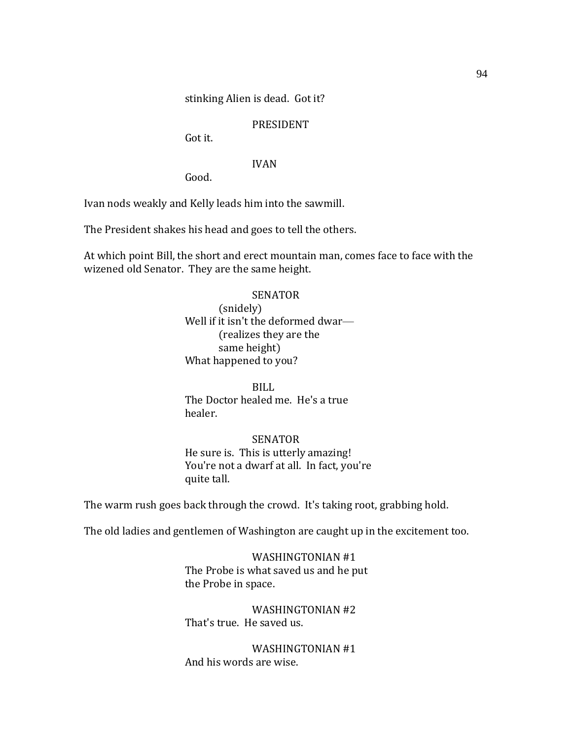stinking Alien is dead.  Got it?

PRESIDENT
Got it.

IVAN
Good.

Ivan nods weakly and Kelly leads him into the sawmill.

The President shakes his head and goes to tell the others.

At which point Bill, the short and erect mountain man, comes face to face with the wizened old Senator.  They are the same height.

SENATOR
(snidely)
Well if it isn't the deformed dwar—
(realizes they are the same height)
What happened to you?

BILL
The Doctor healed me.  He's a true healer.

SENATOR
He sure is.  This is utterly amazing!  You're not a dwarf at all.  In fact, you're quite tall.

The warm rush goes back through the crowd.  It's taking root, grabbing hold.

The old ladies and gentlemen of Washington are caught up in the excitement too.

WASHINGTONIAN #1
The Probe is what saved us and he put the Probe in space.

WASHINGTONIAN #2
That's true.  He saved us.

WASHINGTONIAN #1
And his words are wise.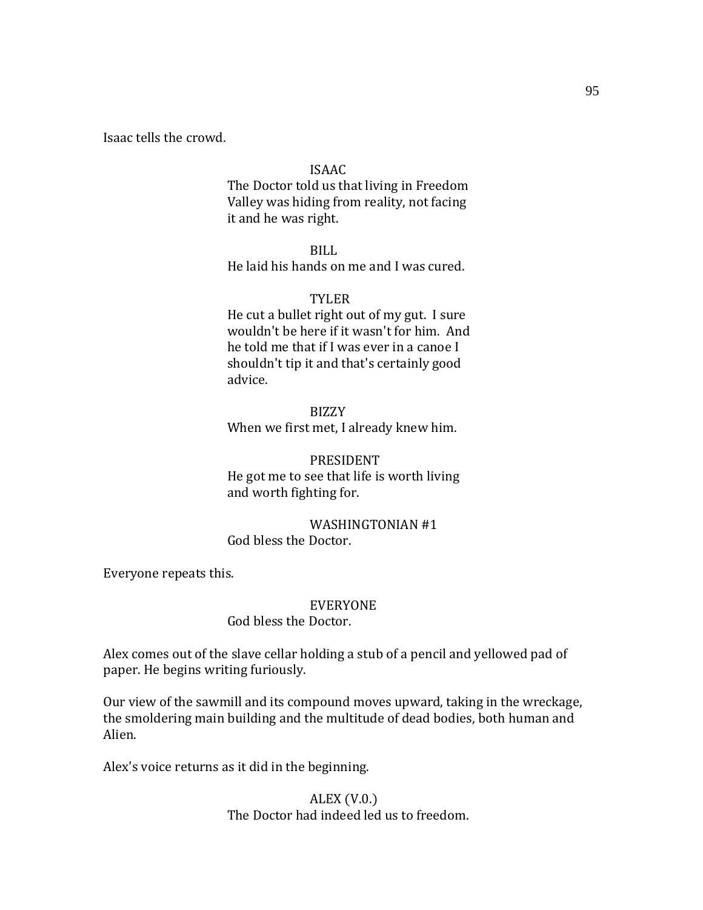Isaac tells the crowd.

ISAAC
The Doctor told us that living in Freedom Valley was hiding from reality, not facing it and he was right.

BILL
He laid his hands on me and I was cured.

TYLER
He cut a bullet right out of my gut. I sure wouldn't be here if it wasn't for him. And he told me that if I was ever in a canoe I shouldn't tip it and that's certainly good advice.

BIZZY
When we first met, I already knew him.

PRESIDENT
He got me to see that life is worth living and worth fighting for.

WASHINGTONIAN #1
God bless the Doctor.

Everyone repeats this.

EVERYONE
God bless the Doctor.

Alex comes out of the slave cellar holding a stub of a pencil and yellowed pad of paper. He begins writing furiously.

Our view of the sawmill and its compound moves upward, taking in the wreckage, the smoldering main building and the multitude of dead bodies, both human and Alien.

Alex's voice returns as it did in the beginning.

ALEX (V.0.)
The Doctor had indeed led us to freedom.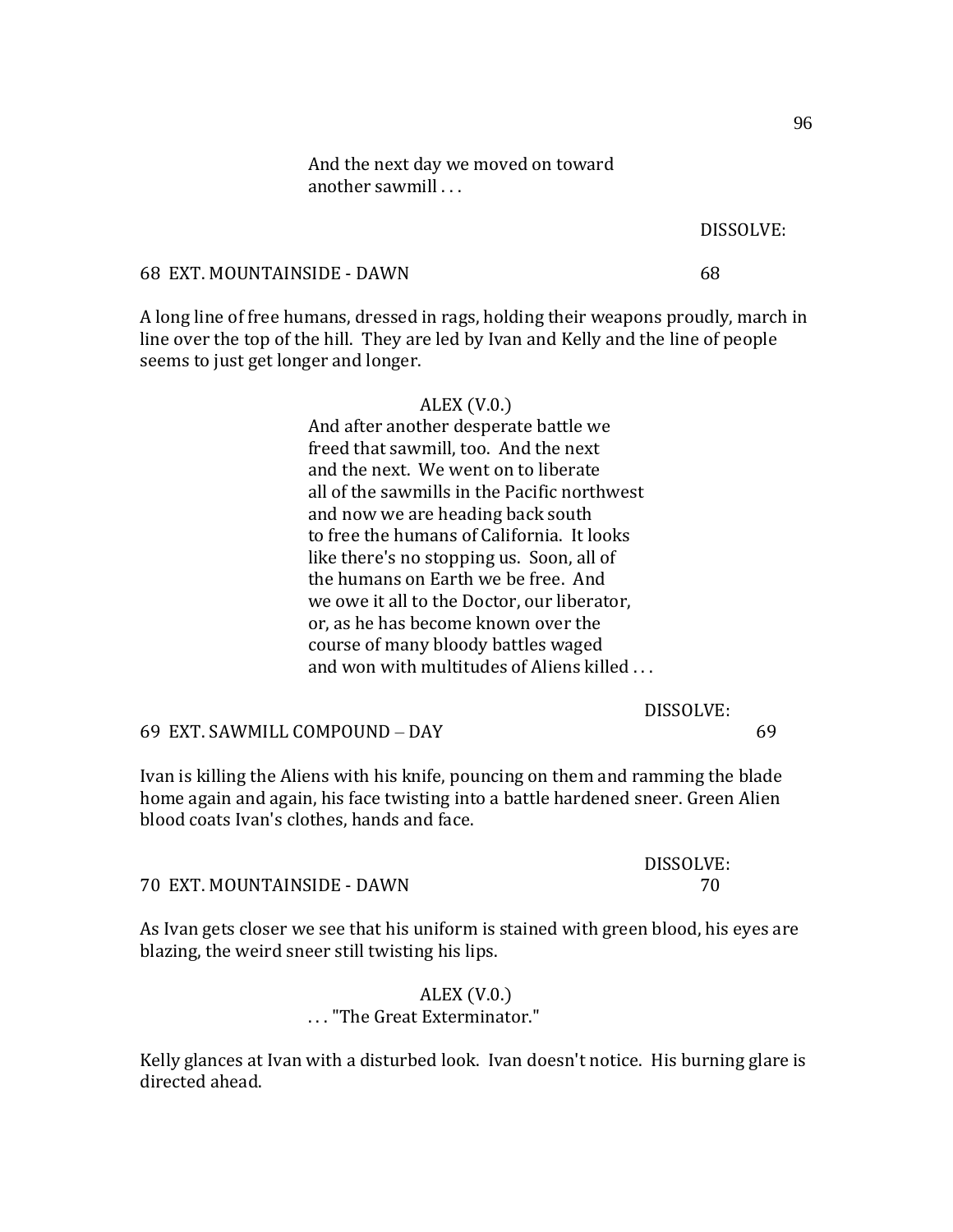And the next day we moved on toward another sawmill . . .

DISSOLVE:

68 EXT. MOUNTAINSIDE - DAWN 68

A long line of free humans, dressed in rags, holding their weapons proudly, march in line over the top of the hill. They are led by Ivan and Kelly and the line of people seems to just get longer and longer.

ALEX (V.0.)
And after another desperate battle we freed that sawmill, too. And the next and the next. We went on to liberate all of the sawmills in the Pacific northwest and now we are heading back south to free the humans of California. It looks like there's no stopping us. Soon, all of the humans on Earth we be free. And we owe it all to the Doctor, our liberator, or, as he has become known over the course of many bloody battles waged and won with multitudes of Aliens killed . . .

DISSOLVE:

69 EXT. SAWMILL COMPOUND – DAY 69

Ivan is killing the Aliens with his knife, pouncing on them and ramming the blade home again and again, his face twisting into a battle hardened sneer. Green Alien blood coats Ivan's clothes, hands and face.

DISSOLVE:

70 EXT. MOUNTAINSIDE - DAWN 70

As Ivan gets closer we see that his uniform is stained with green blood, his eyes are blazing, the weird sneer still twisting his lips.

ALEX (V.0.)
. . . "The Great Exterminator."

Kelly glances at Ivan with a disturbed look. Ivan doesn't notice. His burning glare is directed ahead.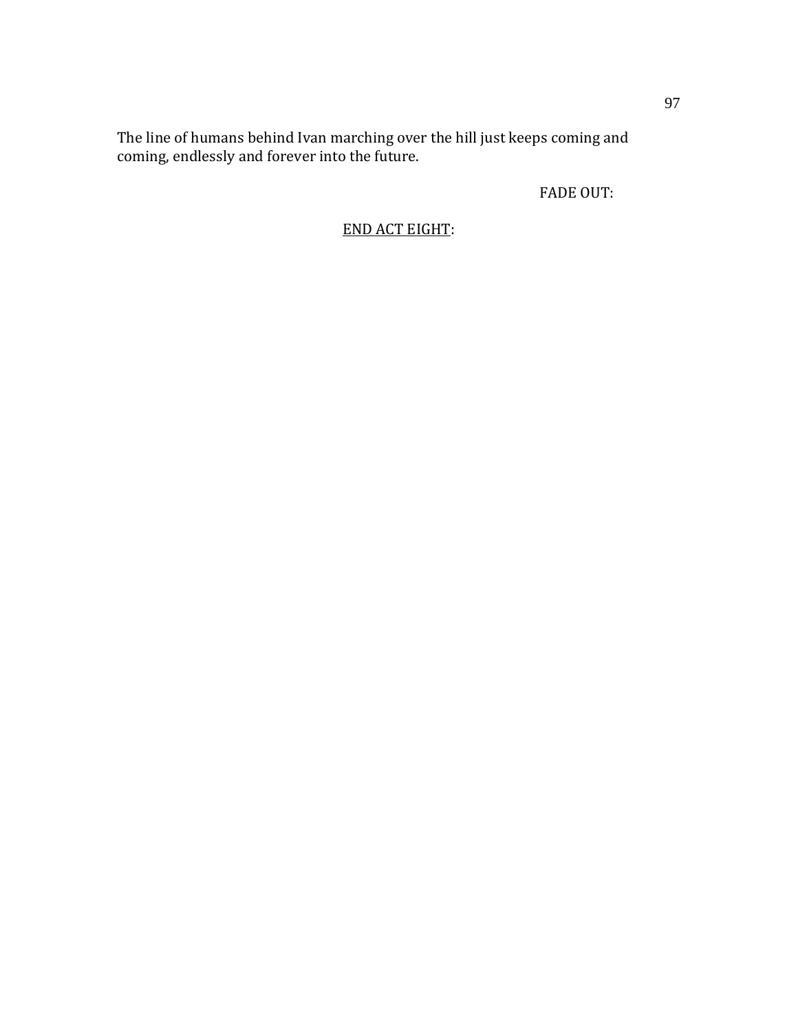The line of humans behind Ivan marching over the hill just keeps coming and coming, endlessly and forever into the future.

FADE OUT:

<u>END ACT EIGHT</u>: